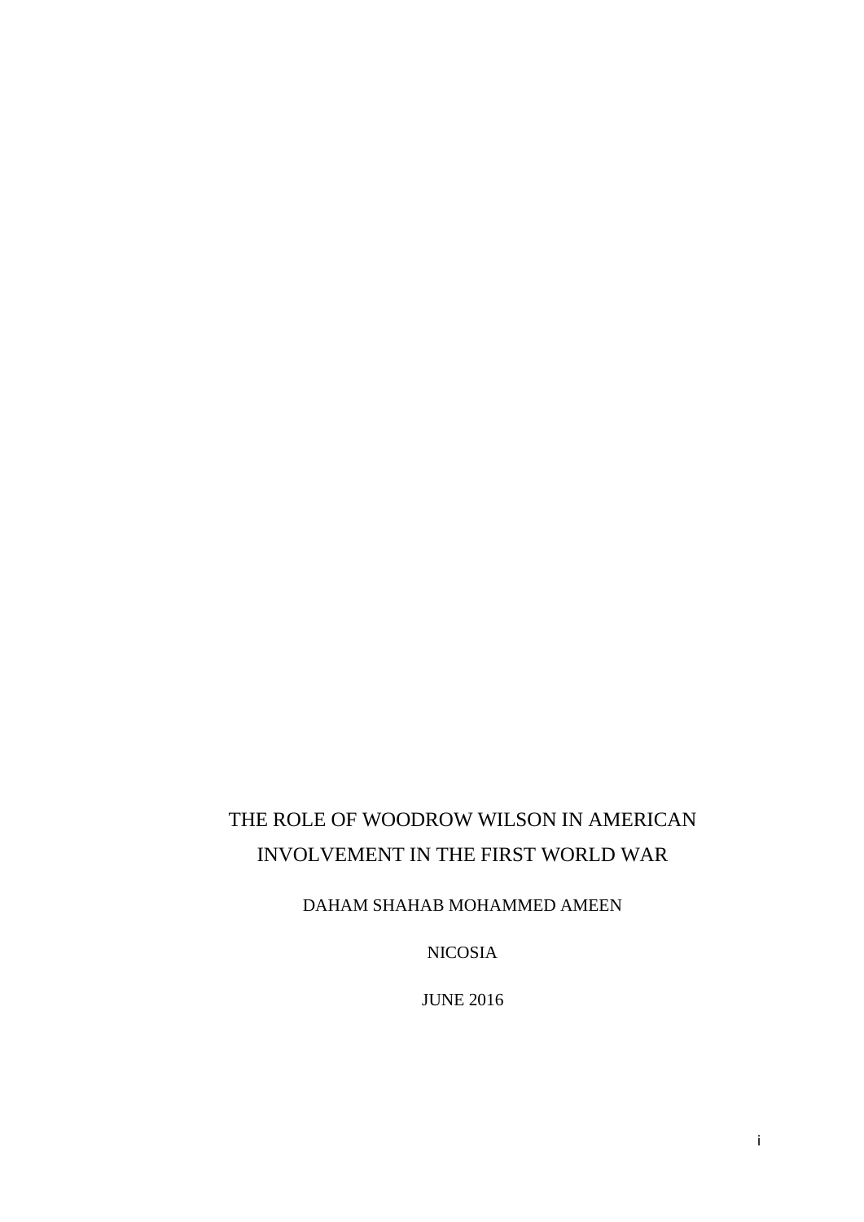# THE ROLE OF WOODROW WILSON IN AMERICAN INVOLVEMENT IN THE FIRST WORLD WAR

DAHAM SHAHAB MOHAMMED AMEEN

NICOSIA

JUNE 2016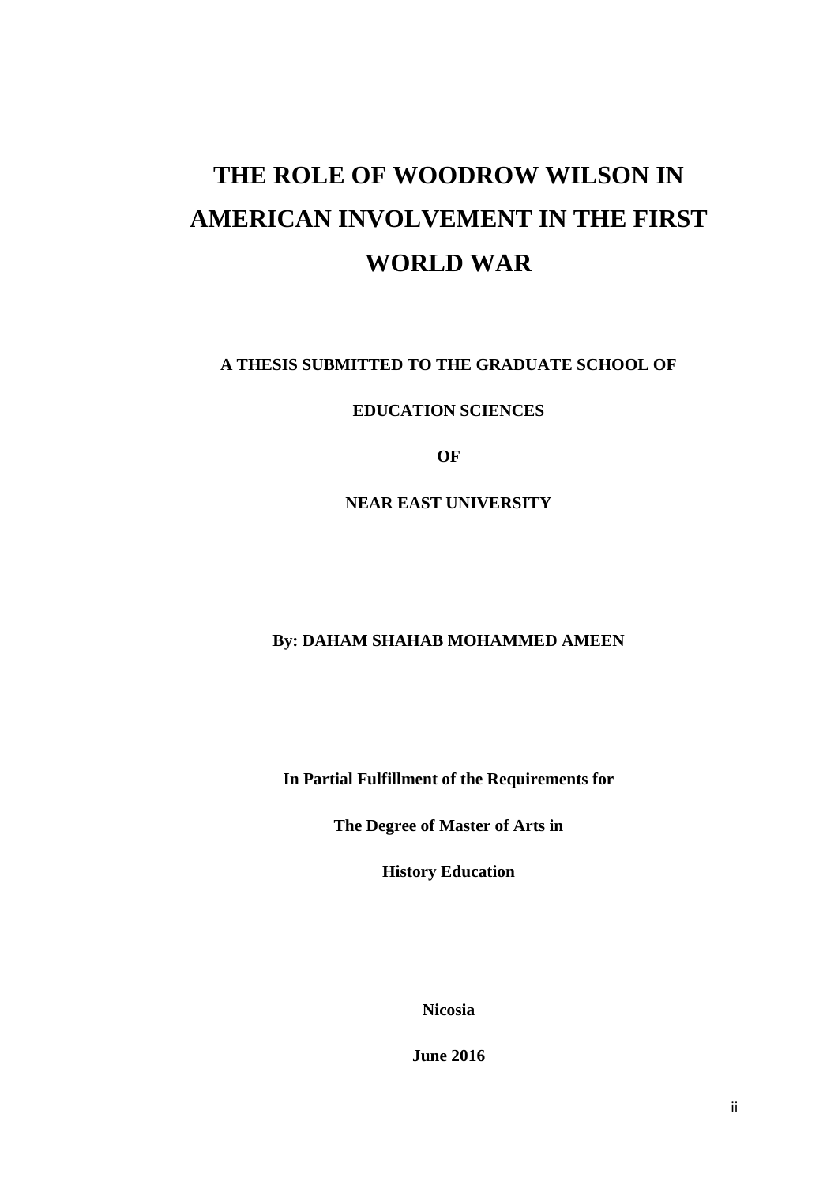# THE ROLE OF WOODROW WILSON IN AMERICAN INVOLVEMENT IN THE FIRST WORLD WAR

**A THESIS SUBMITTED TO THE GRADUATE SCHOOL OF**

**EDUCATION SCIENCES**

**OF**

**NEAR EAST UNIVERSITY**

**By: DAHAM SHAHAB MOHAMMED AMEEN**

**In Partial Fulfillment of the Requirements for**

**The Degree of Master of Arts in**

**History Education**

**Nicosia**

**June 2016**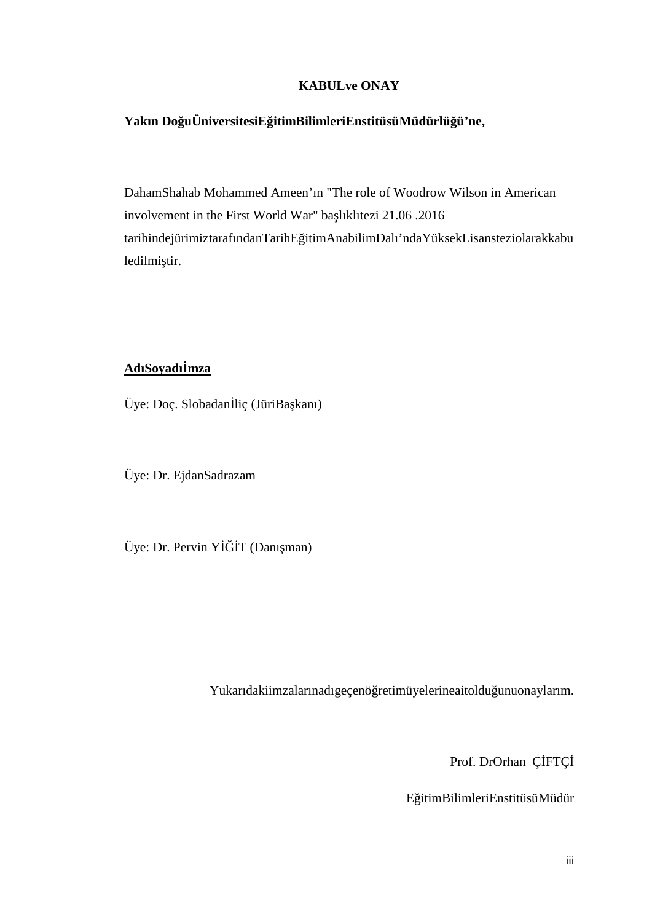**KABULve ONAY**

**Yakın DoğuÜniversitesiEğitimBilimleriEnstitüsüMüdürlüğü'ne,**

DahamShahab Mohammed Ameen'ın "The role of Woodrow Wilson in American involvement in the First World War" başlıklıtezi 21.06 .2016 tarihindejürimiztarafındanTarihEğitimAnabilimDalı'ndaYüksekLisansteziolarakkabu ledilmiştir.

**<u>AdıSoyadıİmza</u>**

Üye: Doç. Slobadanİliç (JüriBaşkanı)

Üye: Dr. EjdanSadrazam

Üye: Dr. Pervin YİĞİT (Danışman)

Yukarıdakiimzalarınadıgeçenöğretimüyelerineaitolduğunuonaylarım.

Prof. DrOrhan ÇİFTÇİ

EğitimBilimleriEnstitüsüMüdür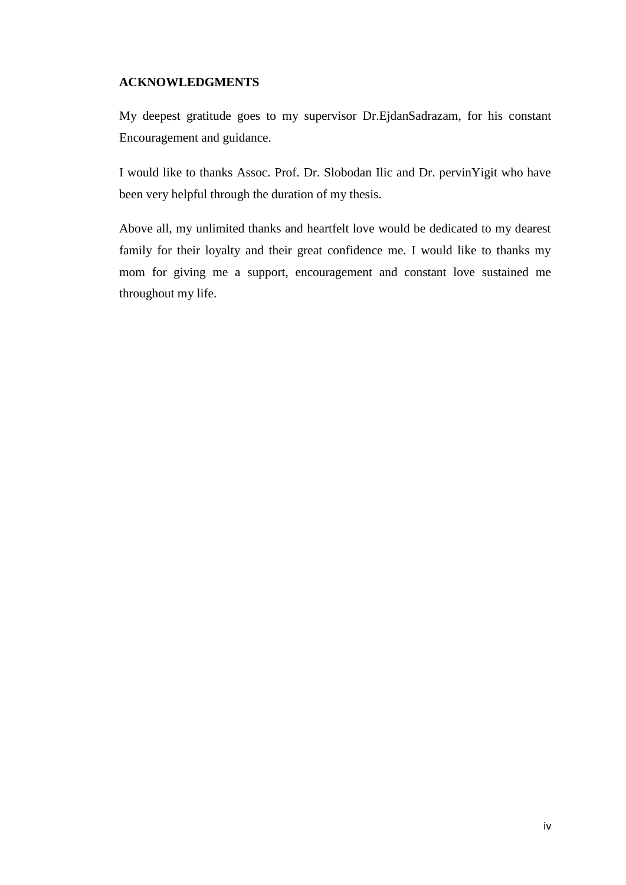## ACKNOWLEDGMENTS

My deepest gratitude goes to my supervisor Dr.EjdanSadrazam, for his constant Encouragement and guidance.

I would like to thanks Assoc. Prof. Dr. Slobodan Ilic and Dr. pervinYigit who have been very helpful through the duration of my thesis.

Above all, my unlimited thanks and heartfelt love would be dedicated to my dearest family for their loyalty and their great confidence me. I would like to thanks my mom for giving me a support, encouragement and constant love sustained me throughout my life.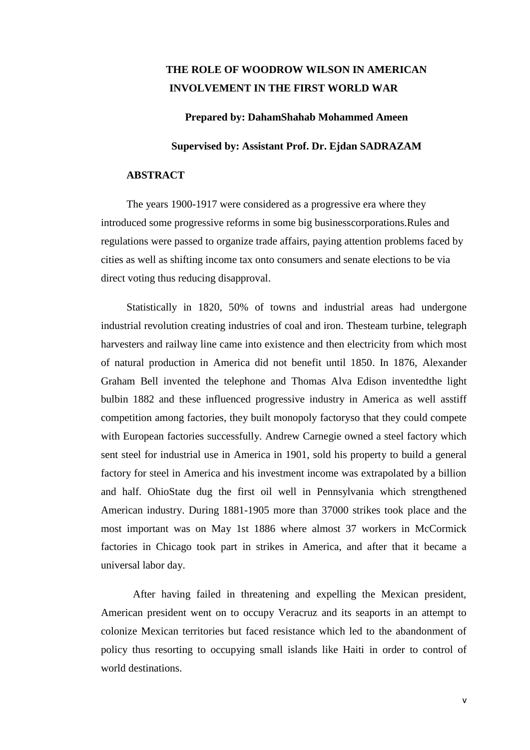**THE ROLE OF WOODROW WILSON IN AMERICAN INVOLVEMENT IN THE FIRST WORLD WAR**

**Prepared by: DahamShahab Mohammed Ameen**

**Supervised by: Assistant Prof. Dr. Ejdan SADRAZAM**

## ABSTRACT

The years 1900-1917 were considered as a progressive era where they introduced some progressive reforms in some big businesscorporations.Rules and regulations were passed to organize trade affairs, paying attention problems faced by cities as well as shifting income tax onto consumers and senate elections to be via direct voting thus reducing disapproval.

Statistically in 1820, 50% of towns and industrial areas had undergone industrial revolution creating industries of coal and iron. Thesteam turbine, telegraph harvesters and railway line came into existence and then electricity from which most of natural production in America did not benefit until 1850. In 1876, Alexander Graham Bell invented the telephone and Thomas Alva Edison inventedthe light bulbin 1882 and these influenced progressive industry in America as well asstiff competition among factories, they built monopoly factoryso that they could compete with European factories successfully. Andrew Carnegie owned a steel factory which sent steel for industrial use in America in 1901, sold his property to build a general factory for steel in America and his investment income was extrapolated by a billion and half. OhioState dug the first oil well in Pennsylvania which strengthened American industry. During 1881-1905 more than 37000 strikes took place and the most important was on May 1st 1886 where almost 37 workers in McCormick factories in Chicago took part in strikes in America, and after that it became a universal labor day.

After having failed in threatening and expelling the Mexican president, American president went on to occupy Veracruz and its seaports in an attempt to colonize Mexican territories but faced resistance which led to the abandonment of policy thus resorting to occupying small islands like Haiti in order to control of world destinations.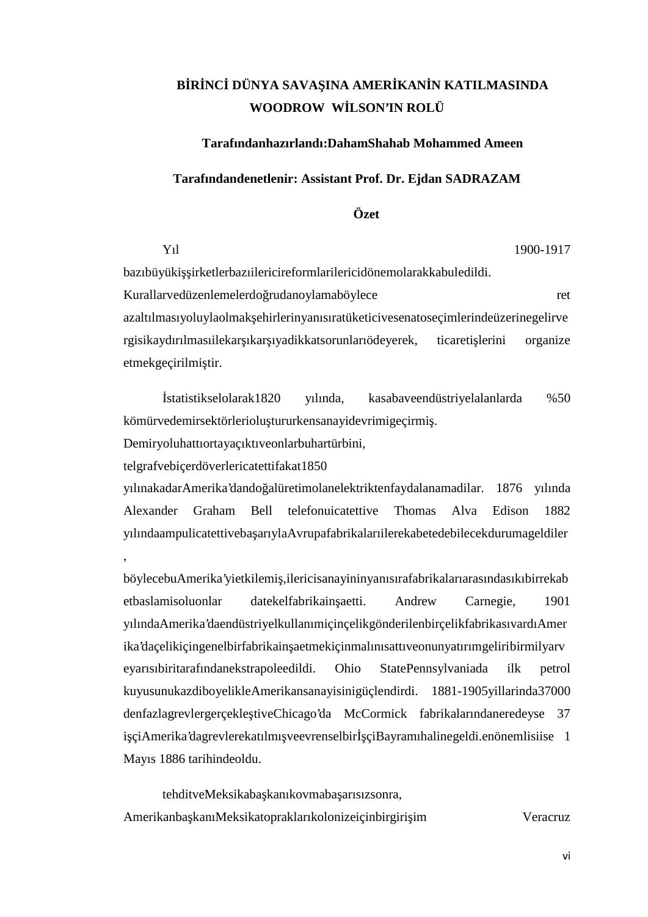**BİRİNCİ DÜNYA SAVAŞINA AMERİKANİN KATILMASINDA WOODROW WİLSON'IN ROLÜ**

**Tarafındanhazırlandı:DahamShahab Mohammed Ameen**

**Tarafındandenetlenir: Assistant Prof. Dr. Ejdan SADRAZAM**

**Özet**

Yıl 1900-1917 bazıbüyükişşirketlerbazıilericireformlarilericidönemolarakkabuledildi. Kurallarvedüzenlemelerdoğrudanoylamaböylece ret azaltılmasıyoluylaolmakşehirlerinyanısıratüketicivesenatoseçimlerindeüzerinegelirvergisikaydırılmasıilekarşıkarşıyadikkatsorunlarıödeyerek, ticaretişlerini organize etmekgeçirilmiştir.

İstatistikselolarak1820 yılında, kasabaveendüstriyelalanlarda %50 kömürvedemirsektörlerioluştururkensanayidevrimigeçirmiş. Demiryoluhattıortayaçıktıveonlarbuhartürbini, telgrafvebiçerdöverlericatettifakat1850 yılınakadarAmerika'dandoğalüretimolanelektriktenfaydalanamadilar. 1876 yılında Alexander Graham Bell telefonuicatettive Thomas Alva Edison 1882 yılındaampulicatettivebaşarıylaAvrupafabrikalarıilerekabetedebilecekdurumageldiler, böylecebuAmerika'yietkilemiş,ilericisanayininyanısırafabrikalarıarasındasıkıbirrekabetbaslamisoluonlar datekelfabrikainşaetti. Andrew Carnegie, 1901 yılındaAmerika'daendüstriyelkullanımiçinçelikgönderilenbirçelikfabrikasıvardıAmerika'daçelikiçingenelbirfabrikainşaetmekiçinmalınısattıveonunyatırımgeliribirmilyarveyarısıbiritarafındanekstrapoleedildi. Ohio StatePennsylvaniada ilk petrol kuyusunukazdiboyelikleAmerikansanayisinigüçlendirdi. 1881-1905yillarinda37000 denfazlagrevlergerçekleştiveChicago'da McCormick fabrikalarındaneredeyse 37 işçiAmerika'dagrevlerekatılmışveevrenselbirİşçiBayramıhalinegeldi.enönemlisiise 1 Mayıs 1886 tarihindeoldu.

tehditveMeksikabaşkanıkovmabaşarısızsonra, AmerikanbaşkanıMeksikatopraklarıkolonizeiçinbirgirişim Veracruz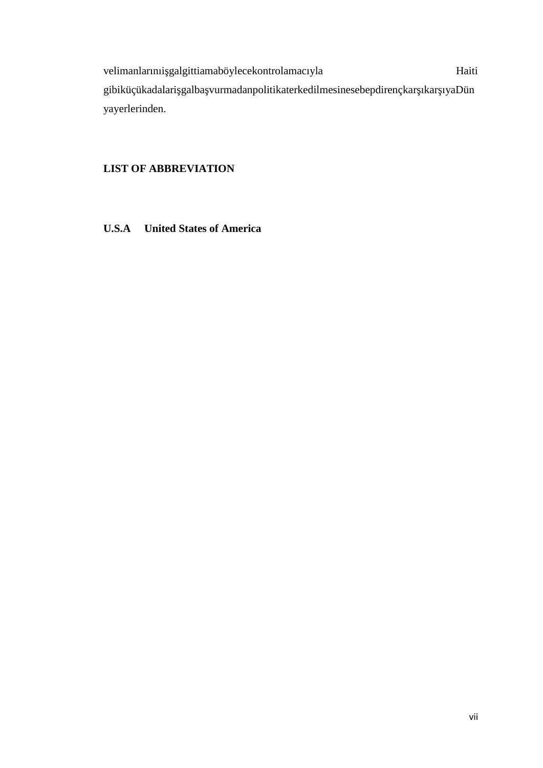velimanlarınıişgalgittiamaböylecekontrolamacıyla Haiti gibiküçükadalarişgalbaşvurmadanpolitikaterkedilmesinesebepdirençkarşıkarşıyaDün yayerlerinden.

**LIST OF ABBREVIATION**

**U.S.A United States of America**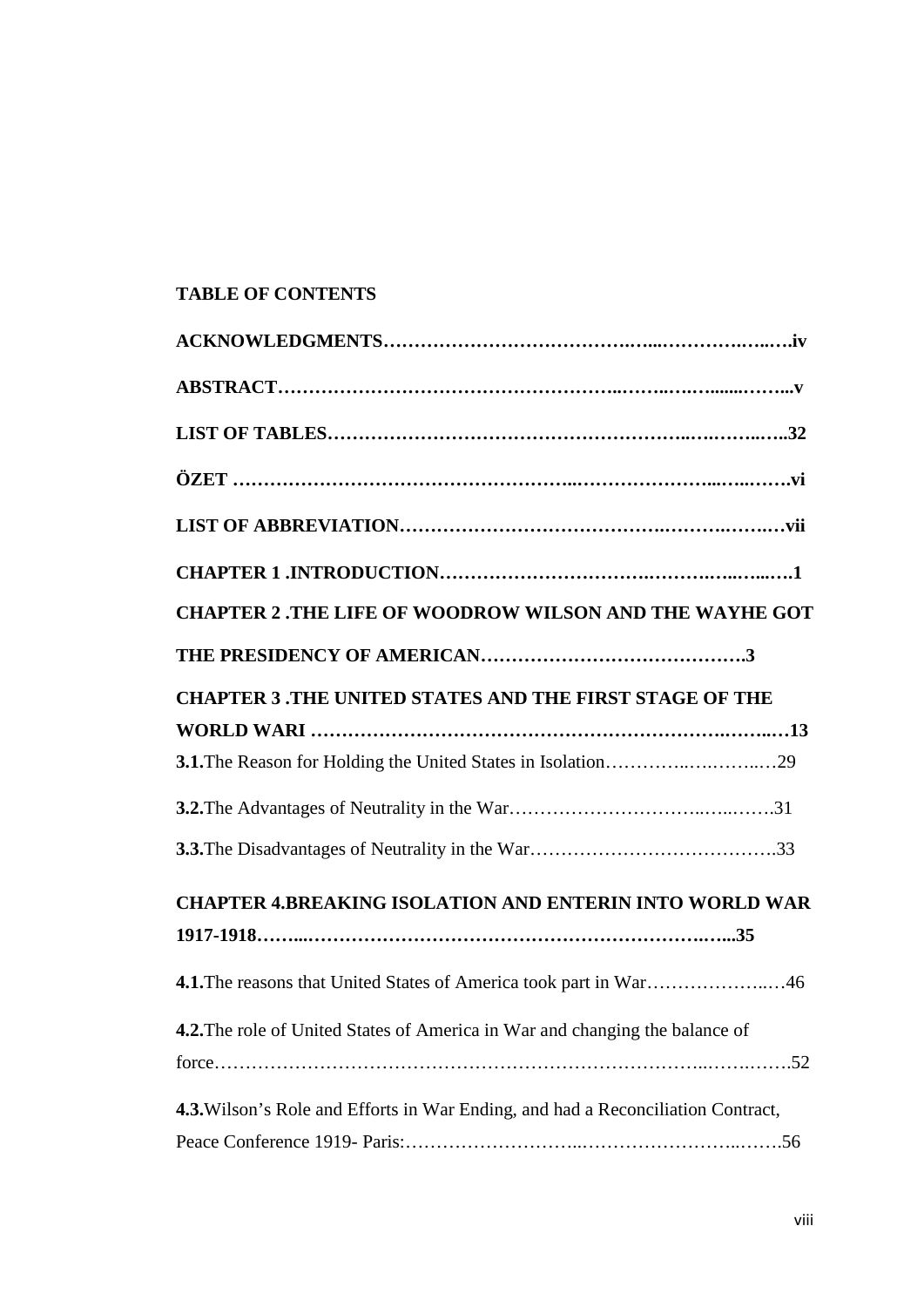**TABLE OF CONTENTS**

**ACKNOWLEDGMENTS…………………………………….…...…………….….….iv**

**ABSTRACT………………………………………………..……..….….......……...v**

**LIST OF TABLES………………………………………………..….……..…..32**

**ÖZET ………………………………………………..…………………...…..…….vi**

**LIST OF ABBREVIATION…………………………………….……….…….…vii**

**CHAPTER 1 .INTRODUCTION…………………………….……….…..…...….1**

**CHAPTER 2 .THE LIFE OF WOODROW WILSON AND THE WAYHE GOT THE PRESIDENCY OF AMERICAN………………………………….3**

**CHAPTER 3 .THE UNITED STATES AND THE FIRST STAGE OF THE WORLD WARI …………………………………………………………….……...…13**

**3.1.**The Reason for Holding the United States in Isolation…………..….……..…29

**3.2.**The Advantages of Neutrality in the War…………………………..…..…….31

**3.3.**The Disadvantages of Neutrality in the War…………………………………..33

**CHAPTER 4.BREAKING ISOLATION AND ENTERIN INTO WORLD WAR 1917-1918……...……………………………………………………….…...35**

**4.1.**The reasons that United States of America took part in War………………..…46

**4.2.**The role of United States of America in War and changing the balance of force…………………………………………………………………..…….…….52

**4.3.**Wilson's Role and Efforts in War Ending, and had a Reconciliation Contract, Peace Conference 1919- Paris:………………………..……………………..…….56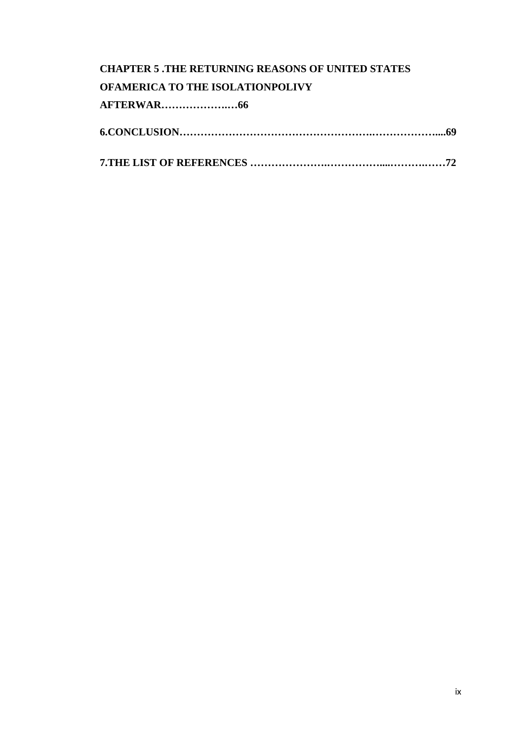**CHAPTER 5 .THE RETURNING REASONS OF UNITED STATES OFAMERICA TO THE ISOLATIONPOLIVY AFTERWAR………………..…66**

**6.CONCLUSION……………………………………………….……………….....69**

**7.THE LIST OF REFERENCES ………………….……………....………..……72**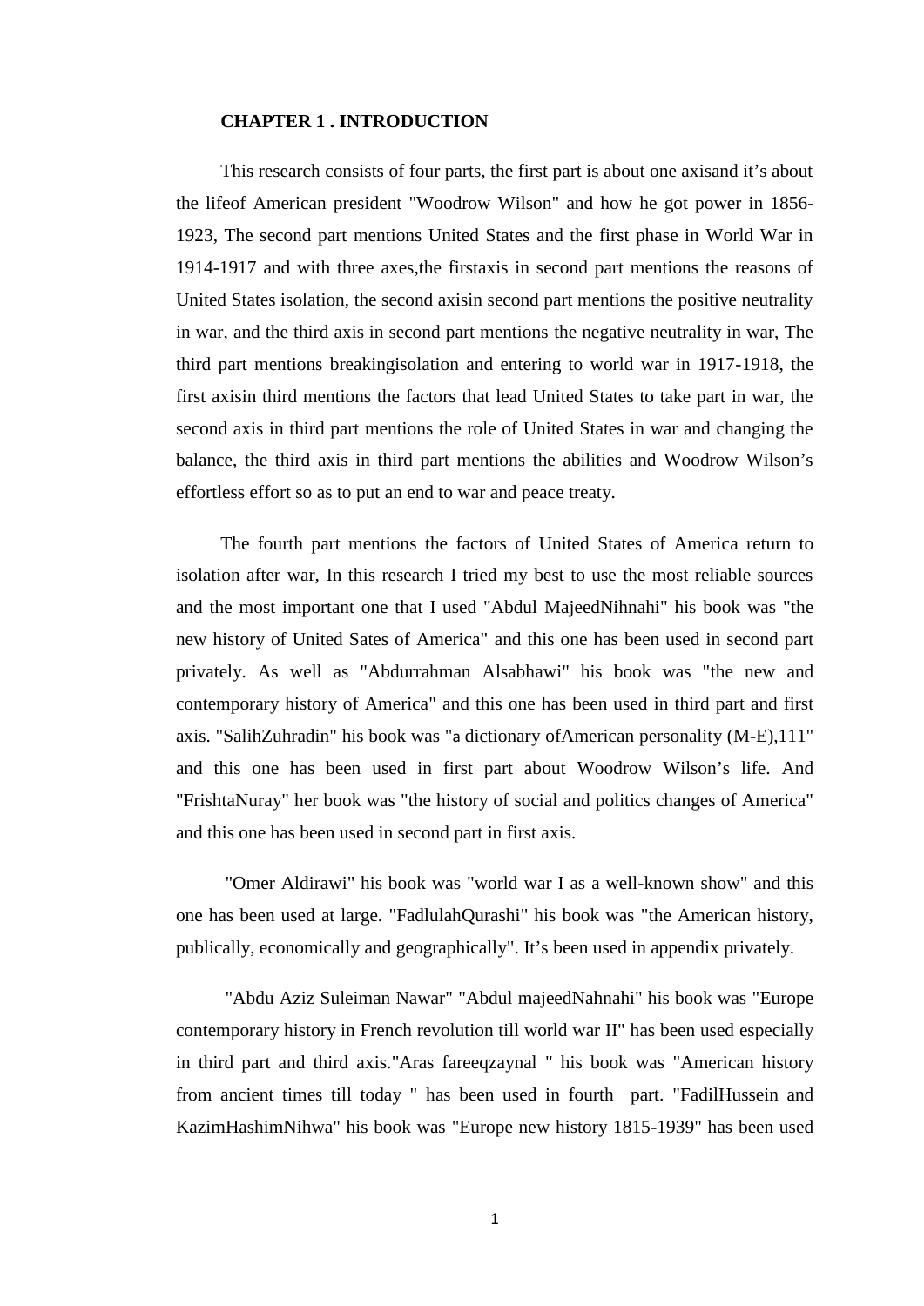**CHAPTER 1 . INTRODUCTION**

This research consists of four parts, the first part is about one axisand it's about the lifeof American president "Woodrow Wilson" and how he got power in 1856-1923, The second part mentions United States and the first phase in World War in 1914-1917 and with three axes,the firstaxis in second part mentions the reasons of United States isolation, the second axisin second part mentions the positive neutrality in war, and the third axis in second part mentions the negative neutrality in war, The third part mentions breakingisolation and entering to world war in 1917-1918, the first axisin third mentions the factors that lead United States to take part in war, the second axis in third part mentions the role of United States in war and changing the balance, the third axis in third part mentions the abilities and Woodrow Wilson's effortless effort so as to put an end to war and peace treaty.

The fourth part mentions the factors of United States of America return to isolation after war, In this research I tried my best to use the most reliable sources and the most important one that I used "Abdul MajeedNihnahi" his book was "the new history of United Sates of America" and this one has been used in second part privately. As well as "Abdurrahman Alsabhawi" his book was "the new and contemporary history of America" and this one has been used in third part and first axis. "SalihZuhradin" his book was "a dictionary ofAmerican personality (M-E),111" and this one has been used in first part about Woodrow Wilson's life. And "FrishtaNuray" her book was "the history of social and politics changes of America" and this one has been used in second part in first axis.

"Omer Aldirawi" his book was "world war I as a well-known show" and this one has been used at large. "FadlulahQurashi" his book was "the American history, publically, economically and geographically". It's been used in appendix privately.

"Abdu Aziz Suleiman Nawar" "Abdul majeedNahnahi" his book was "Europe contemporary history in French revolution till world war II" has been used especially in third part and third axis."Aras fareeqzaynal " his book was "American history from ancient times till today " has been used in fourth part. "FadilHussein and KazimHashimNihwa" his book was "Europe new history 1815-1939" has been used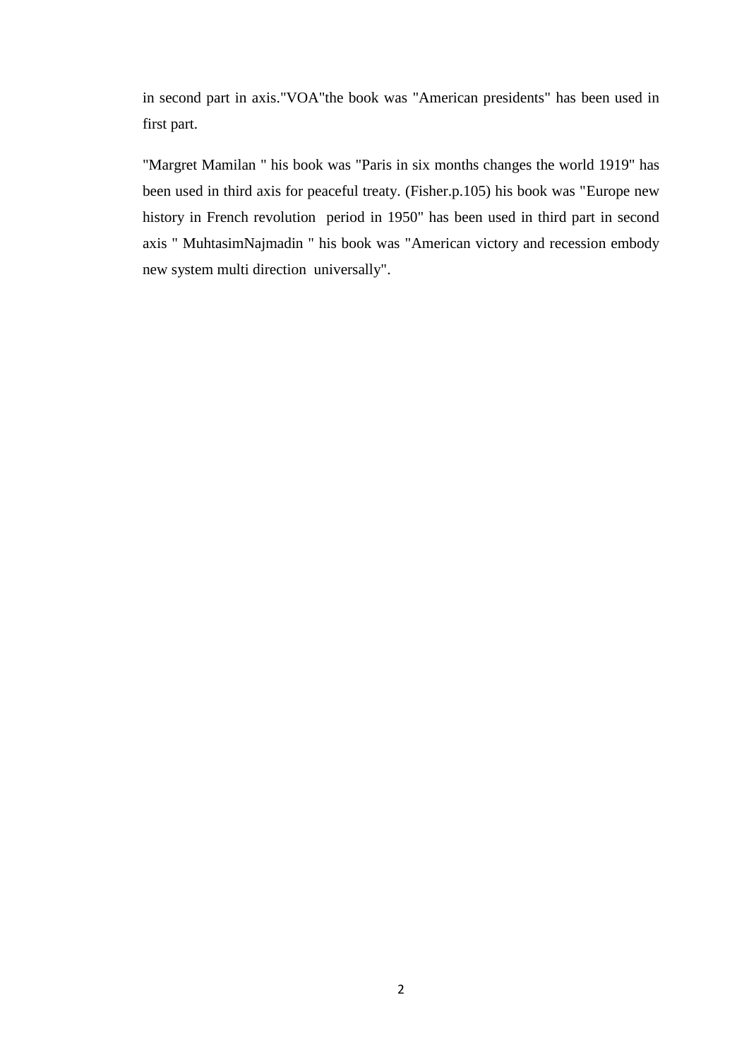in second part in axis."VOA"the book was "American presidents" has been used in first part.

"Margret Mamilan " his book was "Paris in six months changes the world 1919" has been used in third axis for peaceful treaty. (Fisher.p.105) his book was "Europe new history in French revolution  period in 1950" has been used in third part in second axis " MuhtasimNajmadin " his book was "American victory and recession embody new system multi direction  universally".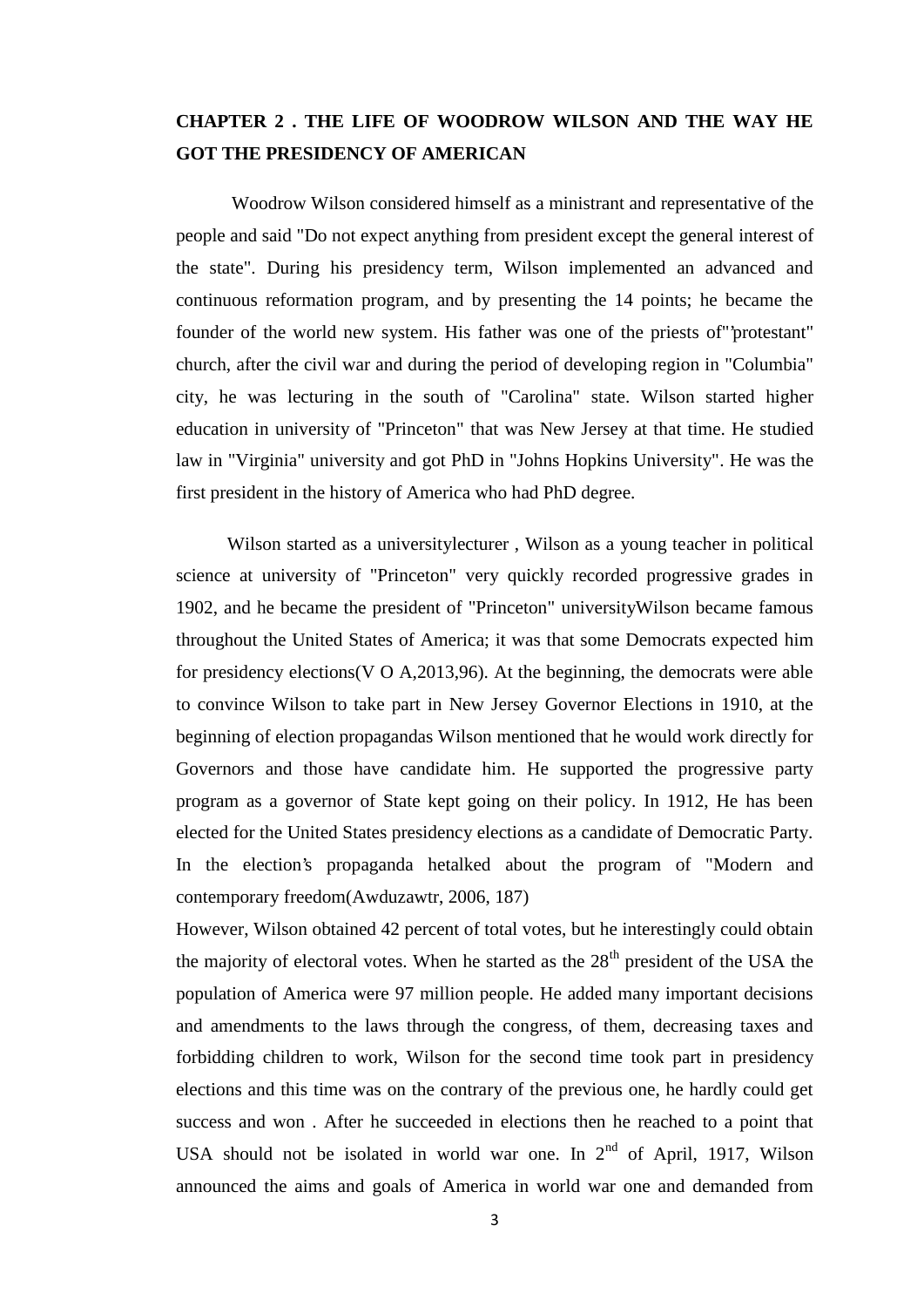## CHAPTER 2 . THE LIFE OF WOODROW WILSON AND THE WAY HE GOT THE PRESIDENCY OF AMERICAN

Woodrow Wilson considered himself as a ministrant and representative of the people and said "Do not expect anything from president except the general interest of the state". During his presidency term, Wilson implemented an advanced and continuous reformation program, and by presenting the 14 points; he became the founder of the world new system. His father was one of the priests of"”protestant" church, after the civil war and during the period of developing region in "Columbia" city, he was lecturing in the south of "Carolina" state. Wilson started higher education in university of "Princeton" that was New Jersey at that time. He studied law in "Virginia" university and got PhD in "Johns Hopkins University". He was the first president in the history of America who had PhD degree.

Wilson started as a universitylecturer , Wilson as a young teacher in political science at university of "Princeton" very quickly recorded progressive grades in 1902, and he became the president of "Princeton" universityWilson became famous throughout the United States of America; it was that some Democrats expected him for presidency elections(V O A,2013,96). At the beginning, the democrats were able to convince Wilson to take part in New Jersey Governor Elections in 1910, at the beginning of election propagandas Wilson mentioned that he would work directly for Governors and those have candidate him. He supported the progressive party program as a governor of State kept going on their policy. In 1912, He has been elected for the United States presidency elections as a candidate of Democratic Party. In the election’s propaganda hetalked about the program of "Modern and contemporary freedom(Awduzawtr, 2006, 187)

However, Wilson obtained 42 percent of total votes, but he interestingly could obtain the majority of electoral votes. When he started as the 28th president of the USA the population of America were 97 million people. He added many important decisions and amendments to the laws through the congress, of them, decreasing taxes and forbidding children to work, Wilson for the second time took part in presidency elections and this time was on the contrary of the previous one, he hardly could get success and won . After he succeeded in elections then he reached to a point that USA should not be isolated in world war one. In 2nd of April, 1917, Wilson announced the aims and goals of America in world war one and demanded from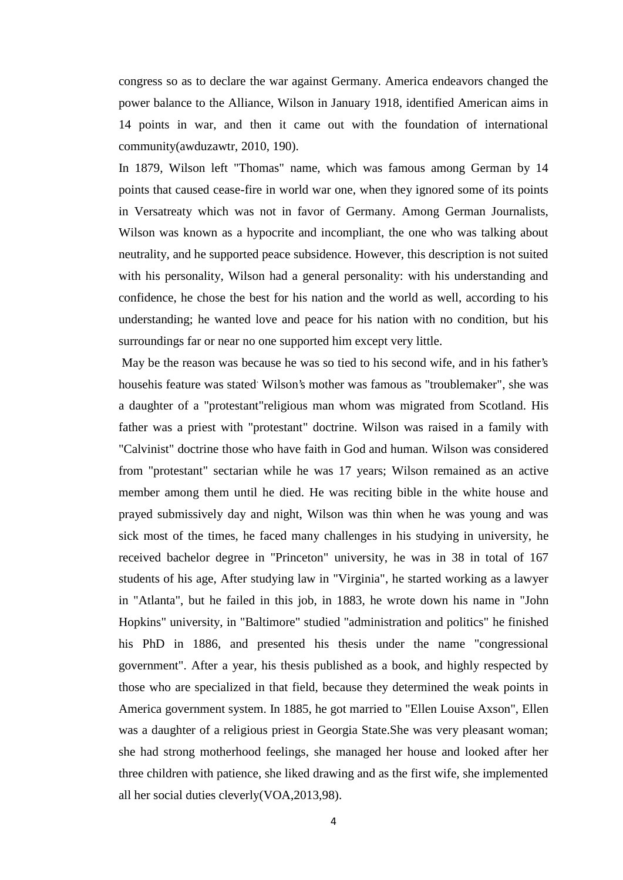congress so as to declare the war against Germany. America endeavors changed the power balance to the Alliance, Wilson in January 1918, identified American aims in 14 points in war, and then it came out with the foundation of international community(awduzawtr, 2010, 190).

In 1879, Wilson left "Thomas" name, which was famous among German by 14 points that caused cease-fire in world war one, when they ignored some of its points in Versatreaty which was not in favor of Germany. Among German Journalists, Wilson was known as a hypocrite and incompliant, the one who was talking about neutrality, and he supported peace subsidence. However, this description is not suited with his personality, Wilson had a general personality: with his understanding and confidence, he chose the best for his nation and the world as well, according to his understanding; he wanted love and peace for his nation with no condition, but his surroundings far or near no one supported him except very little.

May be the reason was because he was so tied to his second wife, and in his father's househis feature was stated. Wilson's mother was famous as "troublemaker", she was a daughter of a "protestant"religious man whom was migrated from Scotland. His father was a priest with "protestant" doctrine. Wilson was raised in a family with "Calvinist" doctrine those who have faith in God and human. Wilson was considered from "protestant" sectarian while he was 17 years; Wilson remained as an active member among them until he died. He was reciting bible in the white house and prayed submissively day and night, Wilson was thin when he was young and was sick most of the times, he faced many challenges in his studying in university, he received bachelor degree in "Princeton" university, he was in 38 in total of 167 students of his age, After studying law in "Virginia", he started working as a lawyer in "Atlanta", but he failed in this job, in 1883, he wrote down his name in "John Hopkins" university, in "Baltimore" studied "administration and politics" he finished his PhD in 1886, and presented his thesis under the name "congressional government". After a year, his thesis published as a book, and highly respected by those who are specialized in that field, because they determined the weak points in America government system. In 1885, he got married to "Ellen Louise Axson", Ellen was a daughter of a religious priest in Georgia State.She was very pleasant woman; she had strong motherhood feelings, she managed her house and looked after her three children with patience, she liked drawing and as the first wife, she implemented all her social duties cleverly(VOA,2013,98).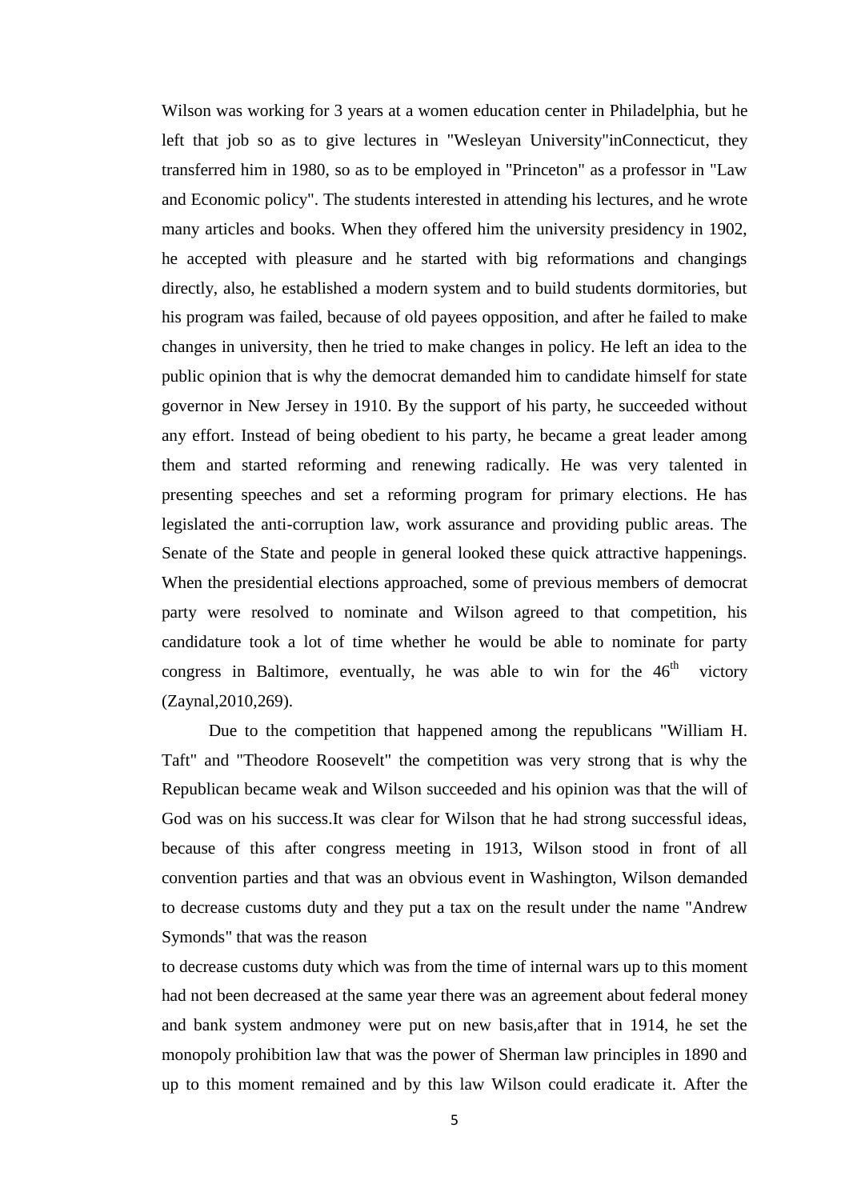Wilson was working for 3 years at a women education center in Philadelphia, but he left that job so as to give lectures in "Wesleyan University"inConnecticut, they transferred him in 1980, so as to be employed in "Princeton" as a professor in "Law and Economic policy". The students interested in attending his lectures, and he wrote many articles and books. When they offered him the university presidency in 1902, he accepted with pleasure and he started with big reformations and changings directly, also, he established a modern system and to build students dormitories, but his program was failed, because of old payees opposition, and after he failed to make changes in university, then he tried to make changes in policy. He left an idea to the public opinion that is why the democrat demanded him to candidate himself for state governor in New Jersey in 1910. By the support of his party, he succeeded without any effort. Instead of being obedient to his party, he became a great leader among them and started reforming and renewing radically. He was very talented in presenting speeches and set a reforming program for primary elections. He has legislated the anti-corruption law, work assurance and providing public areas. The Senate of the State and people in general looked these quick attractive happenings. When the presidential elections approached, some of previous members of democrat party were resolved to nominate and Wilson agreed to that competition, his candidature took a lot of time whether he would be able to nominate for party congress in Baltimore, eventually, he was able to win for the 46th victory (Zaynal,2010,269).

Due to the competition that happened among the republicans "William H. Taft" and "Theodore Roosevelt" the competition was very strong that is why the Republican became weak and Wilson succeeded and his opinion was that the will of God was on his success.It was clear for Wilson that he had strong successful ideas, because of this after congress meeting in 1913, Wilson stood in front of all convention parties and that was an obvious event in Washington, Wilson demanded to decrease customs duty and they put a tax on the result under the name "Andrew Symonds" that was the reason

to decrease customs duty which was from the time of internal wars up to this moment had not been decreased at the same year there was an agreement about federal money and bank system andmoney were put on new basis,after that in 1914, he set the monopoly prohibition law that was the power of Sherman law principles in 1890 and up to this moment remained and by this law Wilson could eradicate it. After the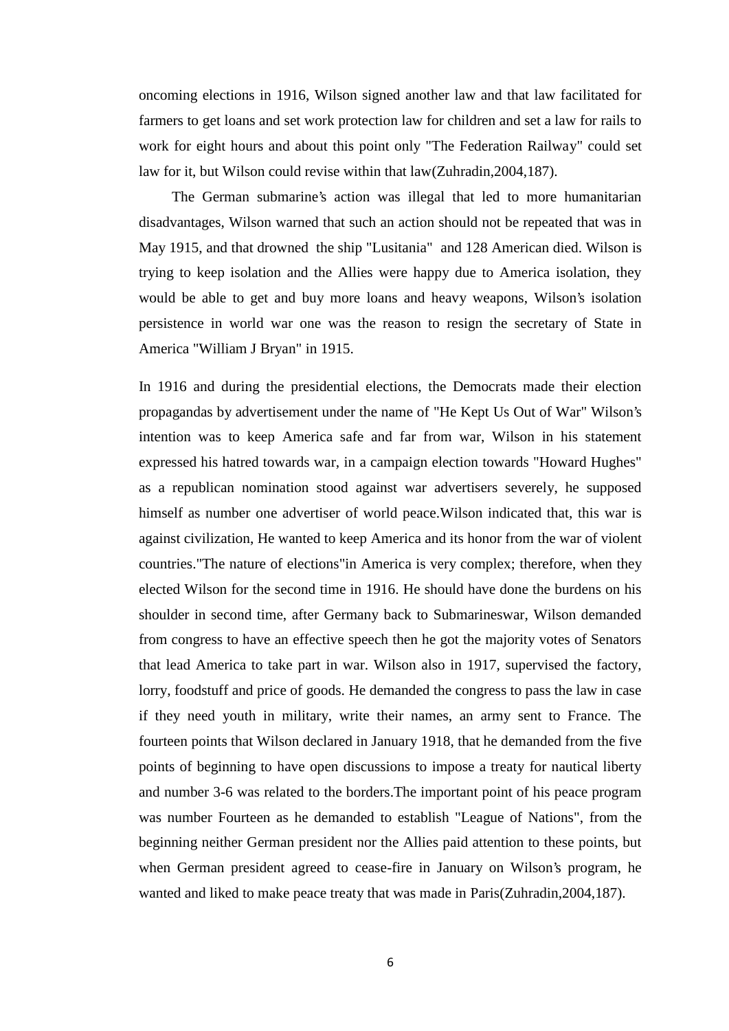oncoming elections in 1916, Wilson signed another law and that law facilitated for farmers to get loans and set work protection law for children and set a law for rails to work for eight hours and about this point only "The Federation Railway" could set law for it, but Wilson could revise within that law(Zuhradin,2004,187).

The German submarine's action was illegal that led to more humanitarian disadvantages, Wilson warned that such an action should not be repeated that was in May 1915, and that drowned the ship "Lusitania" and 128 American died. Wilson is trying to keep isolation and the Allies were happy due to America isolation, they would be able to get and buy more loans and heavy weapons, Wilson's isolation persistence in world war one was the reason to resign the secretary of State in America "William J Bryan" in 1915.

In 1916 and during the presidential elections, the Democrats made their election propagandas by advertisement under the name of "He Kept Us Out of War" Wilson's intention was to keep America safe and far from war, Wilson in his statement expressed his hatred towards war, in a campaign election towards "Howard Hughes" as a republican nomination stood against war advertisers severely, he supposed himself as number one advertiser of world peace.Wilson indicated that, this war is against civilization, He wanted to keep America and its honor from the war of violent countries."The nature of elections"in America is very complex; therefore, when they elected Wilson for the second time in 1916. He should have done the burdens on his shoulder in second time, after Germany back to Submarineswar, Wilson demanded from congress to have an effective speech then he got the majority votes of Senators that lead America to take part in war. Wilson also in 1917, supervised the factory, lorry, foodstuff and price of goods. He demanded the congress to pass the law in case if they need youth in military, write their names, an army sent to France. The fourteen points that Wilson declared in January 1918, that he demanded from the five points of beginning to have open discussions to impose a treaty for nautical liberty and number 3-6 was related to the borders.The important point of his peace program was number Fourteen as he demanded to establish "League of Nations", from the beginning neither German president nor the Allies paid attention to these points, but when German president agreed to cease-fire in January on Wilson's program, he wanted and liked to make peace treaty that was made in Paris(Zuhradin,2004,187).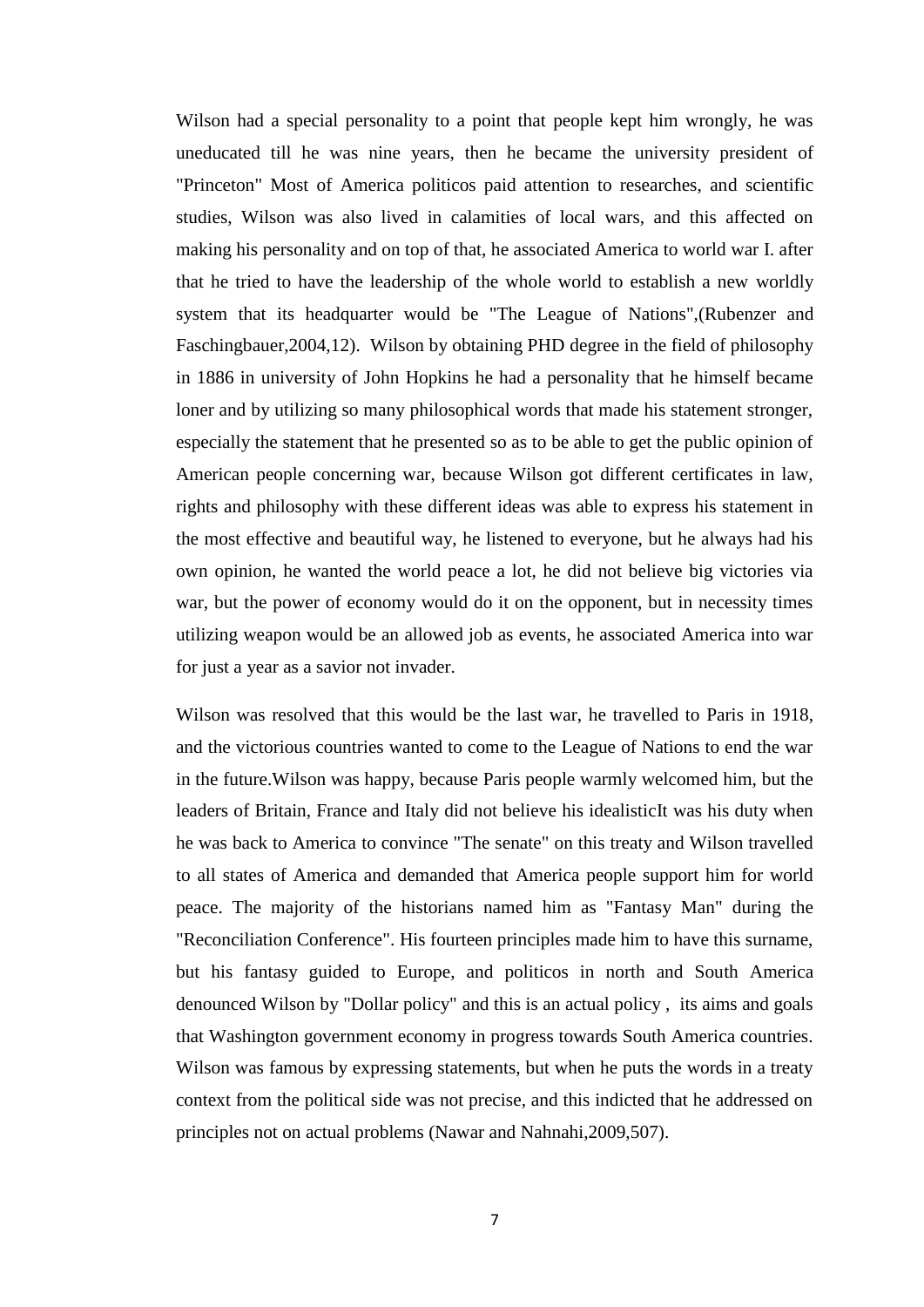Wilson had a special personality to a point that people kept him wrongly, he was uneducated till he was nine years, then he became the university president of "Princeton" Most of America politicos paid attention to researches, and scientific studies, Wilson was also lived in calamities of local wars, and this affected on making his personality and on top of that, he associated America to world war I. after that he tried to have the leadership of the whole world to establish a new worldly system that its headquarter would be "The League of Nations",(Rubenzer and Faschingbauer,2004,12). Wilson by obtaining PHD degree in the field of philosophy in 1886 in university of John Hopkins he had a personality that he himself became loner and by utilizing so many philosophical words that made his statement stronger, especially the statement that he presented so as to be able to get the public opinion of American people concerning war, because Wilson got different certificates in law, rights and philosophy with these different ideas was able to express his statement in the most effective and beautiful way, he listened to everyone, but he always had his own opinion, he wanted the world peace a lot, he did not believe big victories via war, but the power of economy would do it on the opponent, but in necessity times utilizing weapon would be an allowed job as events, he associated America into war for just a year as a savior not invader.

Wilson was resolved that this would be the last war, he travelled to Paris in 1918, and the victorious countries wanted to come to the League of Nations to end the war in the future.Wilson was happy, because Paris people warmly welcomed him, but the leaders of Britain, France and Italy did not believe his idealisticIt was his duty when he was back to America to convince "The senate" on this treaty and Wilson travelled to all states of America and demanded that America people support him for world peace. The majority of the historians named him as "Fantasy Man" during the "Reconciliation Conference". His fourteen principles made him to have this surname, but his fantasy guided to Europe, and politicos in north and South America denounced Wilson by "Dollar policy" and this is an actual policy , its aims and goals that Washington government economy in progress towards South America countries. Wilson was famous by expressing statements, but when he puts the words in a treaty context from the political side was not precise, and this indicted that he addressed on principles not on actual problems (Nawar and Nahnahi,2009,507).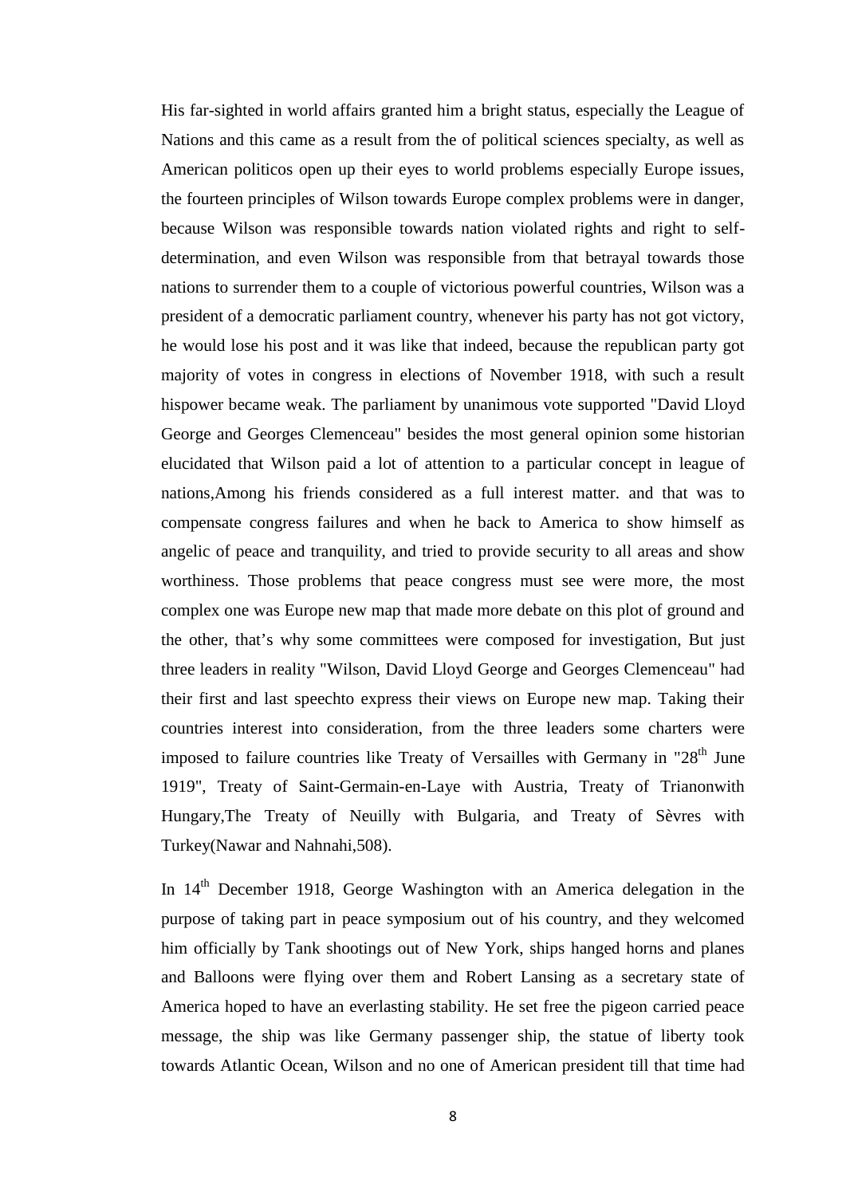His far-sighted in world affairs granted him a bright status, especially the League of Nations and this came as a result from the of political sciences specialty, as well as American politicos open up their eyes to world problems especially Europe issues, the fourteen principles of Wilson towards Europe complex problems were in danger, because Wilson was responsible towards nation violated rights and right to self-determination, and even Wilson was responsible from that betrayal towards those nations to surrender them to a couple of victorious powerful countries, Wilson was a president of a democratic parliament country, whenever his party has not got victory, he would lose his post and it was like that indeed, because the republican party got majority of votes in congress in elections of November 1918, with such a result hispower became weak. The parliament by unanimous vote supported "David Lloyd George and Georges Clemenceau" besides the most general opinion some historian elucidated that Wilson paid a lot of attention to a particular concept in league of nations,Among his friends considered as a full interest matter. and that was to compensate congress failures and when he back to America to show himself as angelic of peace and tranquility, and tried to provide security to all areas and show worthiness. Those problems that peace congress must see were more, the most complex one was Europe new map that made more debate on this plot of ground and the other, that's why some committees were composed for investigation, But just three leaders in reality "Wilson, David Lloyd George and Georges Clemenceau" had their first and last speechto express their views on Europe new map. Taking their countries interest into consideration, from the three leaders some charters were imposed to failure countries like Treaty of Versailles with Germany in "28th June 1919", Treaty of Saint-Germain-en-Laye with Austria, Treaty of Trianonwith Hungary,The Treaty of Neuilly with Bulgaria, and Treaty of Sèvres with Turkey(Nawar and Nahnahi,508).

In 14th December 1918, George Washington with an America delegation in the purpose of taking part in peace symposium out of his country, and they welcomed him officially by Tank shootings out of New York, ships hanged horns and planes and Balloons were flying over them and Robert Lansing as a secretary state of America hoped to have an everlasting stability. He set free the pigeon carried peace message, the ship was like Germany passenger ship, the statue of liberty took towards Atlantic Ocean, Wilson and no one of American president till that time had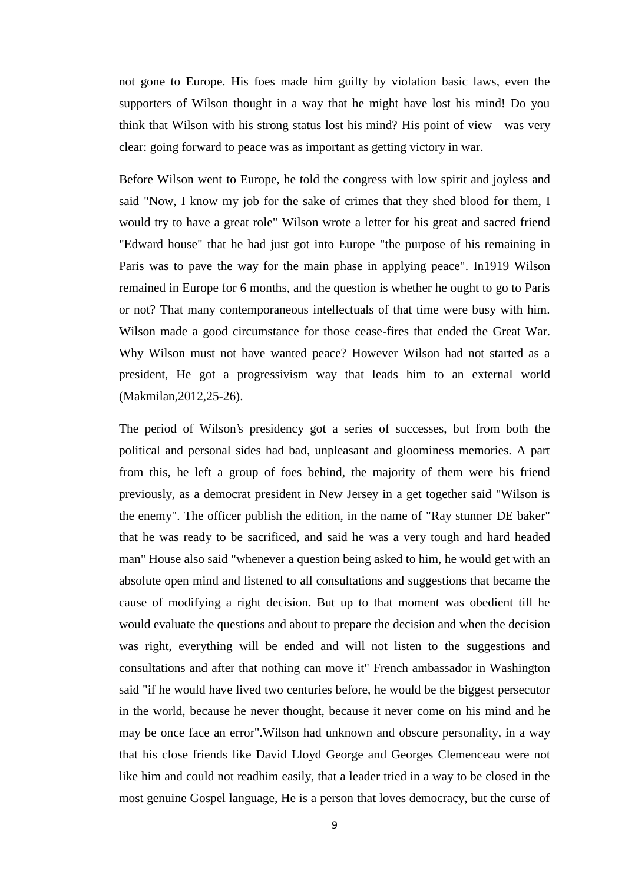not gone to Europe. His foes made him guilty by violation basic laws, even the supporters of Wilson thought in a way that he might have lost his mind! Do you think that Wilson with his strong status lost his mind? His point of view was very clear: going forward to peace was as important as getting victory in war.

Before Wilson went to Europe, he told the congress with low spirit and joyless and said "Now, I know my job for the sake of crimes that they shed blood for them, I would try to have a great role" Wilson wrote a letter for his great and sacred friend "Edward house" that he had just got into Europe "the purpose of his remaining in Paris was to pave the way for the main phase in applying peace". In1919 Wilson remained in Europe for 6 months, and the question is whether he ought to go to Paris or not? That many contemporaneous intellectuals of that time were busy with him. Wilson made a good circumstance for those cease-fires that ended the Great War. Why Wilson must not have wanted peace? However Wilson had not started as a president, He got a progressivism way that leads him to an external world (Makmilan,2012,25-26).

The period of Wilson's presidency got a series of successes, but from both the political and personal sides had bad, unpleasant and gloominess memories. A part from this, he left a group of foes behind, the majority of them were his friend previously, as a democrat president in New Jersey in a get together said "Wilson is the enemy". The officer publish the edition, in the name of "Ray stunner DE baker" that he was ready to be sacrificed, and said he was a very tough and hard headed man" House also said "whenever a question being asked to him, he would get with an absolute open mind and listened to all consultations and suggestions that became the cause of modifying a right decision. But up to that moment was obedient till he would evaluate the questions and about to prepare the decision and when the decision was right, everything will be ended and will not listen to the suggestions and consultations and after that nothing can move it" French ambassador in Washington said "if he would have lived two centuries before, he would be the biggest persecutor in the world, because he never thought, because it never come on his mind and he may be once face an error".Wilson had unknown and obscure personality, in a way that his close friends like David Lloyd George and Georges Clemenceau were not like him and could not readhim easily, that a leader tried in a way to be closed in the most genuine Gospel language, He is a person that loves democracy, but the curse of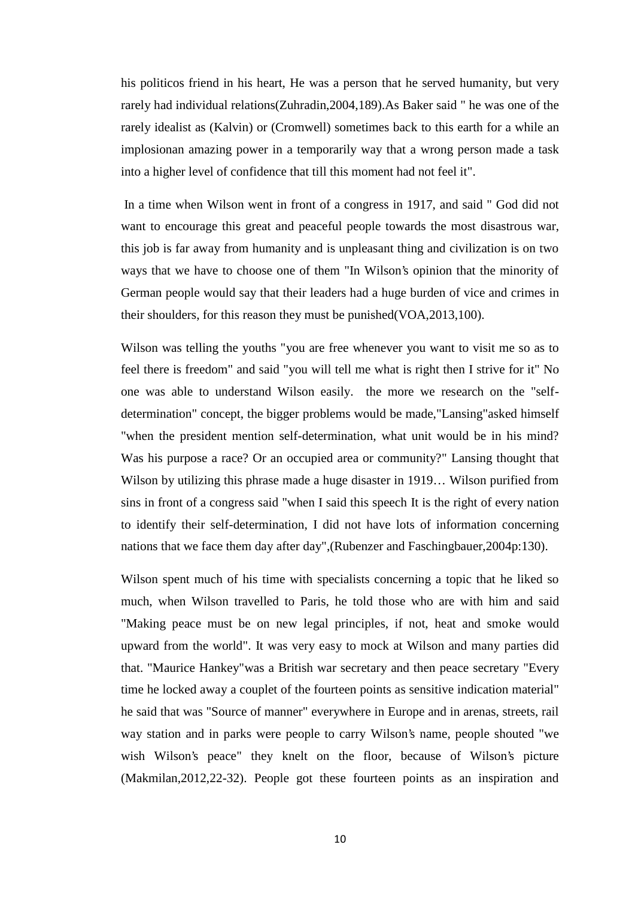his politicos friend in his heart, He was a person that he served humanity, but very rarely had individual relations(Zuhradin,2004,189).As Baker said " he was one of the rarely idealist as (Kalvin) or (Cromwell) sometimes back to this earth for a while an implosionan amazing power in a temporarily way that a wrong person made a task into a higher level of confidence that till this moment had not feel it".

In a time when Wilson went in front of a congress in 1917, and said " God did not want to encourage this great and peaceful people towards the most disastrous war, this job is far away from humanity and is unpleasant thing and civilization is on two ways that we have to choose one of them "In Wilson's opinion that the minority of German people would say that their leaders had a huge burden of vice and crimes in their shoulders, for this reason they must be punished(VOA,2013,100).

Wilson was telling the youths "you are free whenever you want to visit me so as to feel there is freedom" and said "you will tell me what is right then I strive for it" No one was able to understand Wilson easily. the more we research on the "self-determination" concept, the bigger problems would be made,"Lansing"asked himself "when the president mention self-determination, what unit would be in his mind? Was his purpose a race? Or an occupied area or community?" Lansing thought that Wilson by utilizing this phrase made a huge disaster in 1919… Wilson purified from sins in front of a congress said "when I said this speech It is the right of every nation to identify their self-determination, I did not have lots of information concerning nations that we face them day after day",(Rubenzer and Faschingbauer,2004p:130).

Wilson spent much of his time with specialists concerning a topic that he liked so much, when Wilson travelled to Paris, he told those who are with him and said "Making peace must be on new legal principles, if not, heat and smoke would upward from the world". It was very easy to mock at Wilson and many parties did that. "Maurice Hankey"was a British war secretary and then peace secretary "Every time he locked away a couplet of the fourteen points as sensitive indication material" he said that was "Source of manner" everywhere in Europe and in arenas, streets, rail way station and in parks were people to carry Wilson's name, people shouted "we wish Wilson's peace" they knelt on the floor, because of Wilson's picture (Makmilan,2012,22-32). People got these fourteen points as an inspiration and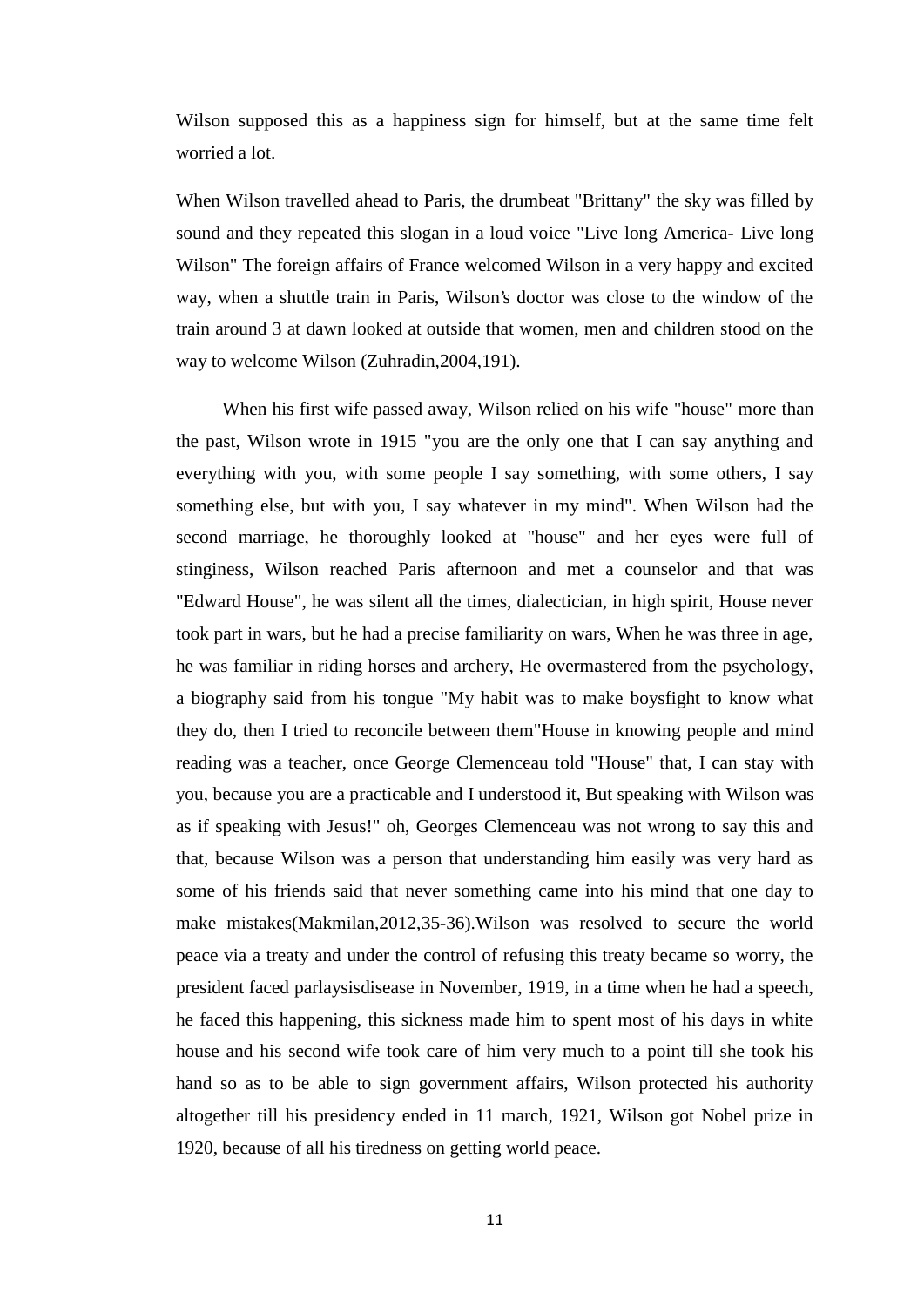Wilson supposed this as a happiness sign for himself, but at the same time felt worried a lot.

When Wilson travelled ahead to Paris, the drumbeat "Brittany" the sky was filled by sound and they repeated this slogan in a loud voice "Live long America- Live long Wilson" The foreign affairs of France welcomed Wilson in a very happy and excited way, when a shuttle train in Paris, Wilson's doctor was close to the window of the train around 3 at dawn looked at outside that women, men and children stood on the way to welcome Wilson (Zuhradin,2004,191).

When his first wife passed away, Wilson relied on his wife "house" more than the past, Wilson wrote in 1915 "you are the only one that I can say anything and everything with you, with some people I say something, with some others, I say something else, but with you, I say whatever in my mind". When Wilson had the second marriage, he thoroughly looked at "house" and her eyes were full of stinginess, Wilson reached Paris afternoon and met a counselor and that was "Edward House", he was silent all the times, dialectician, in high spirit, House never took part in wars, but he had a precise familiarity on wars, When he was three in age, he was familiar in riding horses and archery, He overmastered from the psychology, a biography said from his tongue "My habit was to make boysfight to know what they do, then I tried to reconcile between them"House in knowing people and mind reading was a teacher, once George Clemenceau told "House" that, I can stay with you, because you are a practicable and I understood it, But speaking with Wilson was as if speaking with Jesus!" oh, Georges Clemenceau was not wrong to say this and that, because Wilson was a person that understanding him easily was very hard as some of his friends said that never something came into his mind that one day to make mistakes(Makmilan,2012,35-36).Wilson was resolved to secure the world peace via a treaty and under the control of refusing this treaty became so worry, the president faced parlaysisdisease in November, 1919, in a time when he had a speech, he faced this happening, this sickness made him to spent most of his days in white house and his second wife took care of him very much to a point till she took his hand so as to be able to sign government affairs, Wilson protected his authority altogether till his presidency ended in 11 march, 1921, Wilson got Nobel prize in 1920, because of all his tiredness on getting world peace.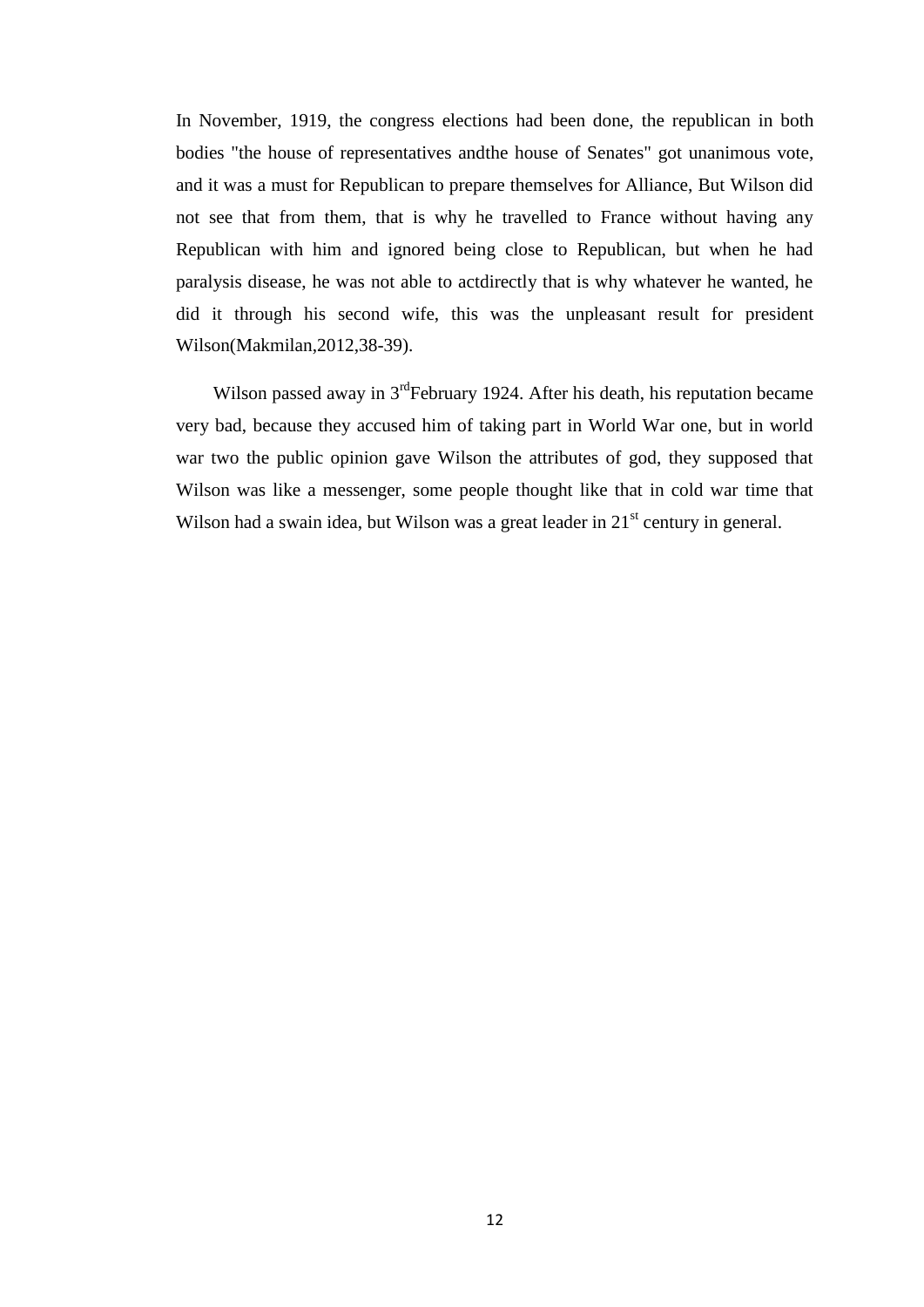In November, 1919, the congress elections had been done, the republican in both bodies "the house of representatives andthe house of Senates" got unanimous vote, and it was a must for Republican to prepare themselves for Alliance, But Wilson did not see that from them, that is why he travelled to France without having any Republican with him and ignored being close to Republican, but when he had paralysis disease, he was not able to actdirectly that is why whatever he wanted, he did it through his second wife, this was the unpleasant result for president Wilson(Makmilan,2012,38-39).

Wilson passed away in 3rdFebruary 1924. After his death, his reputation became very bad, because they accused him of taking part in World War one, but in world war two the public opinion gave Wilson the attributes of god, they supposed that Wilson was like a messenger, some people thought like that in cold war time that Wilson had a swain idea, but Wilson was a great leader in 21st century in general.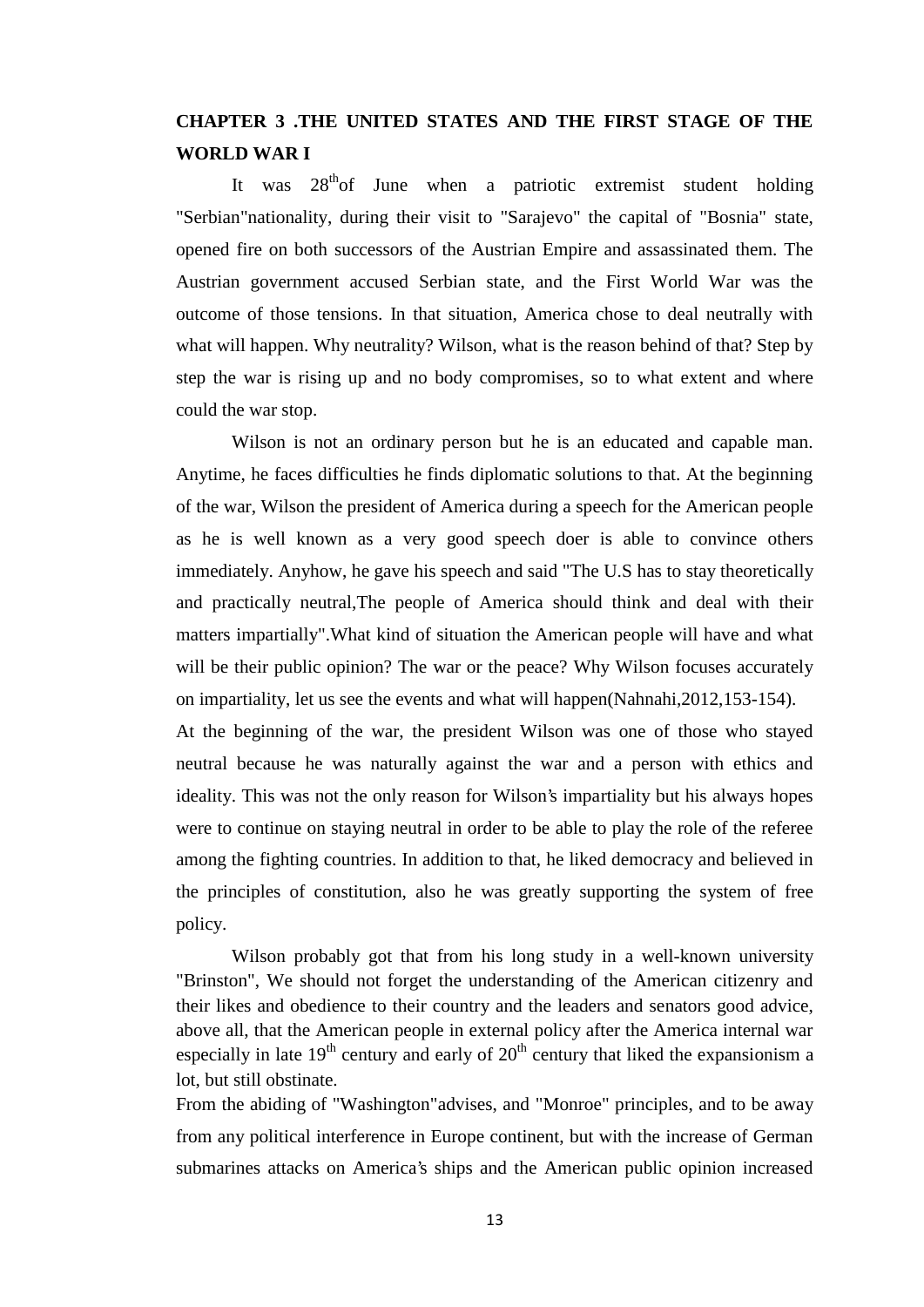## CHAPTER 3 .THE UNITED STATES AND THE FIRST STAGE OF THE WORLD WAR I

It was 28$^{th}$of June when a patriotic extremist student holding "Serbian"nationality, during their visit to "Sarajevo" the capital of "Bosnia" state, opened fire on both successors of the Austrian Empire and assassinated them. The Austrian government accused Serbian state, and the First World War was the outcome of those tensions. In that situation, America chose to deal neutrally with what will happen. Why neutrality? Wilson, what is the reason behind of that? Step by step the war is rising up and no body compromises, so to what extent and where could the war stop.

Wilson is not an ordinary person but he is an educated and capable man. Anytime, he faces difficulties he finds diplomatic solutions to that. At the beginning of the war, Wilson the president of America during a speech for the American people as he is well known as a very good speech doer is able to convince others immediately. Anyhow, he gave his speech and said "The U.S has to stay theoretically and practically neutral,The people of America should think and deal with their matters impartially".What kind of situation the American people will have and what will be their public opinion? The war or the peace? Why Wilson focuses accurately on impartiality, let us see the events and what will happen(Nahnahi,2012,153-154).

At the beginning of the war, the president Wilson was one of those who stayed neutral because he was naturally against the war and a person with ethics and ideality. This was not the only reason for Wilson's impartiality but his always hopes were to continue on staying neutral in order to be able to play the role of the referee among the fighting countries. In addition to that, he liked democracy and believed in the principles of constitution, also he was greatly supporting the system of free policy.

Wilson probably got that from his long study in a well-known university "Brinston", We should not forget the understanding of the American citizenry and their likes and obedience to their country and the leaders and senators good advice, above all, that the American people in external policy after the America internal war especially in late 19$^{th}$ century and early of 20$^{th}$ century that liked the expansionism a lot, but still obstinate.

From the abiding of "Washington"advises, and "Monroe" principles, and to be away from any political interference in Europe continent, but with the increase of German submarines attacks on America's ships and the American public opinion increased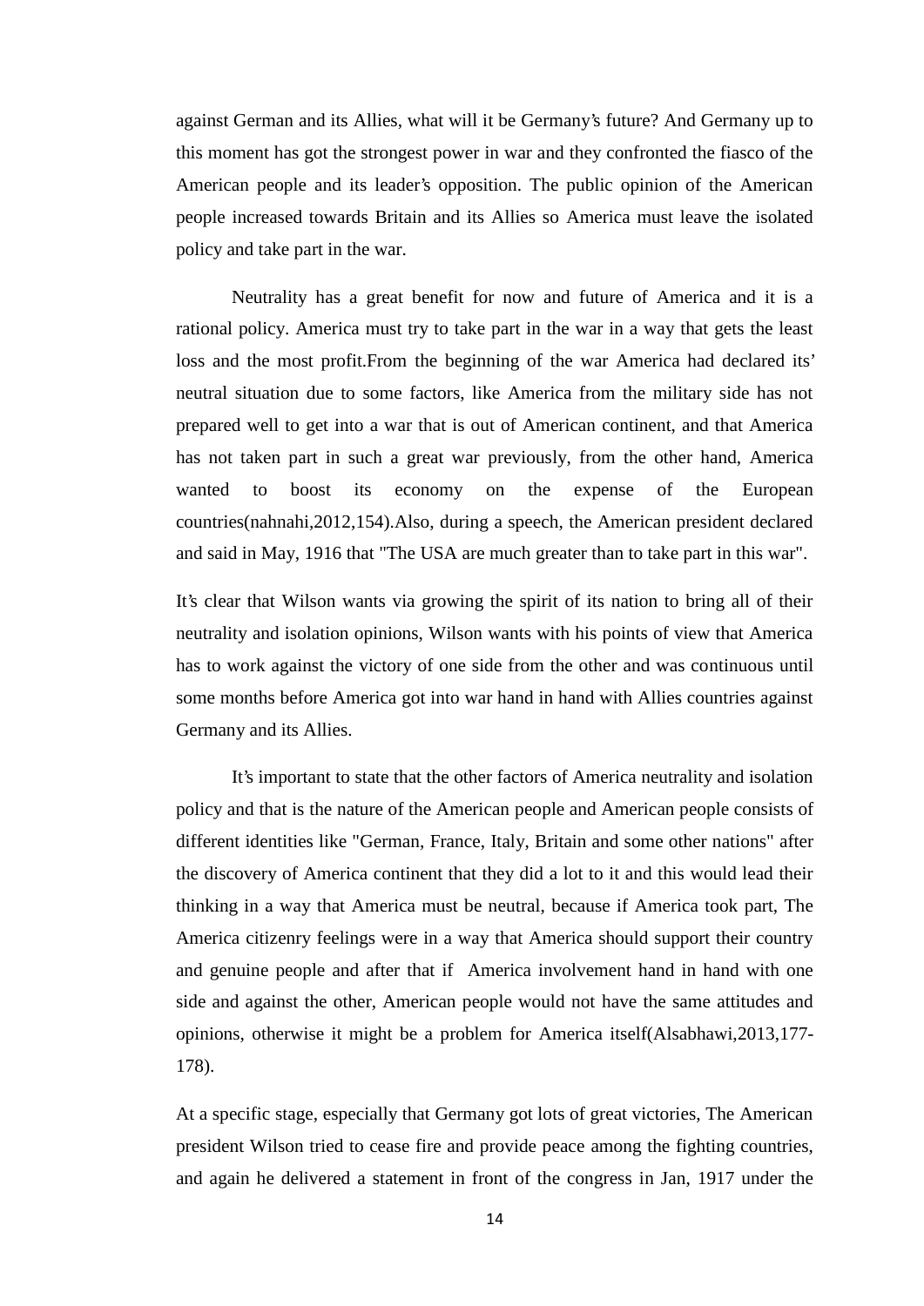against German and its Allies, what will it be Germany's future? And Germany up to this moment has got the strongest power in war and they confronted the fiasco of the American people and its leader's opposition. The public opinion of the American people increased towards Britain and its Allies so America must leave the isolated policy and take part in the war.

Neutrality has a great benefit for now and future of America and it is a rational policy. America must try to take part in the war in a way that gets the least loss and the most profit.From the beginning of the war America had declared its' neutral situation due to some factors, like America from the military side has not prepared well to get into a war that is out of American continent, and that America has not taken part in such a great war previously, from the other hand, America wanted to boost its economy on the expense of the European countries(nahnahi,2012,154).Also, during a speech, the American president declared and said in May, 1916 that "The USA are much greater than to take part in this war".

It's clear that Wilson wants via growing the spirit of its nation to bring all of their neutrality and isolation opinions, Wilson wants with his points of view that America has to work against the victory of one side from the other and was continuous until some months before America got into war hand in hand with Allies countries against Germany and its Allies.

It's important to state that the other factors of America neutrality and isolation policy and that is the nature of the American people and American people consists of different identities like "German, France, Italy, Britain and some other nations" after the discovery of America continent that they did a lot to it and this would lead their thinking in a way that America must be neutral, because if America took part, The America citizenry feelings were in a way that America should support their country and genuine people and after that if America involvement hand in hand with one side and against the other, American people would not have the same attitudes and opinions, otherwise it might be a problem for America itself(Alsabhawi,2013,177-178).

At a specific stage, especially that Germany got lots of great victories, The American president Wilson tried to cease fire and provide peace among the fighting countries, and again he delivered a statement in front of the congress in Jan, 1917 under the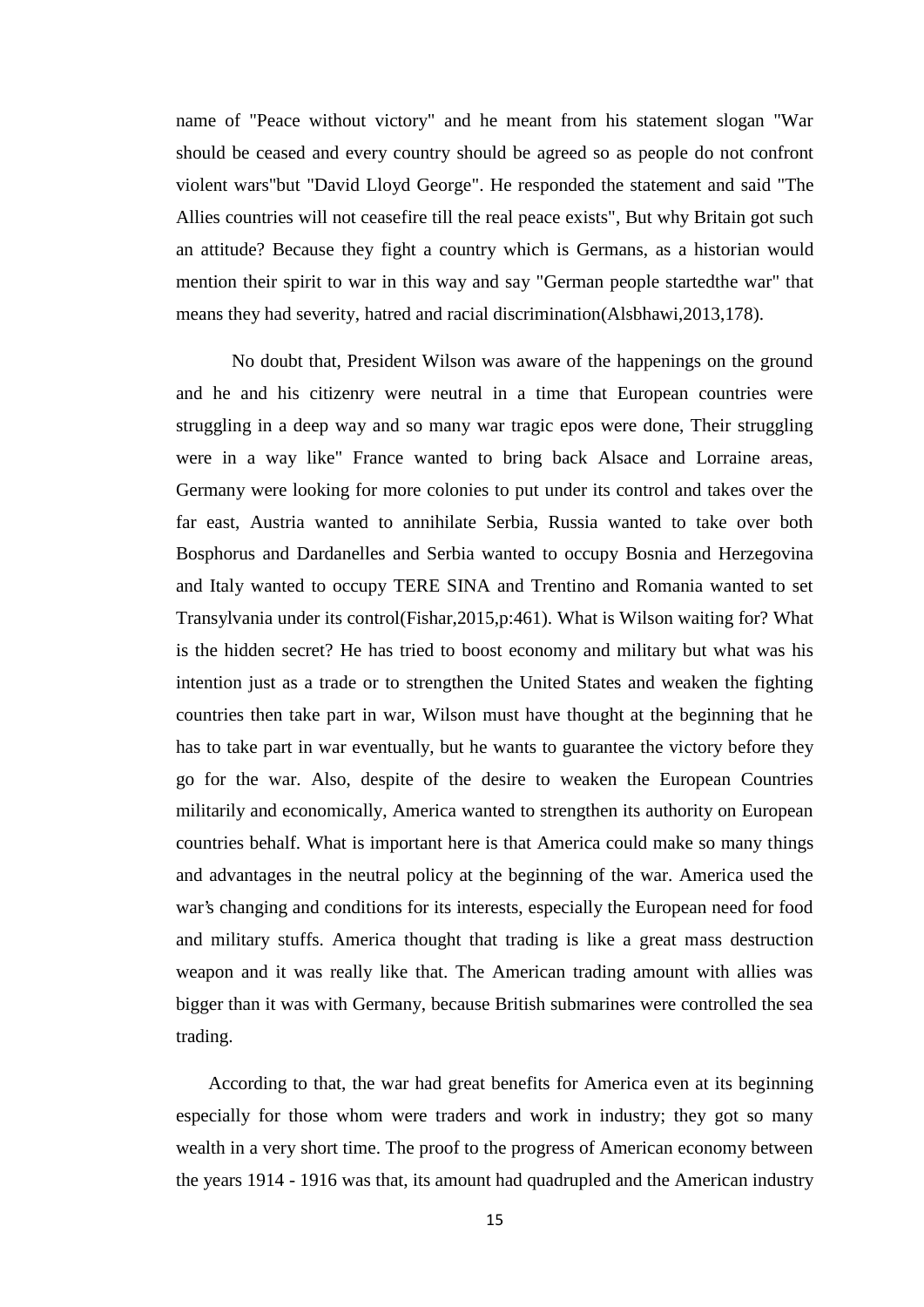name of "Peace without victory" and he meant from his statement slogan "War should be ceased and every country should be agreed so as people do not confront violent wars"but "David Lloyd George". He responded the statement and said "The Allies countries will not ceasefire till the real peace exists", But why Britain got such an attitude? Because they fight a country which is Germans, as a historian would mention their spirit to war in this way and say "German people startedthe war" that means they had severity, hatred and racial discrimination(Alsbhawi,2013,178).

No doubt that, President Wilson was aware of the happenings on the ground and he and his citizenry were neutral in a time that European countries were struggling in a deep way and so many war tragic epos were done, Their struggling were in a way like" France wanted to bring back Alsace and Lorraine areas, Germany were looking for more colonies to put under its control and takes over the far east, Austria wanted to annihilate Serbia, Russia wanted to take over both Bosphorus and Dardanelles and Serbia wanted to occupy Bosnia and Herzegovina and Italy wanted to occupy TERE SINA and Trentino and Romania wanted to set Transylvania under its control(Fishar,2015,p:461). What is Wilson waiting for? What is the hidden secret? He has tried to boost economy and military but what was his intention just as a trade or to strengthen the United States and weaken the fighting countries then take part in war, Wilson must have thought at the beginning that he has to take part in war eventually, but he wants to guarantee the victory before they go for the war. Also, despite of the desire to weaken the European Countries militarily and economically, America wanted to strengthen its authority on European countries behalf. What is important here is that America could make so many things and advantages in the neutral policy at the beginning of the war. America used the war's changing and conditions for its interests, especially the European need for food and military stuffs. America thought that trading is like a great mass destruction weapon and it was really like that. The American trading amount with allies was bigger than it was with Germany, because British submarines were controlled the sea trading.

According to that, the war had great benefits for America even at its beginning especially for those whom were traders and work in industry; they got so many wealth in a very short time. The proof to the progress of American economy between the years 1914 - 1916 was that, its amount had quadrupled and the American industry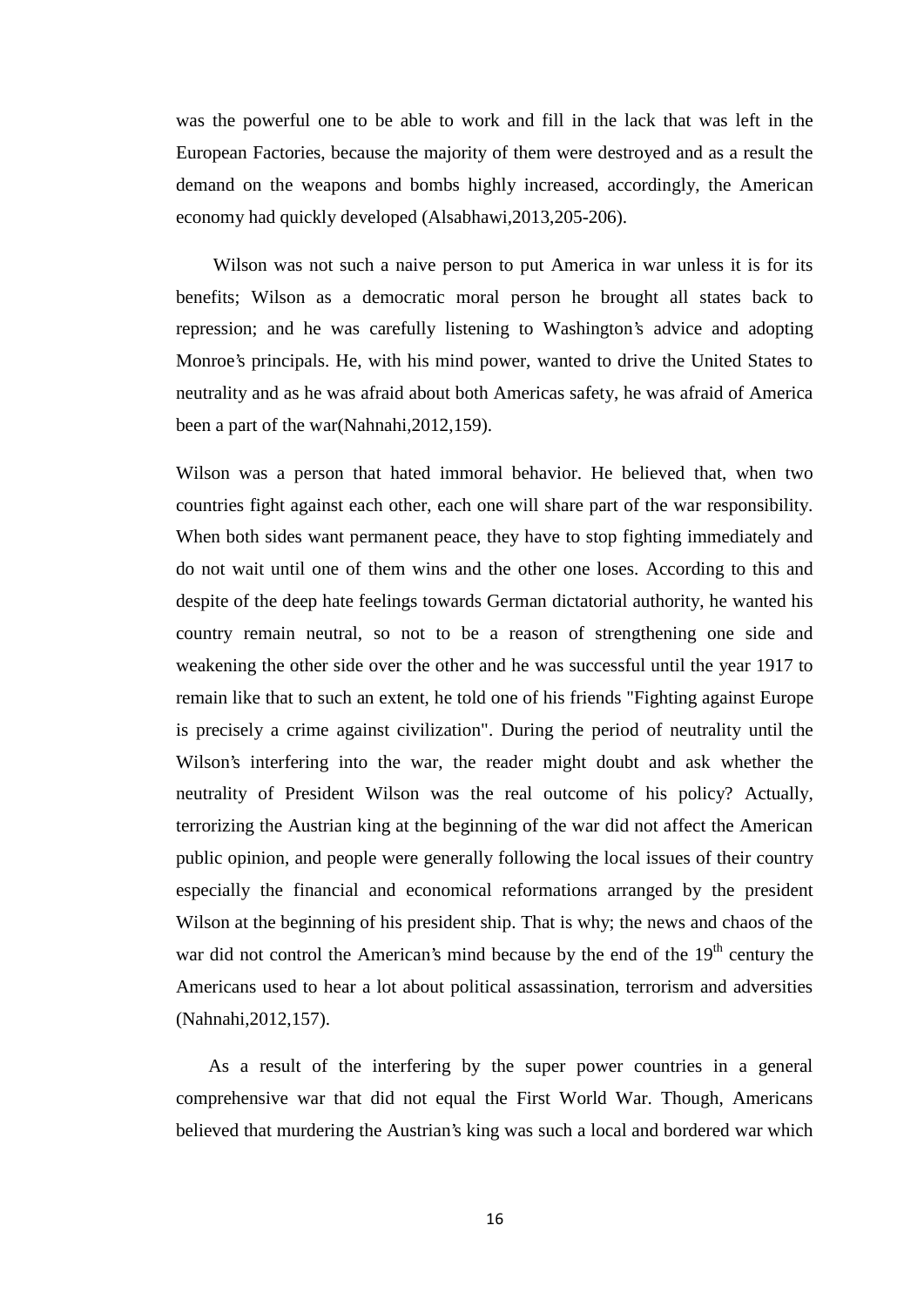was the powerful one to be able to work and fill in the lack that was left in the European Factories, because the majority of them were destroyed and as a result the demand on the weapons and bombs highly increased, accordingly, the American economy had quickly developed (Alsabhawi,2013,205-206).

Wilson was not such a naive person to put America in war unless it is for its benefits; Wilson as a democratic moral person he brought all states back to repression; and he was carefully listening to Washington's advice and adopting Monroe's principals. He, with his mind power, wanted to drive the United States to neutrality and as he was afraid about both Americas safety, he was afraid of America been a part of the war(Nahnahi,2012,159).

Wilson was a person that hated immoral behavior. He believed that, when two countries fight against each other, each one will share part of the war responsibility. When both sides want permanent peace, they have to stop fighting immediately and do not wait until one of them wins and the other one loses. According to this and despite of the deep hate feelings towards German dictatorial authority, he wanted his country remain neutral, so not to be a reason of strengthening one side and weakening the other side over the other and he was successful until the year 1917 to remain like that to such an extent, he told one of his friends "Fighting against Europe is precisely a crime against civilization". During the period of neutrality until the Wilson's interfering into the war, the reader might doubt and ask whether the neutrality of President Wilson was the real outcome of his policy? Actually, terrorizing the Austrian king at the beginning of the war did not affect the American public opinion, and people were generally following the local issues of their country especially the financial and economical reformations arranged by the president Wilson at the beginning of his president ship. That is why; the news and chaos of the war did not control the American's mind because by the end of the 19th century the Americans used to hear a lot about political assassination, terrorism and adversities (Nahnahi,2012,157).

As a result of the interfering by the super power countries in a general comprehensive war that did not equal the First World War. Though, Americans believed that murdering the Austrian's king was such a local and bordered war which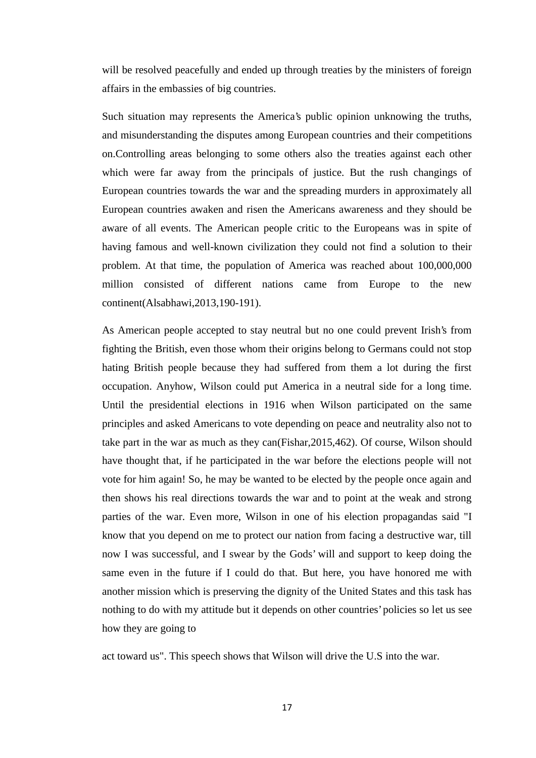will be resolved peacefully and ended up through treaties by the ministers of foreign affairs in the embassies of big countries.

Such situation may represents the America's public opinion unknowing the truths, and misunderstanding the disputes among European countries and their competitions on.Controlling areas belonging to some others also the treaties against each other which were far away from the principals of justice. But the rush changings of European countries towards the war and the spreading murders in approximately all European countries awaken and risen the Americans awareness and they should be aware of all events. The American people critic to the Europeans was in spite of having famous and well-known civilization they could not find a solution to their problem. At that time, the population of America was reached about 100,000,000 million consisted of different nations came from Europe to the new continent(Alsabhawi,2013,190-191).

As American people accepted to stay neutral but no one could prevent Irish's from fighting the British, even those whom their origins belong to Germans could not stop hating British people because they had suffered from them a lot during the first occupation. Anyhow, Wilson could put America in a neutral side for a long time. Until the presidential elections in 1916 when Wilson participated on the same principles and asked Americans to vote depending on peace and neutrality also not to take part in the war as much as they can(Fishar,2015,462). Of course, Wilson should have thought that, if he participated in the war before the elections people will not vote for him again! So, he may be wanted to be elected by the people once again and then shows his real directions towards the war and to point at the weak and strong parties of the war. Even more, Wilson in one of his election propagandas said "I know that you depend on me to protect our nation from facing a destructive war, till now I was successful, and I swear by the Gods' will and support to keep doing the same even in the future if I could do that. But here, you have honored me with another mission which is preserving the dignity of the United States and this task has nothing to do with my attitude but it depends on other countries' policies so let us see how they are going to act toward us". This speech shows that Wilson will drive the U.S into the war.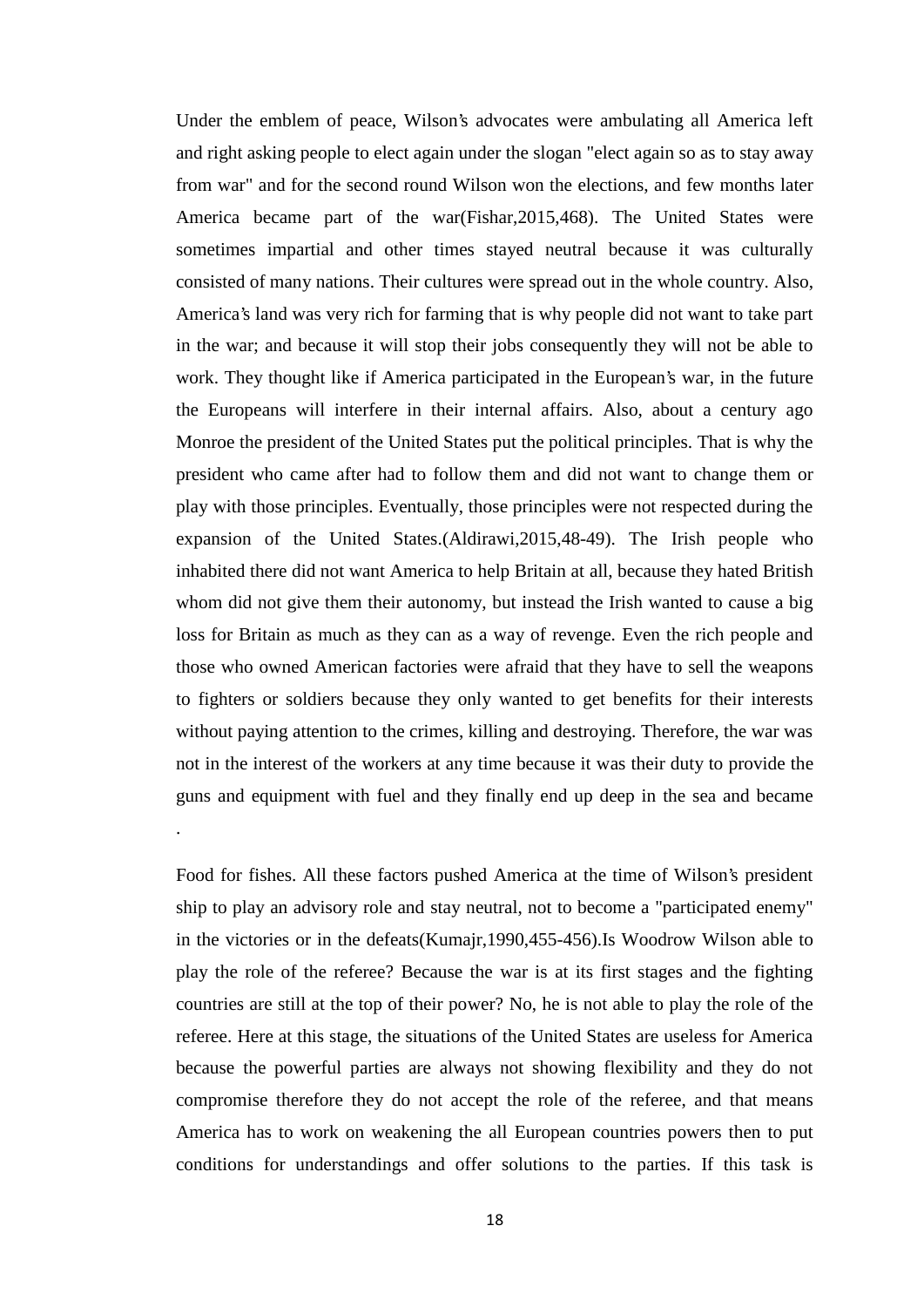Under the emblem of peace, Wilson's advocates were ambulating all America left and right asking people to elect again under the slogan "elect again so as to stay away from war" and for the second round Wilson won the elections, and few months later America became part of the war(Fishar,2015,468). The United States were sometimes impartial and other times stayed neutral because it was culturally consisted of many nations. Their cultures were spread out in the whole country. Also, America's land was very rich for farming that is why people did not want to take part in the war; and because it will stop their jobs consequently they will not be able to work. They thought like if America participated in the European's war, in the future the Europeans will interfere in their internal affairs. Also, about a century ago Monroe the president of the United States put the political principles. That is why the president who came after had to follow them and did not want to change them or play with those principles. Eventually, those principles were not respected during the expansion of the United States.(Aldirawi,2015,48-49). The Irish people who inhabited there did not want America to help Britain at all, because they hated British whom did not give them their autonomy, but instead the Irish wanted to cause a big loss for Britain as much as they can as a way of revenge. Even the rich people and those who owned American factories were afraid that they have to sell the weapons to fighters or soldiers because they only wanted to get benefits for their interests without paying attention to the crimes, killing and destroying. Therefore, the war was not in the interest of the workers at any time because it was their duty to provide the guns and equipment with fuel and they finally end up deep in the sea and became

.

Food for fishes. All these factors pushed America at the time of Wilson's president ship to play an advisory role and stay neutral, not to become a "participated enemy" in the victories or in the defeats(Kumajr,1990,455-456).Is Woodrow Wilson able to play the role of the referee? Because the war is at its first stages and the fighting countries are still at the top of their power? No, he is not able to play the role of the referee. Here at this stage, the situations of the United States are useless for America because the powerful parties are always not showing flexibility and they do not compromise therefore they do not accept the role of the referee, and that means America has to work on weakening the all European countries powers then to put conditions for understandings and offer solutions to the parties. If this task is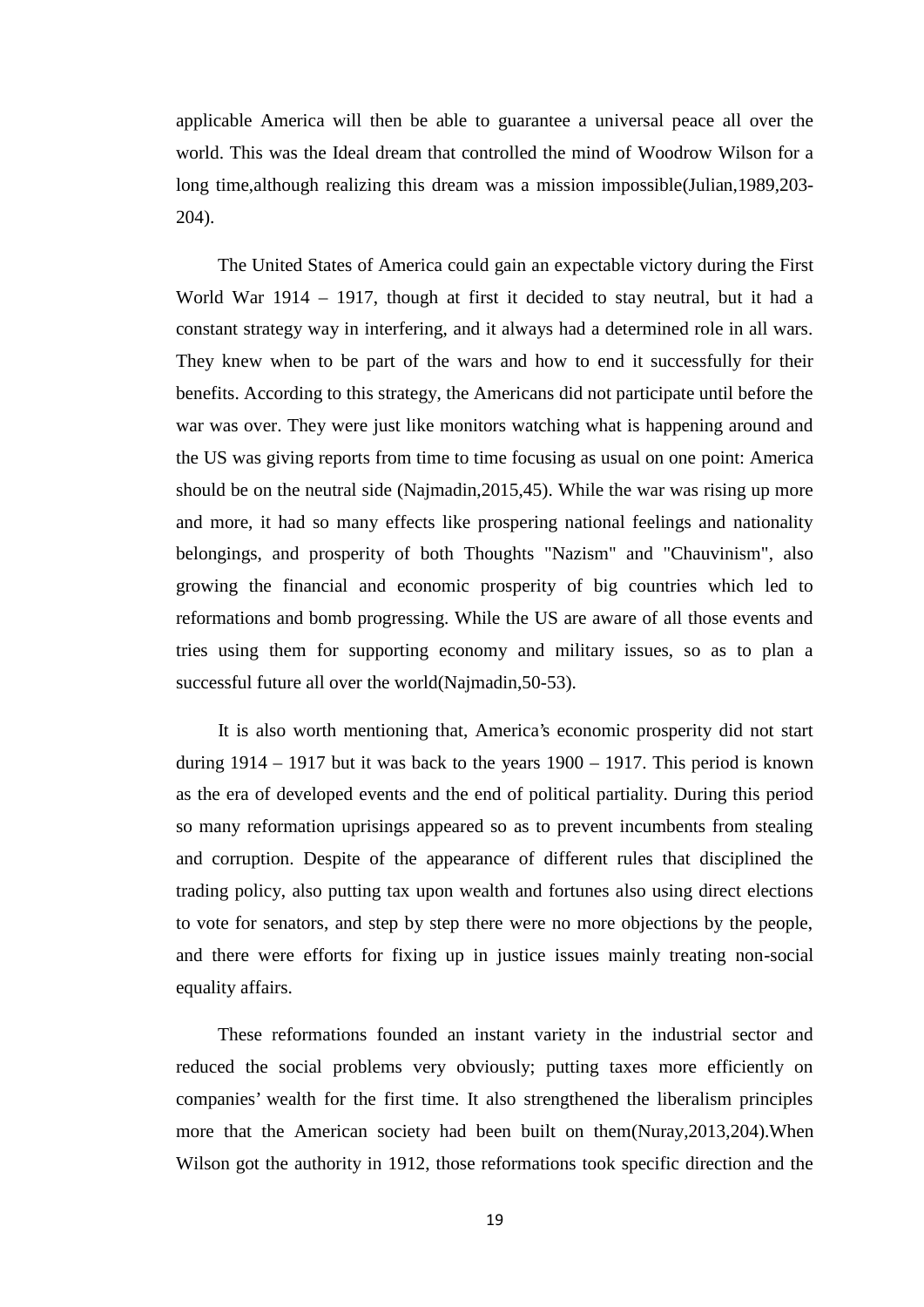applicable America will then be able to guarantee a universal peace all over the world. This was the Ideal dream that controlled the mind of Woodrow Wilson for a long time,although realizing this dream was a mission impossible(Julian,1989,203-204).

The United States of America could gain an expectable victory during the First World War 1914 – 1917, though at first it decided to stay neutral, but it had a constant strategy way in interfering, and it always had a determined role in all wars. They knew when to be part of the wars and how to end it successfully for their benefits. According to this strategy, the Americans did not participate until before the war was over. They were just like monitors watching what is happening around and the US was giving reports from time to time focusing as usual on one point: America should be on the neutral side (Najmadin,2015,45). While the war was rising up more and more, it had so many effects like prospering national feelings and nationality belongings, and prosperity of both Thoughts "Nazism" and "Chauvinism", also growing the financial and economic prosperity of big countries which led to reformations and bomb progressing. While the US are aware of all those events and tries using them for supporting economy and military issues, so as to plan a successful future all over the world(Najmadin,50-53).

It is also worth mentioning that, America's economic prosperity did not start during 1914 – 1917 but it was back to the years 1900 – 1917. This period is known as the era of developed events and the end of political partiality. During this period so many reformation uprisings appeared so as to prevent incumbents from stealing and corruption. Despite of the appearance of different rules that disciplined the trading policy, also putting tax upon wealth and fortunes also using direct elections to vote for senators, and step by step there were no more objections by the people, and there were efforts for fixing up in justice issues mainly treating non-social equality affairs.

These reformations founded an instant variety in the industrial sector and reduced the social problems very obviously; putting taxes more efficiently on companies' wealth for the first time. It also strengthened the liberalism principles more that the American society had been built on them(Nuray,2013,204).When Wilson got the authority in 1912, those reformations took specific direction and the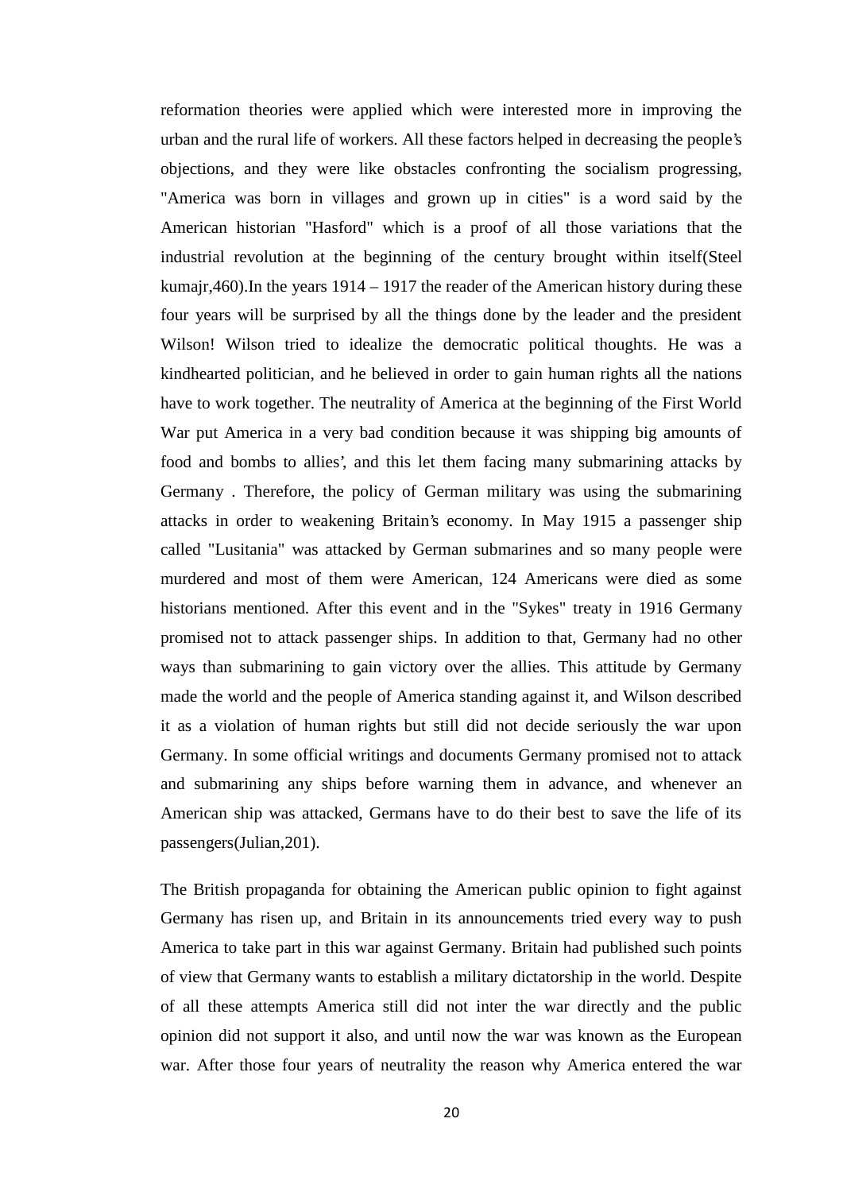reformation theories were applied which were interested more in improving the urban and the rural life of workers. All these factors helped in decreasing the people's objections, and they were like obstacles confronting the socialism progressing, "America was born in villages and grown up in cities" is a word said by the American historian "Hasford" which is a proof of all those variations that the industrial revolution at the beginning of the century brought within itself(Steel kumajr,460).In the years 1914 – 1917 the reader of the American history during these four years will be surprised by all the things done by the leader and the president Wilson! Wilson tried to idealize the democratic political thoughts. He was a kindhearted politician, and he believed in order to gain human rights all the nations have to work together. The neutrality of America at the beginning of the First World War put America in a very bad condition because it was shipping big amounts of food and bombs to allies', and this let them facing many submarining attacks by Germany . Therefore, the policy of German military was using the submarining attacks in order to weakening Britain's economy. In May 1915 a passenger ship called "Lusitania" was attacked by German submarines and so many people were murdered and most of them were American, 124 Americans were died as some historians mentioned. After this event and in the "Sykes" treaty in 1916 Germany promised not to attack passenger ships. In addition to that, Germany had no other ways than submarining to gain victory over the allies. This attitude by Germany made the world and the people of America standing against it, and Wilson described it as a violation of human rights but still did not decide seriously the war upon Germany. In some official writings and documents Germany promised not to attack and submarining any ships before warning them in advance, and whenever an American ship was attacked, Germans have to do their best to save the life of its passengers(Julian,201).

The British propaganda for obtaining the American public opinion to fight against Germany has risen up, and Britain in its announcements tried every way to push America to take part in this war against Germany. Britain had published such points of view that Germany wants to establish a military dictatorship in the world. Despite of all these attempts America still did not inter the war directly and the public opinion did not support it also, and until now the war was known as the European war. After those four years of neutrality the reason why America entered the war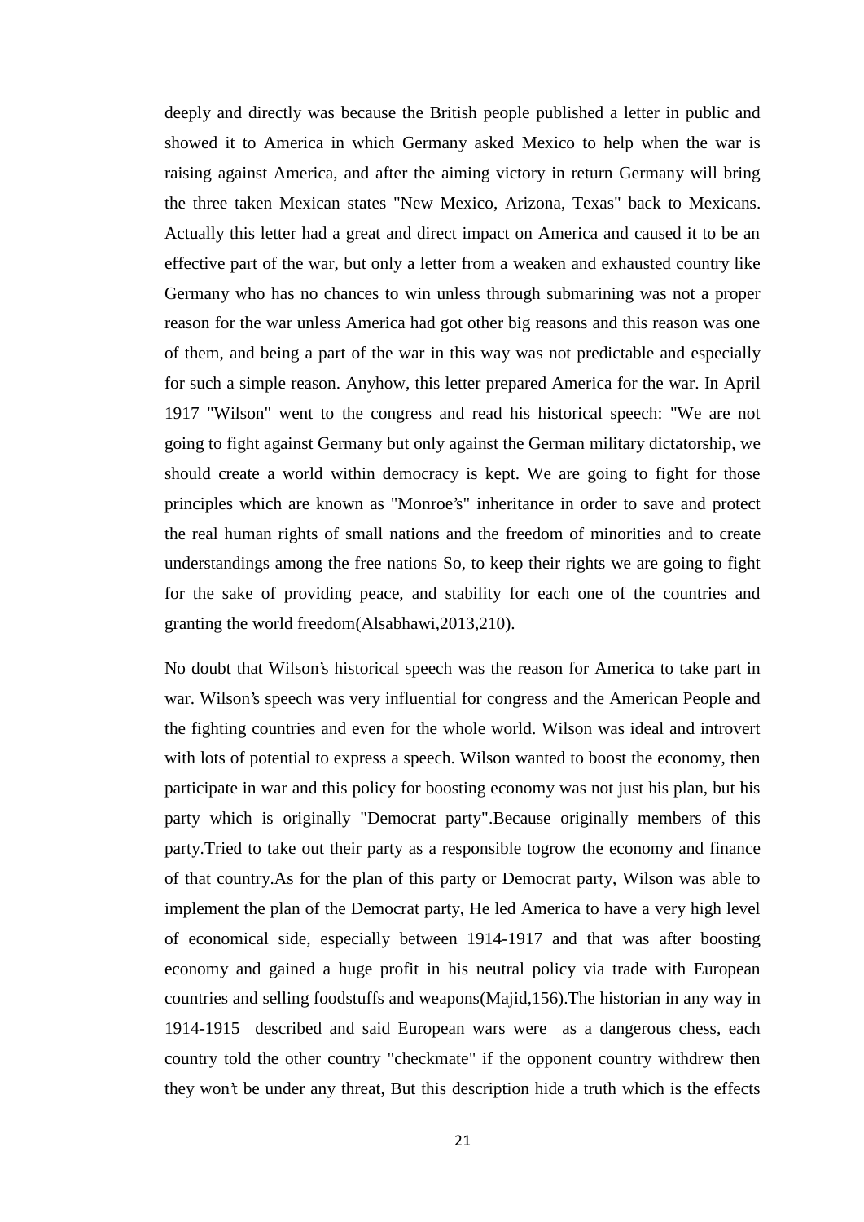deeply and directly was because the British people published a letter in public and showed it to America in which Germany asked Mexico to help when the war is raising against America, and after the aiming victory in return Germany will bring the three taken Mexican states "New Mexico, Arizona, Texas" back to Mexicans. Actually this letter had a great and direct impact on America and caused it to be an effective part of the war, but only a letter from a weaken and exhausted country like Germany who has no chances to win unless through submarining was not a proper reason for the war unless America had got other big reasons and this reason was one of them, and being a part of the war in this way was not predictable and especially for such a simple reason. Anyhow, this letter prepared America for the war. In April 1917 "Wilson" went to the congress and read his historical speech: "We are not going to fight against Germany but only against the German military dictatorship, we should create a world within democracy is kept. We are going to fight for those principles which are known as "Monroe's" inheritance in order to save and protect the real human rights of small nations and the freedom of minorities and to create understandings among the free nations So, to keep their rights we are going to fight for the sake of providing peace, and stability for each one of the countries and granting the world freedom(Alsabhawi,2013,210).

No doubt that Wilson's historical speech was the reason for America to take part in war. Wilson's speech was very influential for congress and the American People and the fighting countries and even for the whole world. Wilson was ideal and introvert with lots of potential to express a speech. Wilson wanted to boost the economy, then participate in war and this policy for boosting economy was not just his plan, but his party which is originally "Democrat party".Because originally members of this party.Tried to take out their party as a responsible togrow the economy and finance of that country.As for the plan of this party or Democrat party, Wilson was able to implement the plan of the Democrat party, He led America to have a very high level of economical side, especially between 1914-1917 and that was after boosting economy and gained a huge profit in his neutral policy via trade with European countries and selling foodstuffs and weapons(Majid,156).The historian in any way in 1914-1915 described and said European wars were as a dangerous chess, each country told the other country "checkmate" if the opponent country withdrew then they won't be under any threat, But this description hide a truth which is the effects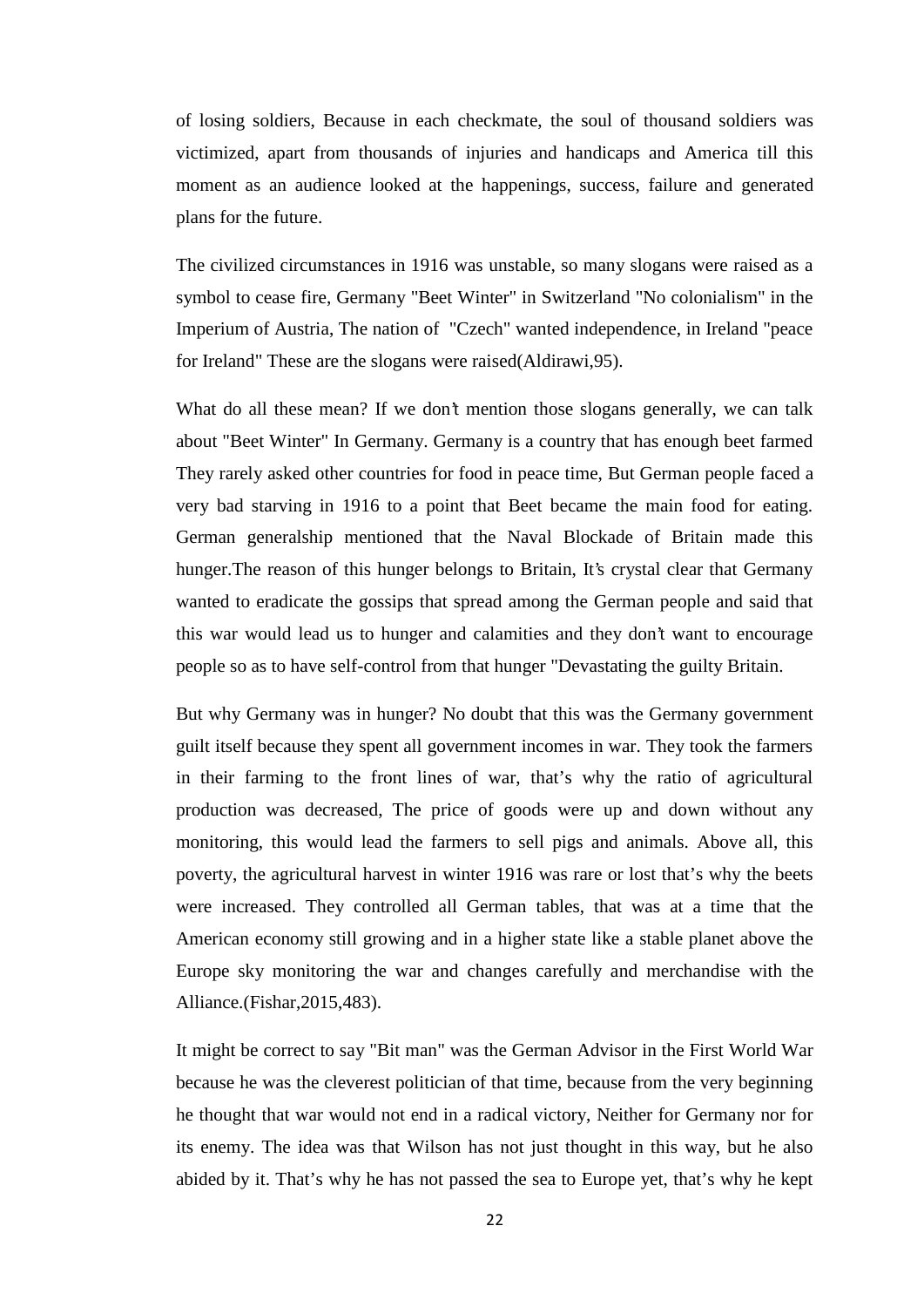of losing soldiers, Because in each checkmate, the soul of thousand soldiers was victimized, apart from thousands of injuries and handicaps and America till this moment as an audience looked at the happenings, success, failure and generated plans for the future.

The civilized circumstances in 1916 was unstable, so many slogans were raised as a symbol to cease fire, Germany "Beet Winter" in Switzerland "No colonialism" in the Imperium of Austria, The nation of "Czech" wanted independence, in Ireland "peace for Ireland" These are the slogans were raised(Aldirawi,95).

What do all these mean? If we don't mention those slogans generally, we can talk about "Beet Winter" In Germany. Germany is a country that has enough beet farmed They rarely asked other countries for food in peace time, But German people faced a very bad starving in 1916 to a point that Beet became the main food for eating. German generalship mentioned that the Naval Blockade of Britain made this hunger.The reason of this hunger belongs to Britain, It's crystal clear that Germany wanted to eradicate the gossips that spread among the German people and said that this war would lead us to hunger and calamities and they don't want to encourage people so as to have self-control from that hunger "Devastating the guilty Britain.

But why Germany was in hunger? No doubt that this was the Germany government guilt itself because they spent all government incomes in war. They took the farmers in their farming to the front lines of war, that's why the ratio of agricultural production was decreased, The price of goods were up and down without any monitoring, this would lead the farmers to sell pigs and animals. Above all, this poverty, the agricultural harvest in winter 1916 was rare or lost that's why the beets were increased. They controlled all German tables, that was at a time that the American economy still growing and in a higher state like a stable planet above the Europe sky monitoring the war and changes carefully and merchandise with the Alliance.(Fishar,2015,483).

It might be correct to say "Bit man" was the German Advisor in the First World War because he was the cleverest politician of that time, because from the very beginning he thought that war would not end in a radical victory, Neither for Germany nor for its enemy. The idea was that Wilson has not just thought in this way, but he also abided by it. That's why he has not passed the sea to Europe yet, that's why he kept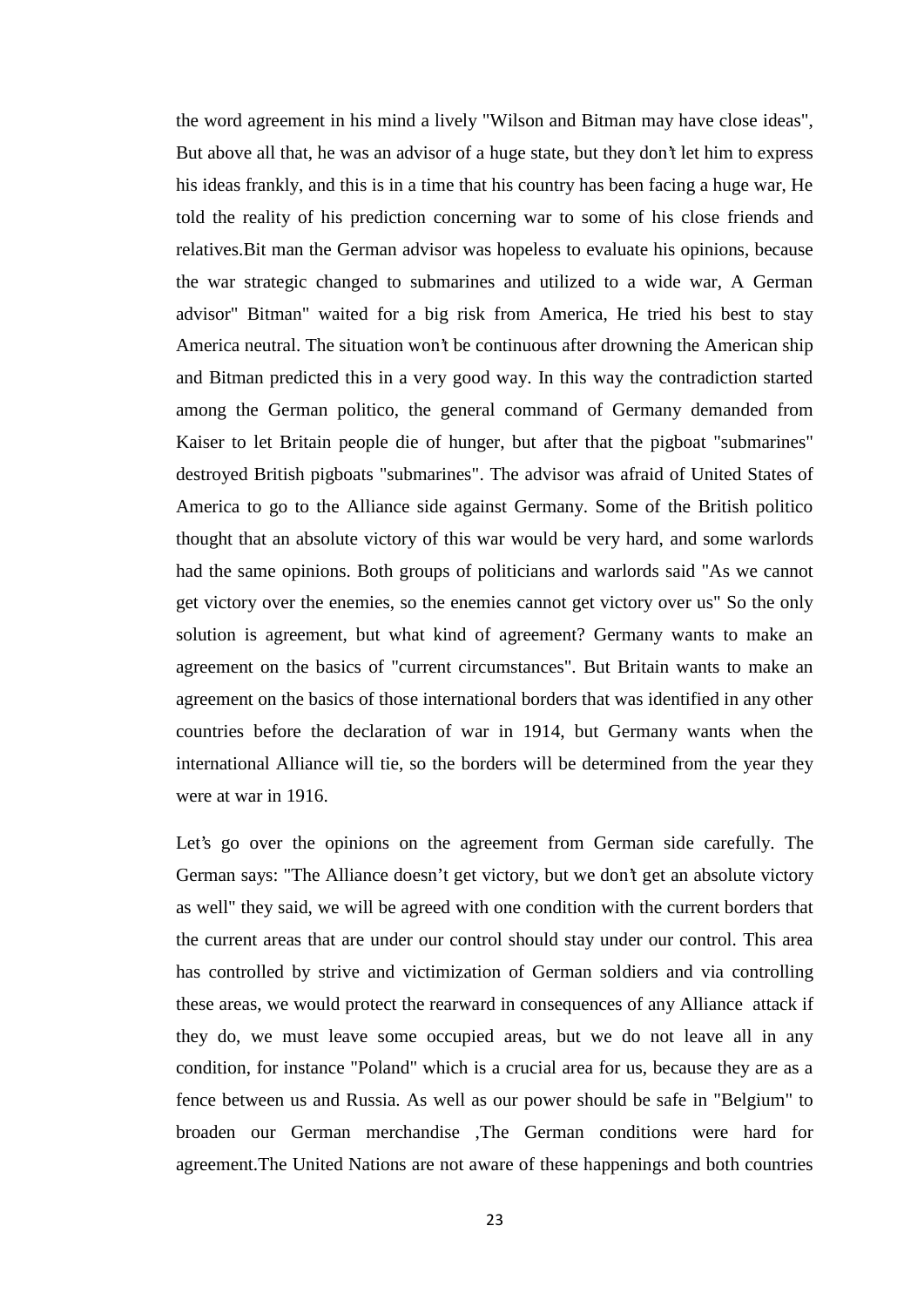the word agreement in his mind a lively "Wilson and Bitman may have close ideas", But above all that, he was an advisor of a huge state, but they don't let him to express his ideas frankly, and this is in a time that his country has been facing a huge war, He told the reality of his prediction concerning war to some of his close friends and relatives.Bit man the German advisor was hopeless to evaluate his opinions, because the war strategic changed to submarines and utilized to a wide war, A German advisor" Bitman" waited for a big risk from America, He tried his best to stay America neutral. The situation won't be continuous after drowning the American ship and Bitman predicted this in a very good way. In this way the contradiction started among the German politico, the general command of Germany demanded from Kaiser to let Britain people die of hunger, but after that the pigboat "submarines" destroyed British pigboats "submarines". The advisor was afraid of United States of America to go to the Alliance side against Germany. Some of the British politico thought that an absolute victory of this war would be very hard, and some warlords had the same opinions. Both groups of politicians and warlords said "As we cannot get victory over the enemies, so the enemies cannot get victory over us" So the only solution is agreement, but what kind of agreement? Germany wants to make an agreement on the basics of "current circumstances". But Britain wants to make an agreement on the basics of those international borders that was identified in any other countries before the declaration of war in 1914, but Germany wants when the international Alliance will tie, so the borders will be determined from the year they were at war in 1916.

Let's go over the opinions on the agreement from German side carefully. The German says: "The Alliance doesn't get victory, but we don't get an absolute victory as well" they said, we will be agreed with one condition with the current borders that the current areas that are under our control should stay under our control. This area has controlled by strive and victimization of German soldiers and via controlling these areas, we would protect the rearward in consequences of any Alliance attack if they do, we must leave some occupied areas, but we do not leave all in any condition, for instance "Poland" which is a crucial area for us, because they are as a fence between us and Russia. As well as our power should be safe in "Belgium" to broaden our German merchandise ,The German conditions were hard for agreement.The United Nations are not aware of these happenings and both countries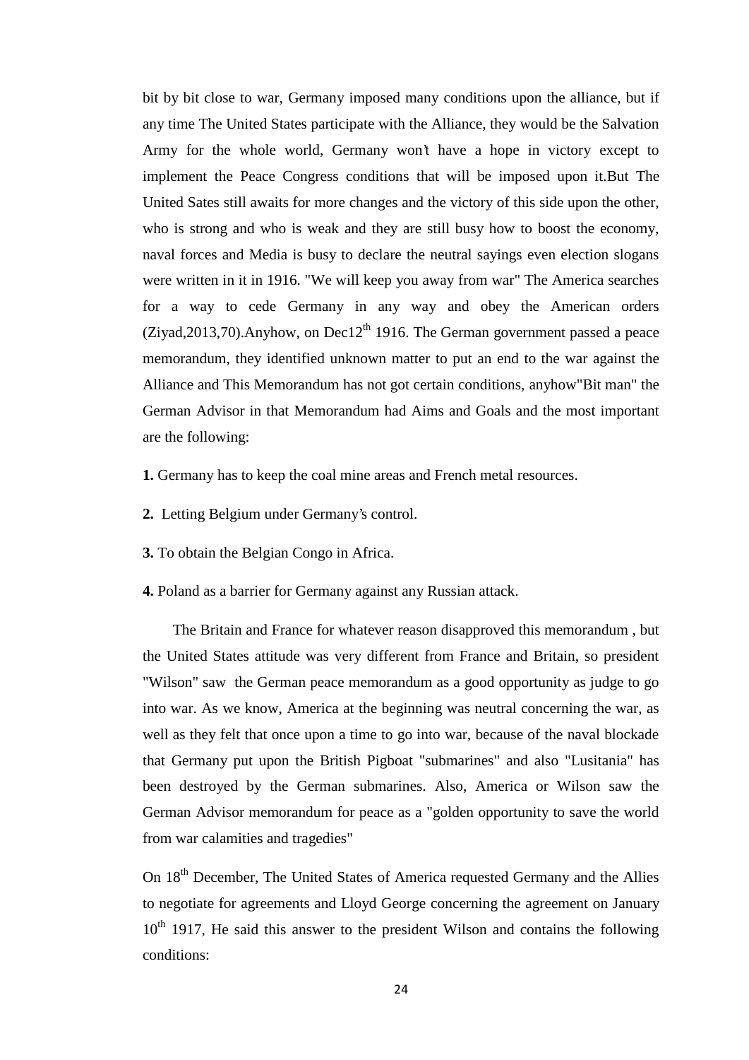bit by bit close to war, Germany imposed many conditions upon the alliance, but if any time The United States participate with the Alliance, they would be the Salvation Army for the whole world, Germany won't have a hope in victory except to implement the Peace Congress conditions that will be imposed upon it.But The United Sates still awaits for more changes and the victory of this side upon the other, who is strong and who is weak and they are still busy how to boost the economy, naval forces and Media is busy to declare the neutral sayings even election slogans were written in it in 1916. "We will keep you away from war" The America searches for a way to cede Germany in any way and obey the American orders (Ziyad,2013,70).Anyhow, on Dec12th 1916. The German government passed a peace memorandum, they identified unknown matter to put an end to the war against the Alliance and This Memorandum has not got certain conditions, anyhow"Bit man" the German Advisor in that Memorandum had Aims and Goals and the most important are the following:

**1.** Germany has to keep the coal mine areas and French metal resources.

**2.** Letting Belgium under Germany's control.

**3.** To obtain the Belgian Congo in Africa.

**4.** Poland as a barrier for Germany against any Russian attack.

The Britain and France for whatever reason disapproved this memorandum , but the United States attitude was very different from France and Britain, so president "Wilson" saw the German peace memorandum as a good opportunity as judge to go into war. As we know, America at the beginning was neutral concerning the war, as well as they felt that once upon a time to go into war, because of the naval blockade that Germany put upon the British Pigboat "submarines" and also "Lusitania" has been destroyed by the German submarines. Also, America or Wilson saw the German Advisor memorandum for peace as a "golden opportunity to save the world from war calamities and tragedies"

On 18th December, The United States of America requested Germany and the Allies to negotiate for agreements and Lloyd George concerning the agreement on January 10th 1917, He said this answer to the president Wilson and contains the following conditions: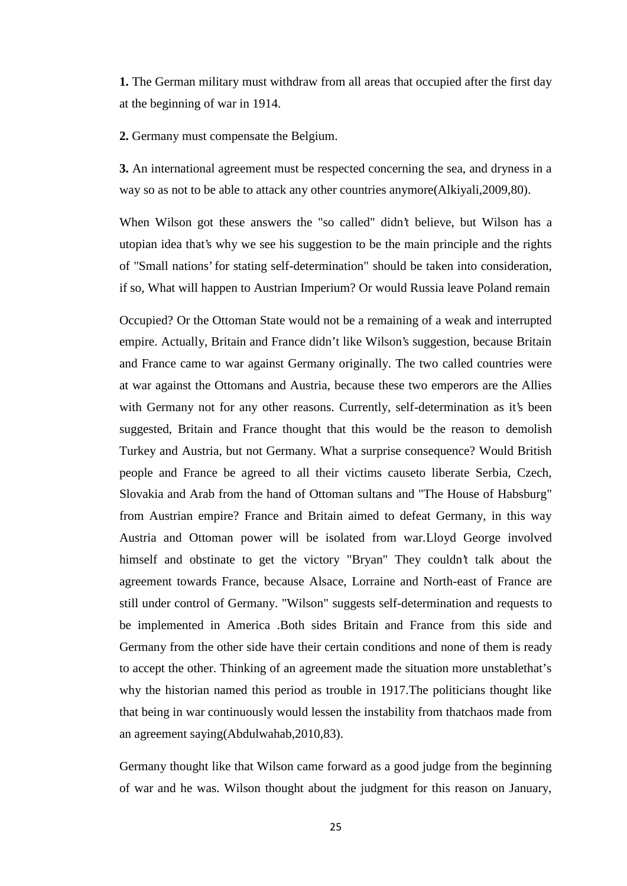**1.** The German military must withdraw from all areas that occupied after the first day at the beginning of war in 1914.

**2.** Germany must compensate the Belgium.

**3.** An international agreement must be respected concerning the sea, and dryness in a way so as not to be able to attack any other countries anymore(Alkiyali,2009,80).

When Wilson got these answers the "so called" didn't believe, but Wilson has a utopian idea that's why we see his suggestion to be the main principle and the rights of "Small nations' for stating self-determination" should be taken into consideration, if so, What will happen to Austrian Imperium? Or would Russia leave Poland remain

Occupied? Or the Ottoman State would not be a remaining of a weak and interrupted empire. Actually, Britain and France didn't like Wilson's suggestion, because Britain and France came to war against Germany originally. The two called countries were at war against the Ottomans and Austria, because these two emperors are the Allies with Germany not for any other reasons. Currently, self-determination as it's been suggested, Britain and France thought that this would be the reason to demolish Turkey and Austria, but not Germany. What a surprise consequence? Would British people and France be agreed to all their victims causeto liberate Serbia, Czech, Slovakia and Arab from the hand of Ottoman sultans and "The House of Habsburg" from Austrian empire? France and Britain aimed to defeat Germany, in this way Austria and Ottoman power will be isolated from war.Lloyd George involved himself and obstinate to get the victory "Bryan" They couldn't talk about the agreement towards France, because Alsace, Lorraine and North-east of France are still under control of Germany. "Wilson" suggests self-determination and requests to be implemented in America .Both sides Britain and France from this side and Germany from the other side have their certain conditions and none of them is ready to accept the other. Thinking of an agreement made the situation more unstablethat's why the historian named this period as trouble in 1917.The politicians thought like that being in war continuously would lessen the instability from thatchaos made from an agreement saying(Abdulwahab,2010,83).

Germany thought like that Wilson came forward as a good judge from the beginning of war and he was. Wilson thought about the judgment for this reason on January,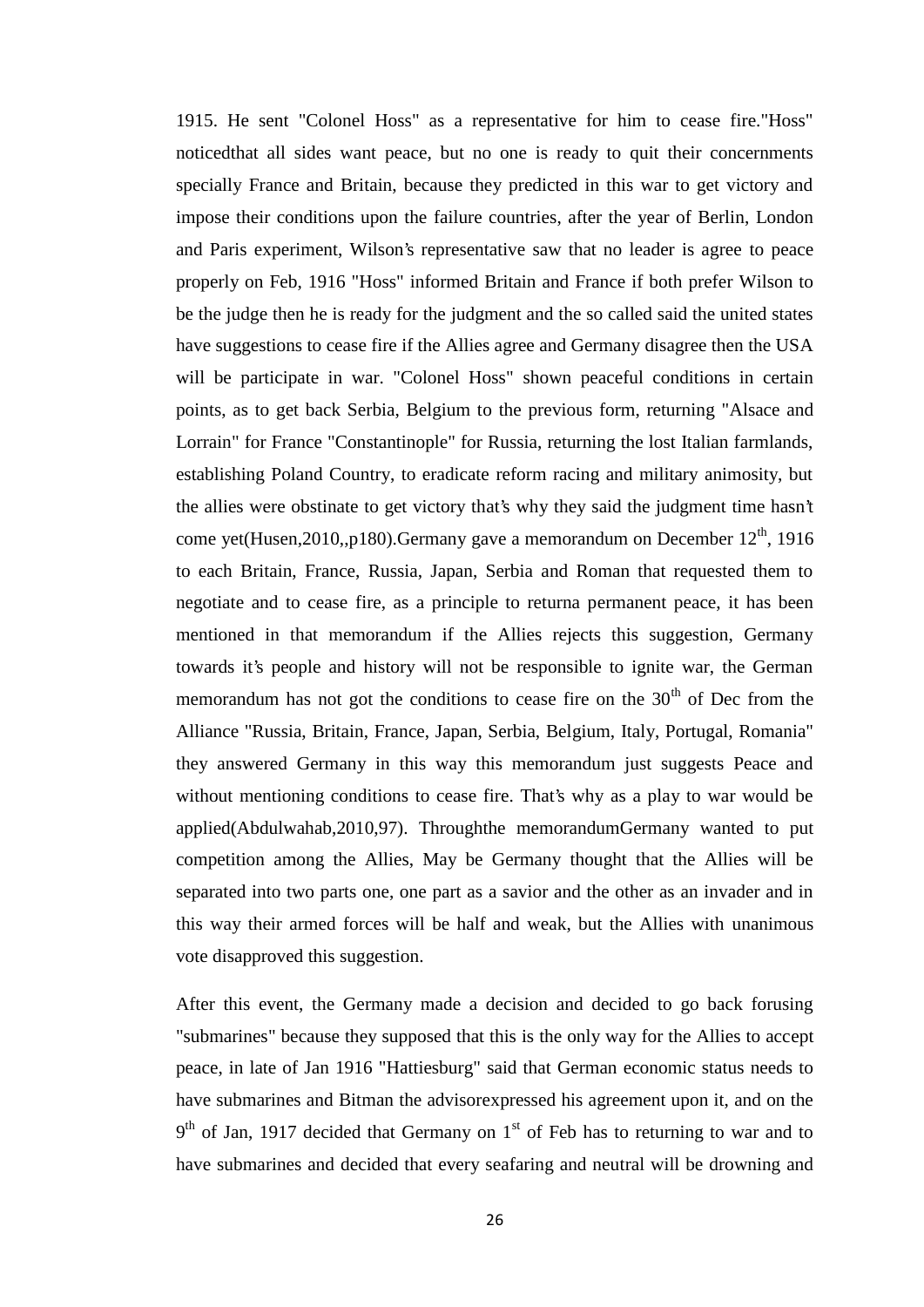1915. He sent "Colonel Hoss" as a representative for him to cease fire."Hoss" noticedthat all sides want peace, but no one is ready to quit their concernments specially France and Britain, because they predicted in this war to get victory and impose their conditions upon the failure countries, after the year of Berlin, London and Paris experiment, Wilson's representative saw that no leader is agree to peace properly on Feb, 1916 "Hoss" informed Britain and France if both prefer Wilson to be the judge then he is ready for the judgment and the so called said the united states have suggestions to cease fire if the Allies agree and Germany disagree then the USA will be participate in war. "Colonel Hoss" shown peaceful conditions in certain points, as to get back Serbia, Belgium to the previous form, returning "Alsace and Lorrain" for France "Constantinople" for Russia, returning the lost Italian farmlands, establishing Poland Country, to eradicate reform racing and military animosity, but the allies were obstinate to get victory that's why they said the judgment time hasn't come yet(Husen,2010,,p180).Germany gave a memorandum on December 12th, 1916 to each Britain, France, Russia, Japan, Serbia and Roman that requested them to negotiate and to cease fire, as a principle to returna permanent peace, it has been mentioned in that memorandum if the Allies rejects this suggestion, Germany towards it's people and history will not be responsible to ignite war, the German memorandum has not got the conditions to cease fire on the 30th of Dec from the Alliance "Russia, Britain, France, Japan, Serbia, Belgium, Italy, Portugal, Romania" they answered Germany in this way this memorandum just suggests Peace and without mentioning conditions to cease fire. That's why as a play to war would be applied(Abdulwahab,2010,97). Throughthe memorandumGermany wanted to put competition among the Allies, May be Germany thought that the Allies will be separated into two parts one, one part as a savior and the other as an invader and in this way their armed forces will be half and weak, but the Allies with unanimous vote disapproved this suggestion.

After this event, the Germany made a decision and decided to go back forusing "submarines" because they supposed that this is the only way for the Allies to accept peace, in late of Jan 1916 "Hattiesburg" said that German economic status needs to have submarines and Bitman the advisorexpressed his agreement upon it, and on the 9th of Jan, 1917 decided that Germany on 1st of Feb has to returning to war and to have submarines and decided that every seafaring and neutral will be drowning and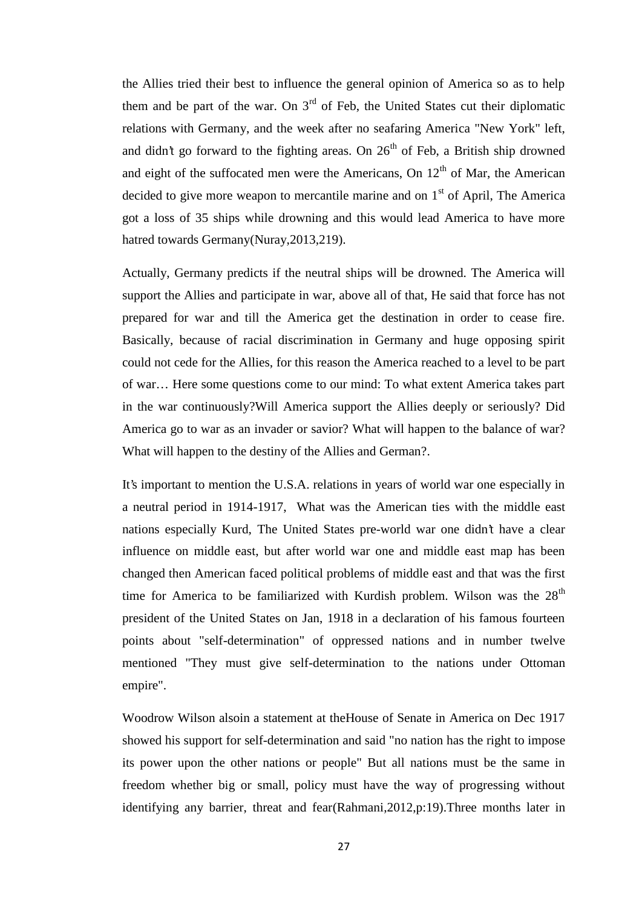the Allies tried their best to influence the general opinion of America so as to help them and be part of the war. On 3rd of Feb, the United States cut their diplomatic relations with Germany, and the week after no seafaring America "New York" left, and didn't go forward to the fighting areas. On 26th of Feb, a British ship drowned and eight of the suffocated men were the Americans, On 12th of Mar, the American decided to give more weapon to mercantile marine and on 1st of April, The America got a loss of 35 ships while drowning and this would lead America to have more hatred towards Germany(Nuray,2013,219).

Actually, Germany predicts if the neutral ships will be drowned. The America will support the Allies and participate in war, above all of that, He said that force has not prepared for war and till the America get the destination in order to cease fire. Basically, because of racial discrimination in Germany and huge opposing spirit could not cede for the Allies, for this reason the America reached to a level to be part of war… Here some questions come to our mind: To what extent America takes part in the war continuously?Will America support the Allies deeply or seriously? Did America go to war as an invader or savior? What will happen to the balance of war? What will happen to the destiny of the Allies and German?.

It's important to mention the U.S.A. relations in years of world war one especially in a neutral period in 1914-1917, What was the American ties with the middle east nations especially Kurd, The United States pre-world war one didn't have a clear influence on middle east, but after world war one and middle east map has been changed then American faced political problems of middle east and that was the first time for America to be familiarized with Kurdish problem. Wilson was the 28th president of the United States on Jan, 1918 in a declaration of his famous fourteen points about "self-determination" of oppressed nations and in number twelve mentioned "They must give self-determination to the nations under Ottoman empire".

Woodrow Wilson alsoin a statement at theHouse of Senate in America on Dec 1917 showed his support for self-determination and said "no nation has the right to impose its power upon the other nations or people" But all nations must be the same in freedom whether big or small, policy must have the way of progressing without identifying any barrier, threat and fear(Rahmani,2012,p:19).Three months later in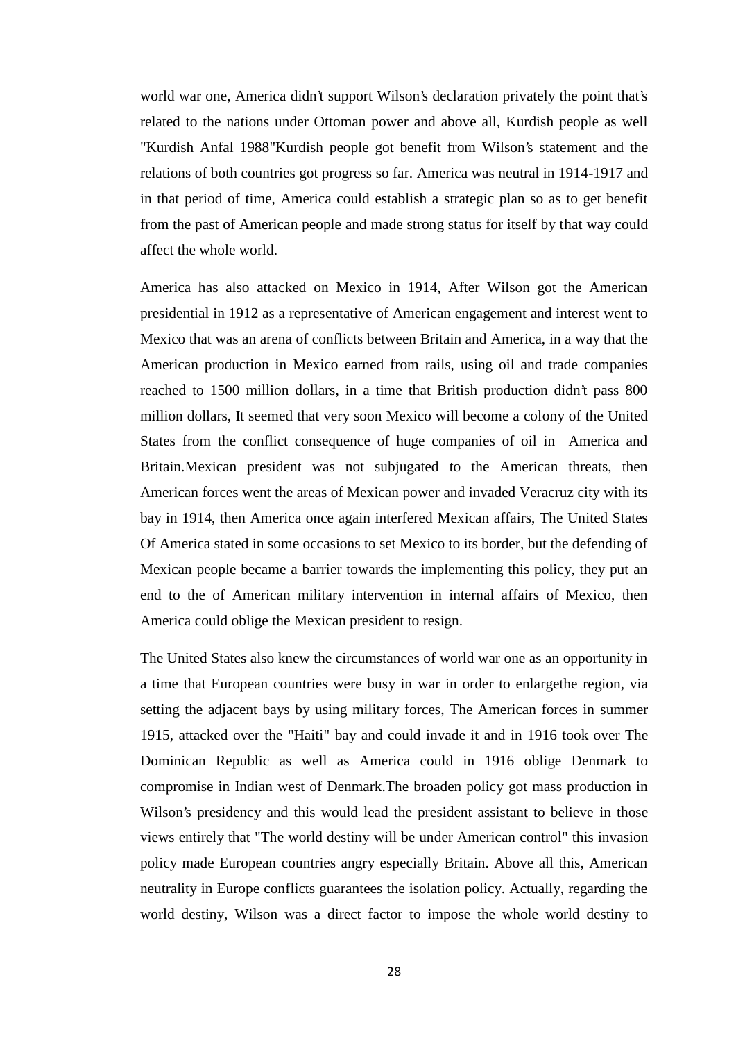world war one, America didn't support Wilson's declaration privately the point that's related to the nations under Ottoman power and above all, Kurdish people as well "Kurdish Anfal 1988"Kurdish people got benefit from Wilson's statement and the relations of both countries got progress so far. America was neutral in 1914-1917 and in that period of time, America could establish a strategic plan so as to get benefit from the past of American people and made strong status for itself by that way could affect the whole world.

America has also attacked on Mexico in 1914, After Wilson got the American presidential in 1912 as a representative of American engagement and interest went to Mexico that was an arena of conflicts between Britain and America, in a way that the American production in Mexico earned from rails, using oil and trade companies reached to 1500 million dollars, in a time that British production didn't pass 800 million dollars, It seemed that very soon Mexico will become a colony of the United States from the conflict consequence of huge companies of oil in America and Britain.Mexican president was not subjugated to the American threats, then American forces went the areas of Mexican power and invaded Veracruz city with its bay in 1914, then America once again interfered Mexican affairs, The United States Of America stated in some occasions to set Mexico to its border, but the defending of Mexican people became a barrier towards the implementing this policy, they put an end to the of American military intervention in internal affairs of Mexico, then America could oblige the Mexican president to resign.

The United States also knew the circumstances of world war one as an opportunity in a time that European countries were busy in war in order to enlargethe region, via setting the adjacent bays by using military forces, The American forces in summer 1915, attacked over the "Haiti" bay and could invade it and in 1916 took over The Dominican Republic as well as America could in 1916 oblige Denmark to compromise in Indian west of Denmark.The broaden policy got mass production in Wilson's presidency and this would lead the president assistant to believe in those views entirely that "The world destiny will be under American control" this invasion policy made European countries angry especially Britain. Above all this, American neutrality in Europe conflicts guarantees the isolation policy. Actually, regarding the world destiny, Wilson was a direct factor to impose the whole world destiny to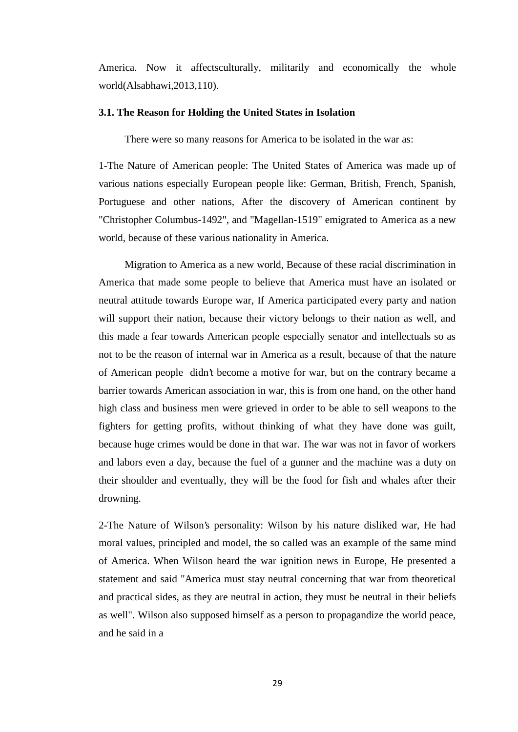America. Now it affectsculturally, militarily and economically the whole world(Alsabhawi,2013,110).

### 3.1. The Reason for Holding the United States in Isolation

There were so many reasons for America to be isolated in the war as:

1-The Nature of American people: The United States of America was made up of various nations especially European people like: German, British, French, Spanish, Portuguese and other nations, After the discovery of American continent by "Christopher Columbus-1492", and "Magellan-1519" emigrated to America as a new world, because of these various nationality in America.

Migration to America as a new world, Because of these racial discrimination in America that made some people to believe that America must have an isolated or neutral attitude towards Europe war, If America participated every party and nation will support their nation, because their victory belongs to their nation as well, and this made a fear towards American people especially senator and intellectuals so as not to be the reason of internal war in America as a result, because of that the nature of American people didn't become a motive for war, but on the contrary became a barrier towards American association in war, this is from one hand, on the other hand high class and business men were grieved in order to be able to sell weapons to the fighters for getting profits, without thinking of what they have done was guilt, because huge crimes would be done in that war. The war was not in favor of workers and labors even a day, because the fuel of a gunner and the machine was a duty on their shoulder and eventually, they will be the food for fish and whales after their drowning.

2-The Nature of Wilson's personality: Wilson by his nature disliked war, He had moral values, principled and model, the so called was an example of the same mind of America. When Wilson heard the war ignition news in Europe, He presented a statement and said "America must stay neutral concerning that war from theoretical and practical sides, as they are neutral in action, they must be neutral in their beliefs as well". Wilson also supposed himself as a person to propagandize the world peace, and he said in a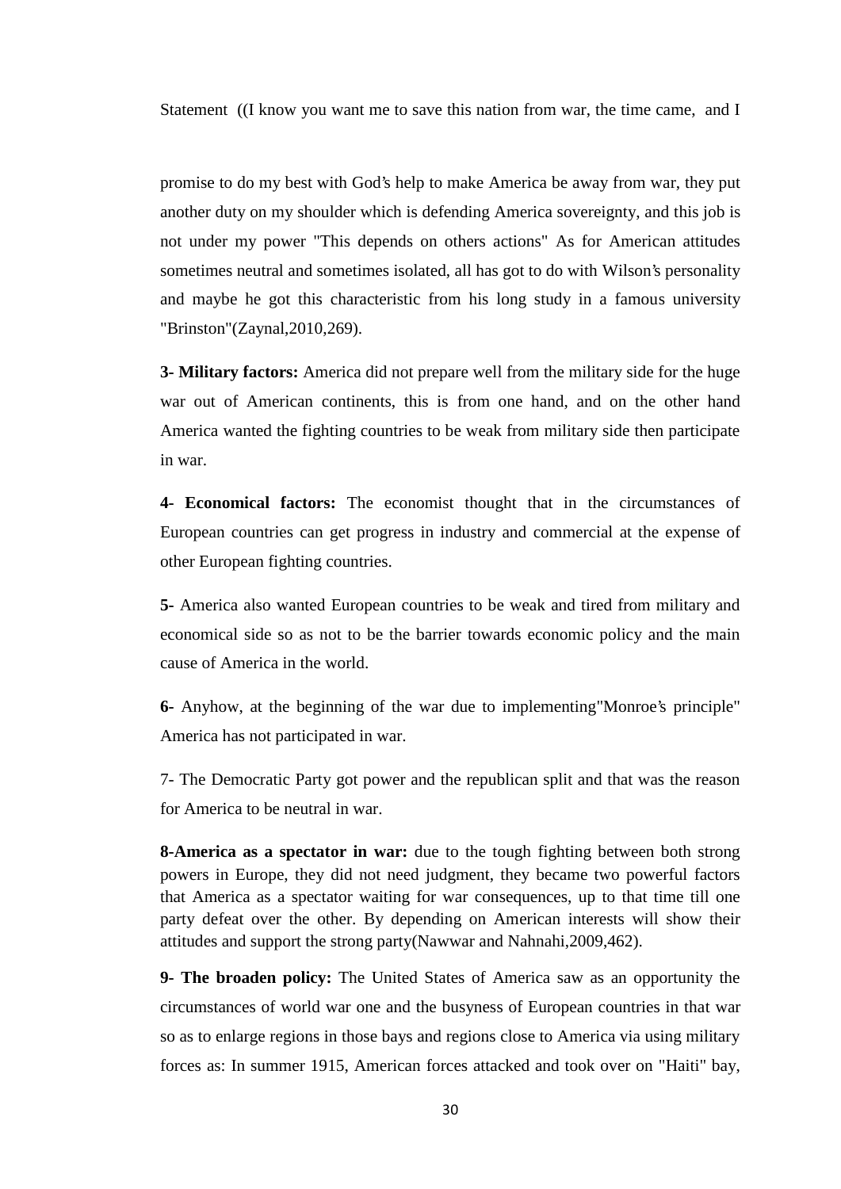Statement ((I know you want me to save this nation from war, the time came, and I

promise to do my best with God's help to make America be away from war, they put another duty on my shoulder which is defending America sovereignty, and this job is not under my power "This depends on others actions" As for American attitudes sometimes neutral and sometimes isolated, all has got to do with Wilson's personality and maybe he got this characteristic from his long study in a famous university "Brinston"(Zaynal,2010,269).

**3- Military factors:** America did not prepare well from the military side for the huge war out of American continents, this is from one hand, and on the other hand America wanted the fighting countries to be weak from military side then participate in war.

**4- Economical factors:** The economist thought that in the circumstances of European countries can get progress in industry and commercial at the expense of other European fighting countries.

**5-** America also wanted European countries to be weak and tired from military and economical side so as not to be the barrier towards economic policy and the main cause of America in the world.

**6-** Anyhow, at the beginning of the war due to implementing"Monroe's principle" America has not participated in war.

7- The Democratic Party got power and the republican split and that was the reason for America to be neutral in war.

**8-America as a spectator in war:** due to the tough fighting between both strong powers in Europe, they did not need judgment, they became two powerful factors that America as a spectator waiting for war consequences, up to that time till one party defeat over the other. By depending on American interests will show their attitudes and support the strong party(Nawwar and Nahnahi,2009,462).

**9- The broaden policy:** The United States of America saw as an opportunity the circumstances of world war one and the busyness of European countries in that war so as to enlarge regions in those bays and regions close to America via using military forces as: In summer 1915, American forces attacked and took over on "Haiti" bay,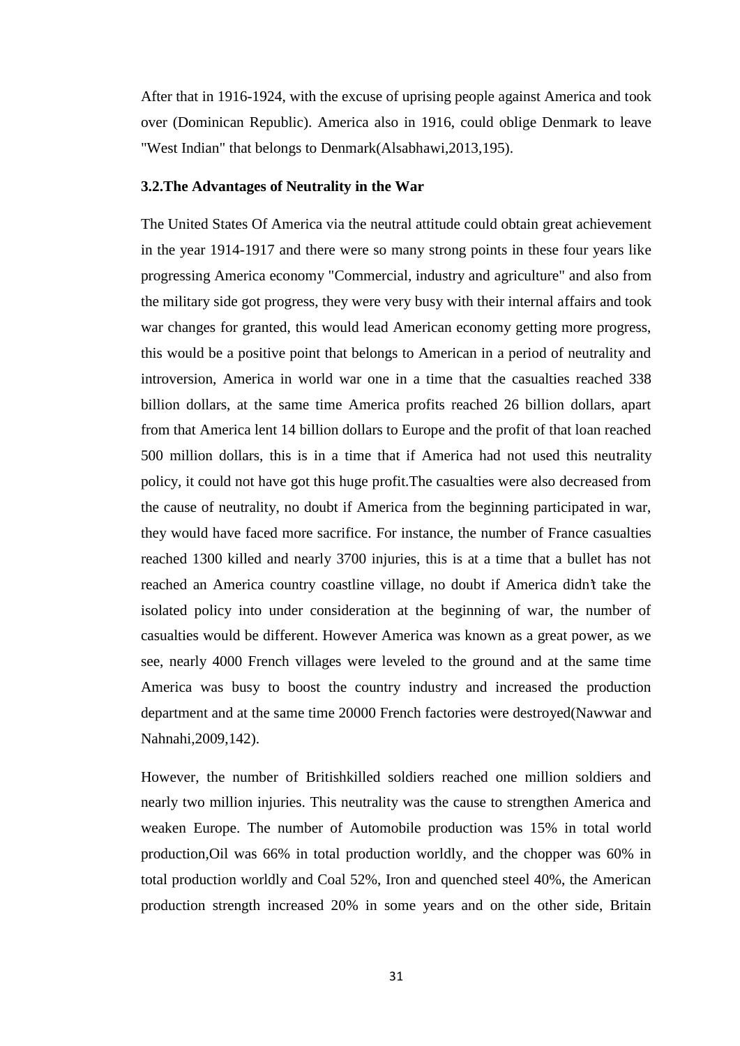After that in 1916-1924, with the excuse of uprising people against America and took over (Dominican Republic). America also in 1916, could oblige Denmark to leave "West Indian" that belongs to Denmark(Alsabhawi,2013,195).

### 3.2.The Advantages of Neutrality in the War

The United States Of America via the neutral attitude could obtain great achievement in the year 1914-1917 and there were so many strong points in these four years like progressing America economy "Commercial, industry and agriculture" and also from the military side got progress, they were very busy with their internal affairs and took war changes for granted, this would lead American economy getting more progress, this would be a positive point that belongs to American in a period of neutrality and introversion, America in world war one in a time that the casualties reached 338 billion dollars, at the same time America profits reached 26 billion dollars, apart from that America lent 14 billion dollars to Europe and the profit of that loan reached 500 million dollars, this is in a time that if America had not used this neutrality policy, it could not have got this huge profit.The casualties were also decreased from the cause of neutrality, no doubt if America from the beginning participated in war, they would have faced more sacrifice. For instance, the number of France casualties reached 1300 killed and nearly 3700 injuries, this is at a time that a bullet has not reached an America country coastline village, no doubt if America didn't take the isolated policy into under consideration at the beginning of war, the number of casualties would be different. However America was known as a great power, as we see, nearly 4000 French villages were leveled to the ground and at the same time America was busy to boost the country industry and increased the production department and at the same time 20000 French factories were destroyed(Nawwar and Nahnahi,2009,142).

However, the number of Britishkilled soldiers reached one million soldiers and nearly two million injuries. This neutrality was the cause to strengthen America and weaken Europe. The number of Automobile production was 15% in total world production,Oil was 66% in total production worldly, and the chopper was 60% in total production worldly and Coal 52%, Iron and quenched steel 40%, the American production strength increased 20% in some years and on the other side, Britain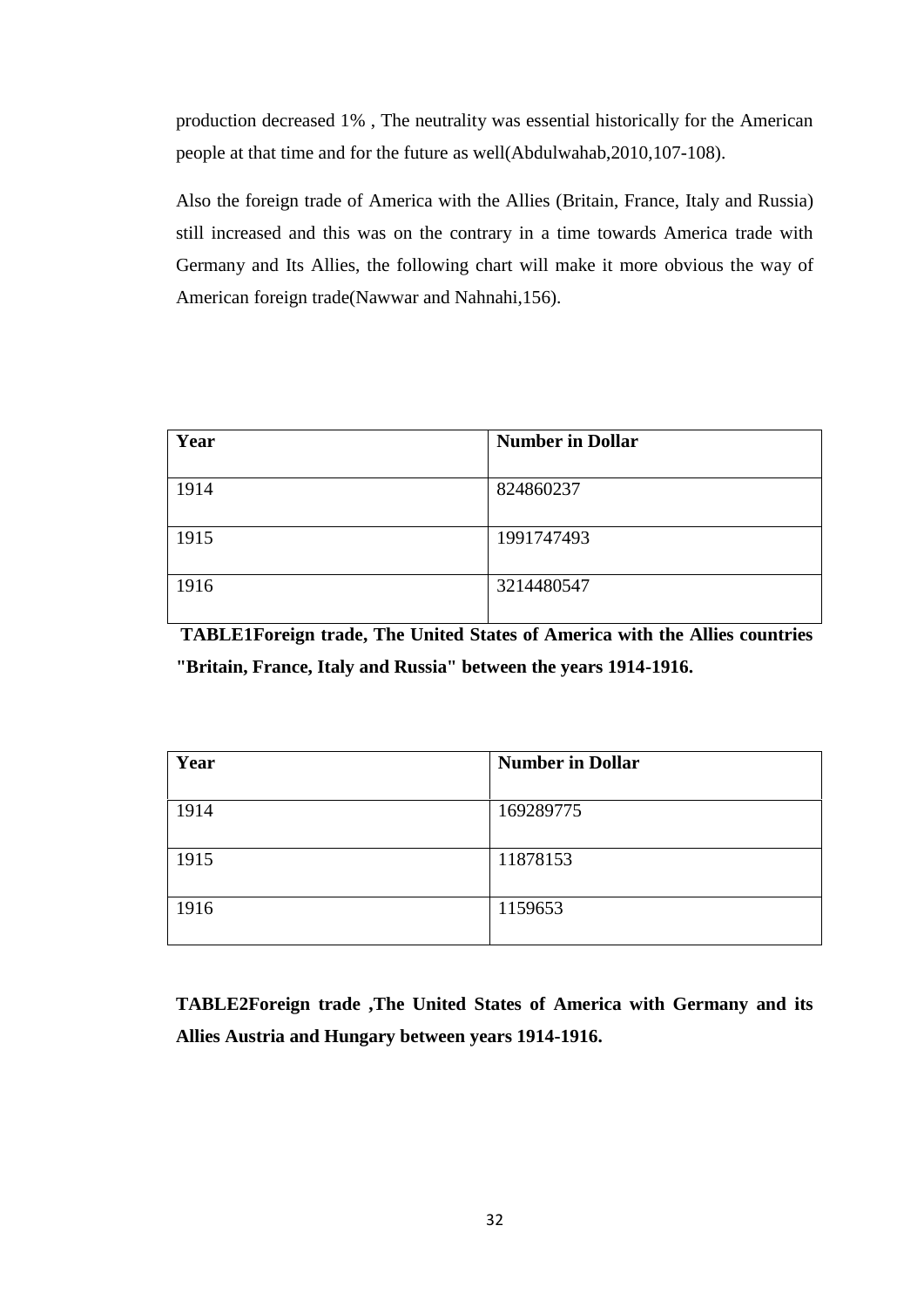production decreased 1% , The neutrality was essential historically for the American people at that time and for the future as well(Abdulwahab,2010,107-108).

Also the foreign trade of America with the Allies (Britain, France, Italy and Russia) still increased and this was on the contrary in a time towards America trade with Germany and Its Allies, the following chart will make it more obvious the way of American foreign trade(Nawwar and Nahnahi,156).

| Year | Number in Dollar |
|---|---|
| 1914 | 824860237 |
| 1915 | 1991747493 |
| 1916 | 3214480547 |

**TABLE1Foreign trade, The United States of America with the Allies countries "Britain, France, Italy and Russia" between the years 1914-1916.**

| Year | Number in Dollar |
|---|---|
| 1914 | 169289775 |
| 1915 | 11878153 |
| 1916 | 1159653 |

**TABLE2Foreign trade ,The United States of America with Germany and its Allies Austria and Hungary between years 1914-1916.**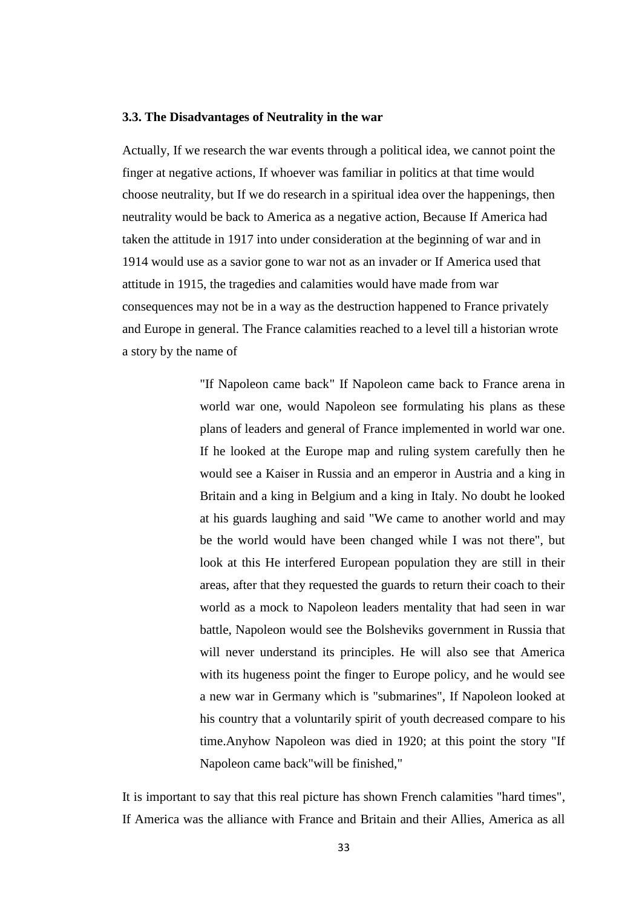### 3.3. The Disadvantages of Neutrality in the war

Actually, If we research the war events through a political idea, we cannot point the finger at negative actions, If whoever was familiar in politics at that time would choose neutrality, but If we do research in a spiritual idea over the happenings, then neutrality would be back to America as a negative action, Because If America had taken the attitude in 1917 into under consideration at the beginning of war and in 1914 would use as a savior gone to war not as an invader or If America used that attitude in 1915, the tragedies and calamities would have made from war consequences may not be in a way as the destruction happened to France privately and Europe in general. The France calamities reached to a level till a historian wrote a story by the name of

> "If Napoleon came back" If Napoleon came back to France arena in world war one, would Napoleon see formulating his plans as these plans of leaders and general of France implemented in world war one. If he looked at the Europe map and ruling system carefully then he would see a Kaiser in Russia and an emperor in Austria and a king in Britain and a king in Belgium and a king in Italy. No doubt he looked at his guards laughing and said "We came to another world and may be the world would have been changed while I was not there", but look at this He interfered European population they are still in their areas, after that they requested the guards to return their coach to their world as a mock to Napoleon leaders mentality that had seen in war battle, Napoleon would see the Bolsheviks government in Russia that will never understand its principles. He will also see that America with its hugeness point the finger to Europe policy, and he would see a new war in Germany which is "submarines", If Napoleon looked at his country that a voluntarily spirit of youth decreased compare to his time.Anyhow Napoleon was died in 1920; at this point the story "If Napoleon came back"will be finished,"

It is important to say that this real picture has shown French calamities "hard times", If America was the alliance with France and Britain and their Allies, America as all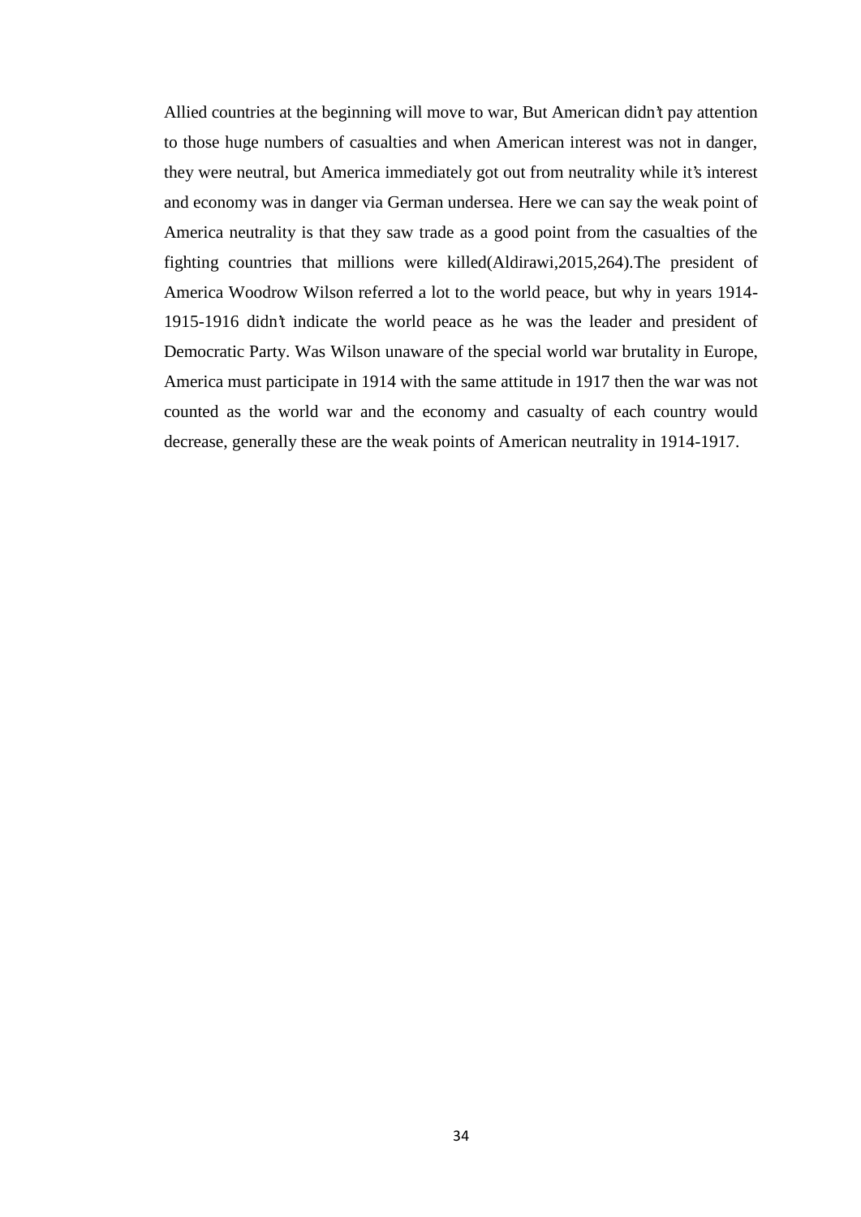Allied countries at the beginning will move to war, But American didn't pay attention to those huge numbers of casualties and when American interest was not in danger, they were neutral, but America immediately got out from neutrality while it's interest and economy was in danger via German undersea. Here we can say the weak point of America neutrality is that they saw trade as a good point from the casualties of the fighting countries that millions were killed(Aldirawi,2015,264).The president of America Woodrow Wilson referred a lot to the world peace, but why in years 1914-1915-1916 didn't indicate the world peace as he was the leader and president of Democratic Party. Was Wilson unaware of the special world war brutality in Europe, America must participate in 1914 with the same attitude in 1917 then the war was not counted as the world war and the economy and casualty of each country would decrease, generally these are the weak points of American neutrality in 1914-1917.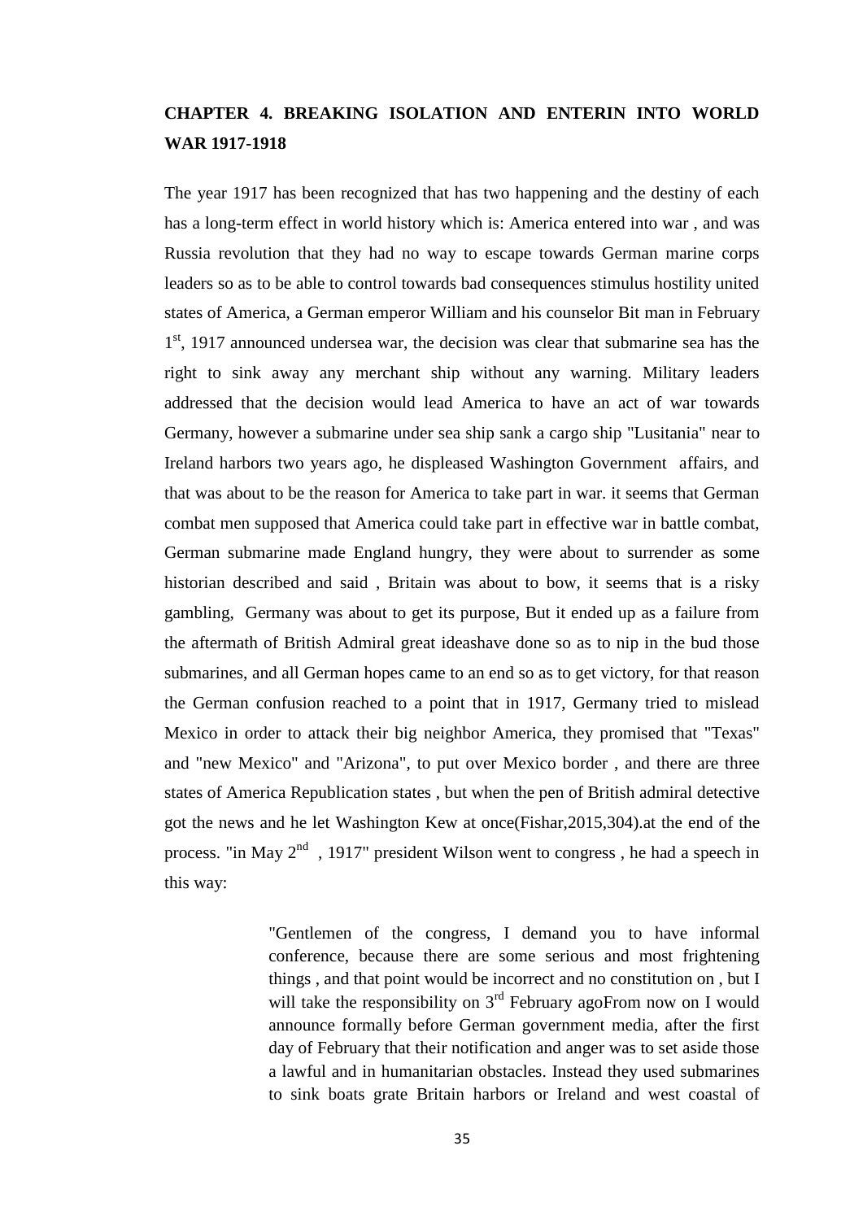# CHAPTER 4. BREAKING ISOLATION AND ENTERIN INTO WORLD WAR 1917-1918

The year 1917 has been recognized that has two happening and the destiny of each has a long-term effect in world history which is: America entered into war , and was Russia revolution that they had no way to escape towards German marine corps leaders so as to be able to control towards bad consequences stimulus hostility united states of America, a German emperor William and his counselor Bit man in February 1st, 1917 announced undersea war, the decision was clear that submarine sea has the right to sink away any merchant ship without any warning. Military leaders addressed that the decision would lead America to have an act of war towards Germany, however a submarine under sea ship sank a cargo ship "Lusitania" near to Ireland harbors two years ago, he displeased Washington Government affairs, and that was about to be the reason for America to take part in war. it seems that German combat men supposed that America could take part in effective war in battle combat, German submarine made England hungry, they were about to surrender as some historian described and said , Britain was about to bow, it seems that is a risky gambling, Germany was about to get its purpose, But it ended up as a failure from the aftermath of British Admiral great ideashave done so as to nip in the bud those submarines, and all German hopes came to an end so as to get victory, for that reason the German confusion reached to a point that in 1917, Germany tried to mislead Mexico in order to attack their big neighbor America, they promised that "Texas" and "new Mexico" and "Arizona", to put over Mexico border , and there are three states of America Republication states , but when the pen of British admiral detective got the news and he let Washington Kew at once(Fishar,2015,304).at the end of the process. "in May 2nd , 1917" president Wilson went to congress , he had a speech in this way:

> "Gentlemen of the congress, I demand you to have informal conference, because there are some serious and most frightening things , and that point would be incorrect and no constitution on , but I will take the responsibility on 3rd February agoFrom now on I would announce formally before German government media, after the first day of February that their notification and anger was to set aside those a lawful and in humanitarian obstacles. Instead they used submarines to sink boats grate Britain harbors or Ireland and west coastal of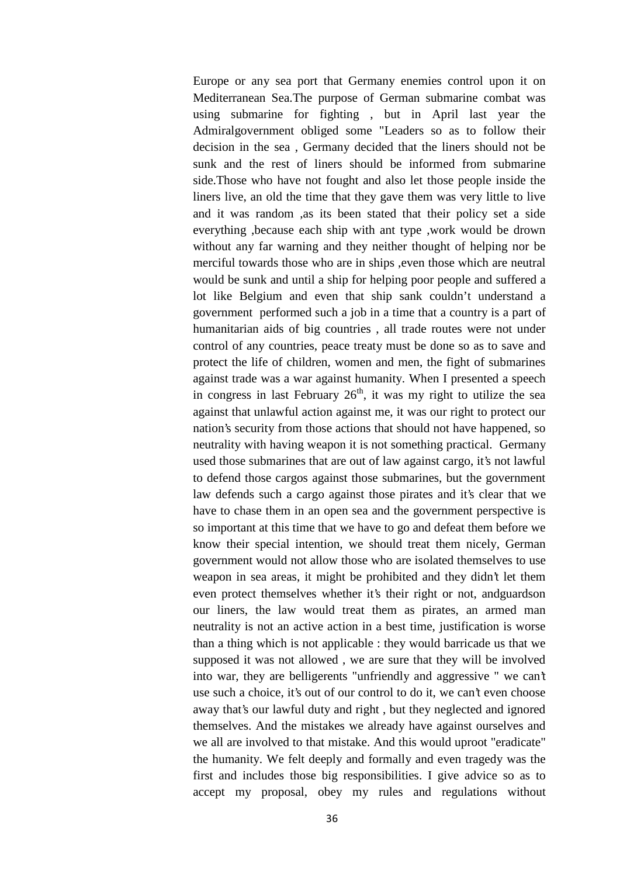Europe or any sea port that Germany enemies control upon it on Mediterranean Sea.The purpose of German submarine combat was using submarine for fighting , but in April last year the Admiralgovernment obliged some "Leaders so as to follow their decision in the sea , Germany decided that the liners should not be sunk and the rest of liners should be informed from submarine side.Those who have not fought and also let those people inside the liners live, an old the time that they gave them was very little to live and it was random ,as its been stated that their policy set a side everything ,because each ship with ant type ,work would be drown without any far warning and they neither thought of helping nor be merciful towards those who are in ships ,even those which are neutral would be sunk and until a ship for helping poor people and suffered a lot like Belgium and even that ship sank couldn't understand a government performed such a job in a time that a country is a part of humanitarian aids of big countries , all trade routes were not under control of any countries, peace treaty must be done so as to save and protect the life of children, women and men, the fight of submarines against trade was a war against humanity. When I presented a speech in congress in last February 26th, it was my right to utilize the sea against that unlawful action against me, it was our right to protect our nation's security from those actions that should not have happened, so neutrality with having weapon it is not something practical. Germany used those submarines that are out of law against cargo, it's not lawful to defend those cargos against those submarines, but the government law defends such a cargo against those pirates and it's clear that we have to chase them in an open sea and the government perspective is so important at this time that we have to go and defeat them before we know their special intention, we should treat them nicely, German government would not allow those who are isolated themselves to use weapon in sea areas, it might be prohibited and they didn't let them even protect themselves whether it's their right or not, andguardson our liners, the law would treat them as pirates, an armed man neutrality is not an active action in a best time, justification is worse than a thing which is not applicable : they would barricade us that we supposed it was not allowed , we are sure that they will be involved into war, they are belligerents "unfriendly and aggressive " we can't use such a choice, it's out of our control to do it, we can't even choose away that's our lawful duty and right , but they neglected and ignored themselves. And the mistakes we already have against ourselves and we all are involved to that mistake. And this would uproot "eradicate" the humanity. We felt deeply and formally and even tragedy was the first and includes those big responsibilities. I give advice so as to accept my proposal, obey my rules and regulations without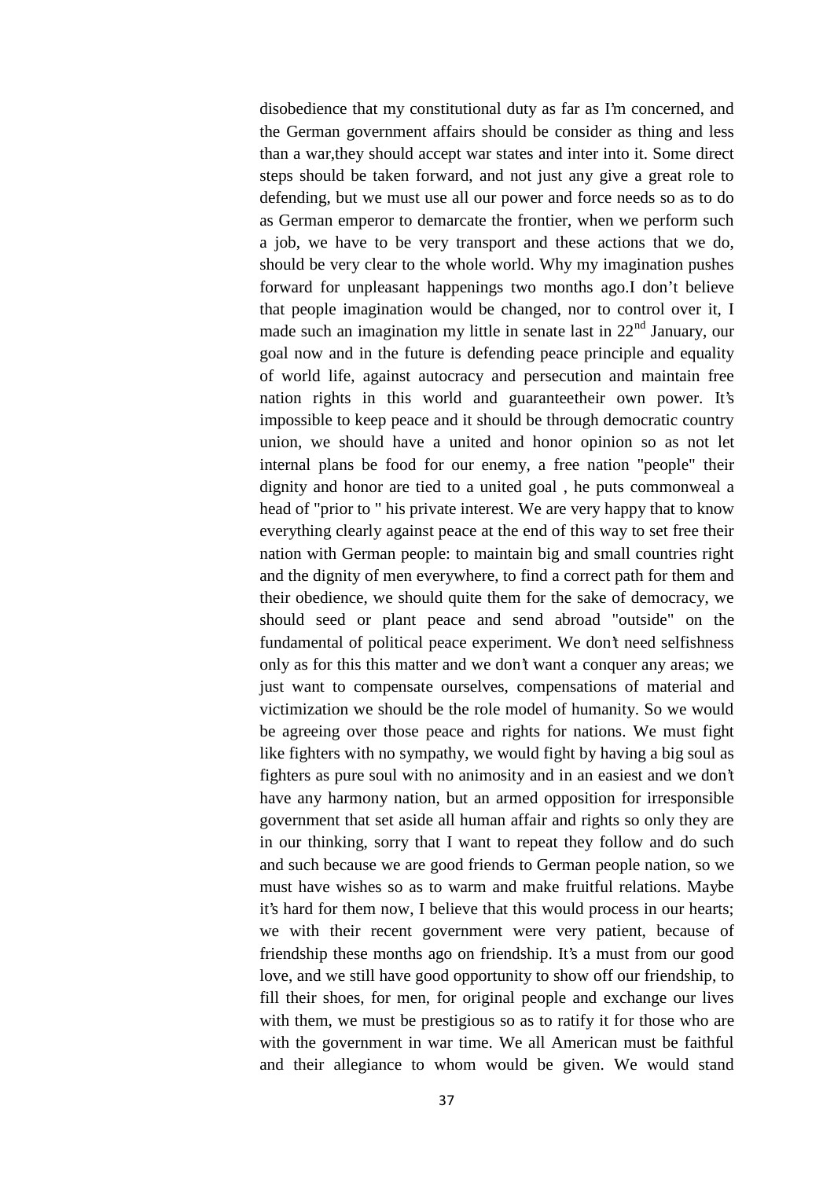disobedience that my constitutional duty as far as I'm concerned, and the German government affairs should be consider as thing and less than a war,they should accept war states and inter into it. Some direct steps should be taken forward, and not just any give a great role to defending, but we must use all our power and force needs so as to do as German emperor to demarcate the frontier, when we perform such a job, we have to be very transport and these actions that we do, should be very clear to the whole world. Why my imagination pushes forward for unpleasant happenings two months ago.I don't believe that people imagination would be changed, nor to control over it, I made such an imagination my little in senate last in 22nd January, our goal now and in the future is defending peace principle and equality of world life, against autocracy and persecution and maintain free nation rights in this world and guaranteetheir own power. It's impossible to keep peace and it should be through democratic country union, we should have a united and honor opinion so as not let internal plans be food for our enemy, a free nation "people" their dignity and honor are tied to a united goal , he puts commonweal a head of "prior to " his private interest. We are very happy that to know everything clearly against peace at the end of this way to set free their nation with German people: to maintain big and small countries right and the dignity of men everywhere, to find a correct path for them and their obedience, we should quite them for the sake of democracy, we should seed or plant peace and send abroad "outside" on the fundamental of political peace experiment. We don't need selfishness only as for this this matter and we don't want a conquer any areas; we just want to compensate ourselves, compensations of material and victimization we should be the role model of humanity. So we would be agreeing over those peace and rights for nations. We must fight like fighters with no sympathy, we would fight by having a big soul as fighters as pure soul with no animosity and in an easiest and we don't have any harmony nation, but an armed opposition for irresponsible government that set aside all human affair and rights so only they are in our thinking, sorry that I want to repeat they follow and do such and such because we are good friends to German people nation, so we must have wishes so as to warm and make fruitful relations. Maybe it's hard for them now, I believe that this would process in our hearts; we with their recent government were very patient, because of friendship these months ago on friendship. It's a must from our good love, and we still have good opportunity to show off our friendship, to fill their shoes, for men, for original people and exchange our lives with them, we must be prestigious so as to ratify it for those who are with the government in war time. We all American must be faithful and their allegiance to whom would be given. We would stand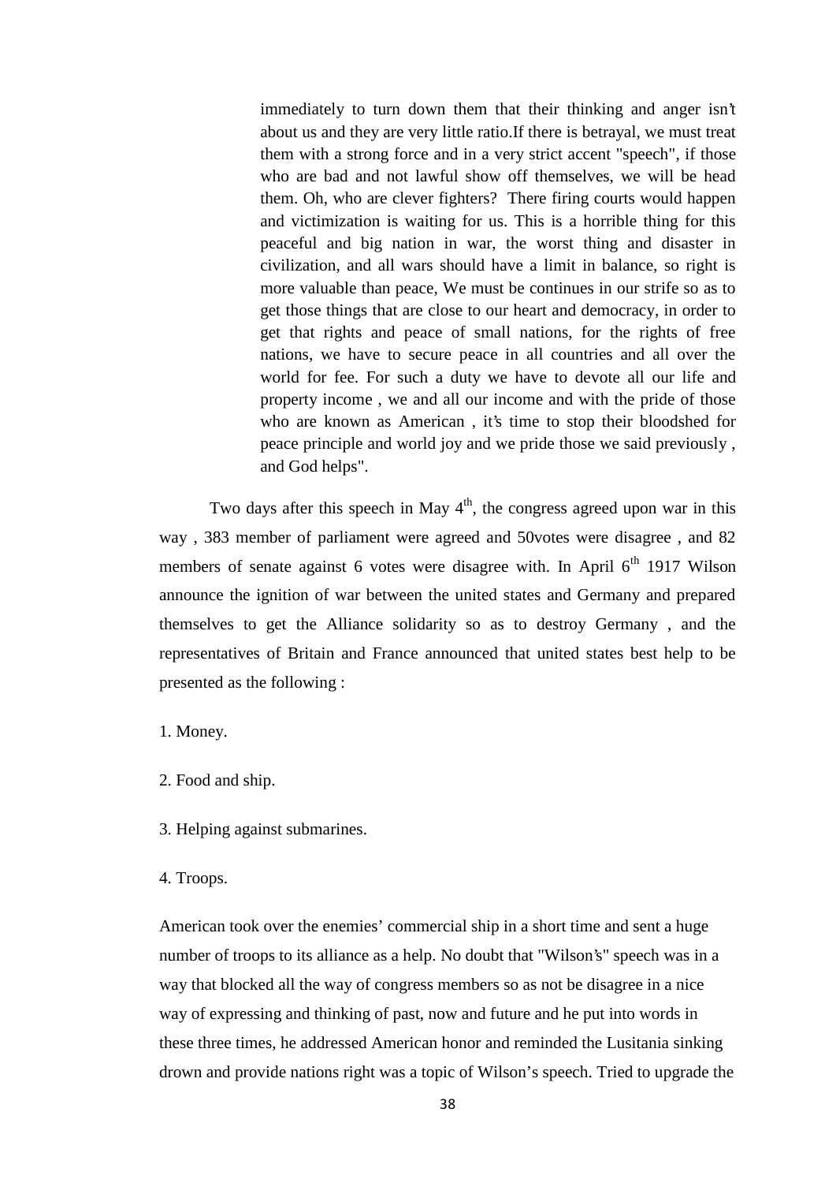> immediately to turn down them that their thinking and anger isn't about us and they are very little ratio.If there is betrayal, we must treat them with a strong force and in a very strict accent "speech", if those who are bad and not lawful show off themselves, we will be head them. Oh, who are clever fighters? There firing courts would happen and victimization is waiting for us. This is a horrible thing for this peaceful and big nation in war, the worst thing and disaster in civilization, and all wars should have a limit in balance, so right is more valuable than peace, We must be continues in our strife so as to get those things that are close to our heart and democracy, in order to get that rights and peace of small nations, for the rights of free nations, we have to secure peace in all countries and all over the world for fee. For such a duty we have to devote all our life and property income , we and all our income and with the pride of those who are known as American , it's time to stop their bloodshed for peace principle and world joy and we pride those we said previously , and God helps".

Two days after this speech in May 4th, the congress agreed upon war in this way , 383 member of parliament were agreed and 50votes were disagree , and 82 members of senate against 6 votes were disagree with. In April 6th 1917 Wilson announce the ignition of war between the united states and Germany and prepared themselves to get the Alliance solidarity so as to destroy Germany , and the representatives of Britain and France announced that united states best help to be presented as the following :

1. Money.

2. Food and ship.

3. Helping against submarines.

4. Troops.

American took over the enemies' commercial ship in a short time and sent a huge number of troops to its alliance as a help. No doubt that "Wilson's" speech was in a way that blocked all the way of congress members so as not be disagree in a nice way of expressing and thinking of past, now and future and he put into words in these three times, he addressed American honor and reminded the Lusitania sinking drown and provide nations right was a topic of Wilson's speech. Tried to upgrade the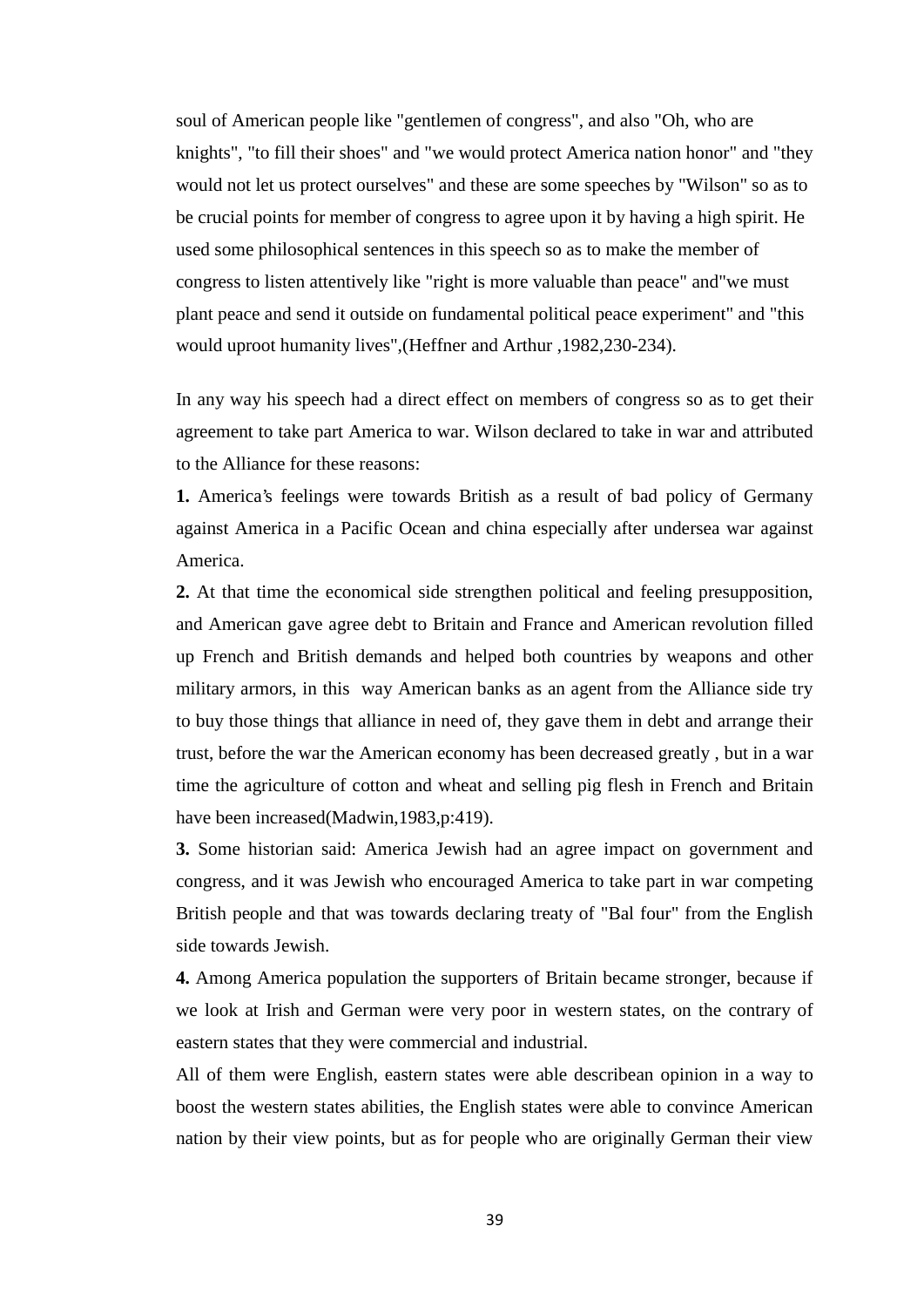soul of American people like "gentlemen of congress", and also "Oh, who are knights", "to fill their shoes" and "we would protect America nation honor" and "they would not let us protect ourselves" and these are some speeches by "Wilson" so as to be crucial points for member of congress to agree upon it by having a high spirit. He used some philosophical sentences in this speech so as to make the member of congress to listen attentively like "right is more valuable than peace" and"we must plant peace and send it outside on fundamental political peace experiment" and "this would uproot humanity lives",(Heffner and Arthur ,1982,230-234).

In any way his speech had a direct effect on members of congress so as to get their agreement to take part America to war. Wilson declared to take in war and attributed to the Alliance for these reasons:

**1.** America's feelings were towards British as a result of bad policy of Germany against America in a Pacific Ocean and china especially after undersea war against America.

**2.** At that time the economical side strengthen political and feeling presupposition, and American gave agree debt to Britain and France and American revolution filled up French and British demands and helped both countries by weapons and other military armors, in this way American banks as an agent from the Alliance side try to buy those things that alliance in need of, they gave them in debt and arrange their trust, before the war the American economy has been decreased greatly , but in a war time the agriculture of cotton and wheat and selling pig flesh in French and Britain have been increased(Madwin,1983,p:419).

**3.** Some historian said: America Jewish had an agree impact on government and congress, and it was Jewish who encouraged America to take part in war competing British people and that was towards declaring treaty of "Bal four" from the English side towards Jewish.

**4.** Among America population the supporters of Britain became stronger, because if we look at Irish and German were very poor in western states, on the contrary of eastern states that they were commercial and industrial.

All of them were English, eastern states were able describean opinion in a way to boost the western states abilities, the English states were able to convince American nation by their view points, but as for people who are originally German their view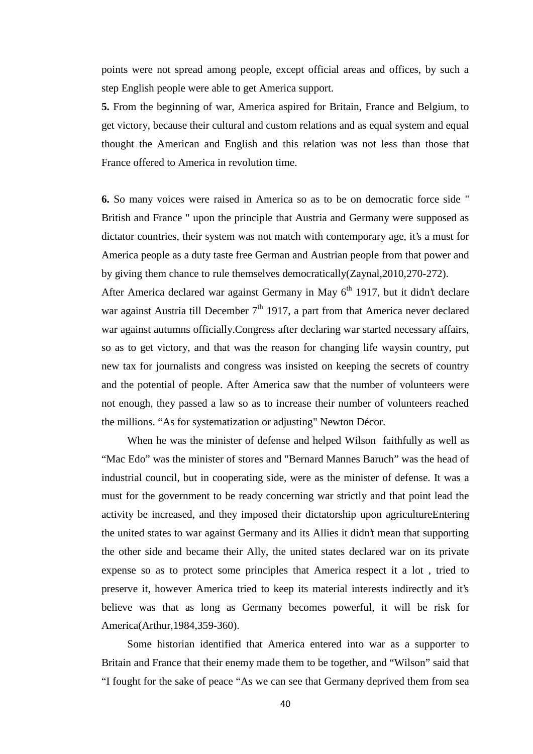points were not spread among people, except official areas and offices, by such a step English people were able to get America support.

**5.** From the beginning of war, America aspired for Britain, France and Belgium, to get victory, because their cultural and custom relations and as equal system and equal thought the American and English and this relation was not less than those that France offered to America in revolution time.

**6.** So many voices were raised in America so as to be on democratic force side " British and France " upon the principle that Austria and Germany were supposed as dictator countries, their system was not match with contemporary age, it's a must for America people as a duty taste free German and Austrian people from that power and by giving them chance to rule themselves democratically(Zaynal,2010,270-272).

After America declared war against Germany in May 6th 1917, but it didn't declare war against Austria till December 7th 1917, a part from that America never declared war against autumns officially.Congress after declaring war started necessary affairs, so as to get victory, and that was the reason for changing life waysin country, put new tax for journalists and congress was insisted on keeping the secrets of country and the potential of people. After America saw that the number of volunteers were not enough, they passed a law so as to increase their number of volunteers reached the millions. "As for systematization or adjusting" Newton Décor.

When he was the minister of defense and helped Wilson faithfully as well as "Mac Edo" was the minister of stores and "Bernard Mannes Baruch" was the head of industrial council, but in cooperating side, were as the minister of defense. It was a must for the government to be ready concerning war strictly and that point lead the activity be increased, and they imposed their dictatorship upon agricultureEntering the united states to war against Germany and its Allies it didn't mean that supporting the other side and became their Ally, the united states declared war on its private expense so as to protect some principles that America respect it a lot , tried to preserve it, however America tried to keep its material interests indirectly and it's believe was that as long as Germany becomes powerful, it will be risk for America(Arthur,1984,359-360).

Some historian identified that America entered into war as a supporter to Britain and France that their enemy made them to be together, and "Wilson" said that "I fought for the sake of peace "As we can see that Germany deprived them from sea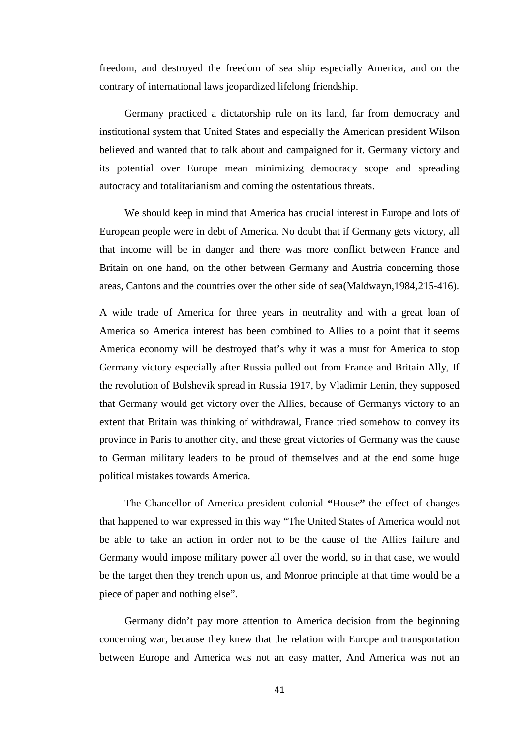freedom, and destroyed the freedom of sea ship especially America, and on the contrary of international laws jeopardized lifelong friendship.

Germany practiced a dictatorship rule on its land, far from democracy and institutional system that United States and especially the American president Wilson believed and wanted that to talk about and campaigned for it. Germany victory and its potential over Europe mean minimizing democracy scope and spreading autocracy and totalitarianism and coming the ostentatious threats.

We should keep in mind that America has crucial interest in Europe and lots of European people were in debt of America. No doubt that if Germany gets victory, all that income will be in danger and there was more conflict between France and Britain on one hand, on the other between Germany and Austria concerning those areas, Cantons and the countries over the other side of sea(Maldwayn,1984,215-416).

A wide trade of America for three years in neutrality and with a great loan of America so America interest has been combined to Allies to a point that it seems America economy will be destroyed that's why it was a must for America to stop Germany victory especially after Russia pulled out from France and Britain Ally, If the revolution of Bolshevik spread in Russia 1917, by Vladimir Lenin, they supposed that Germany would get victory over the Allies, because of Germanys victory to an extent that Britain was thinking of withdrawal, France tried somehow to convey its province in Paris to another city, and these great victories of Germany was the cause to German military leaders to be proud of themselves and at the end some huge political mistakes towards America.

The Chancellor of America president colonial **"**House**"** the effect of changes that happened to war expressed in this way "The United States of America would not be able to take an action in order not to be the cause of the Allies failure and Germany would impose military power all over the world, so in that case, we would be the target then they trench upon us, and Monroe principle at that time would be a piece of paper and nothing else".

Germany didn't pay more attention to America decision from the beginning concerning war, because they knew that the relation with Europe and transportation between Europe and America was not an easy matter, And America was not an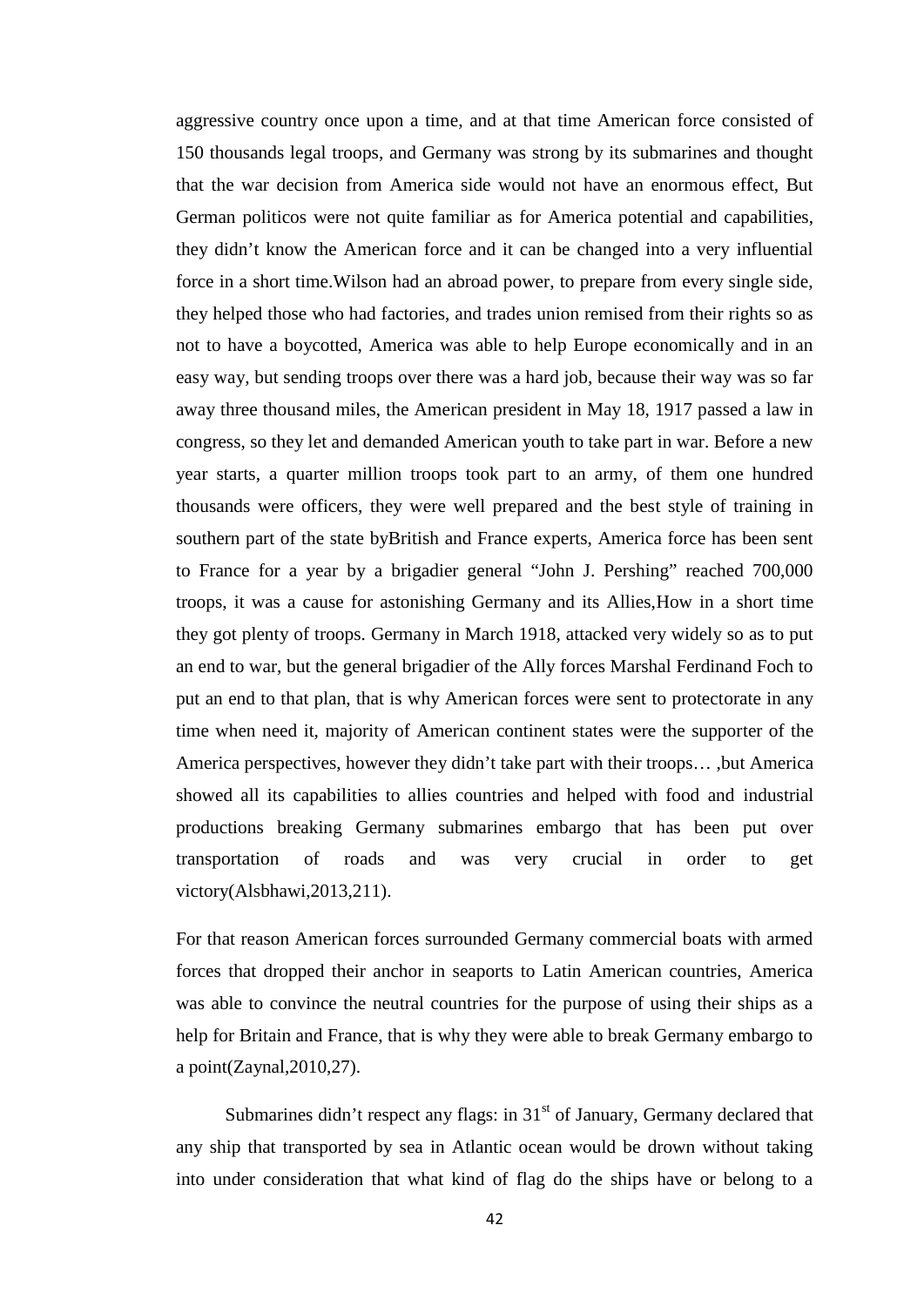aggressive country once upon a time, and at that time American force consisted of 150 thousands legal troops, and Germany was strong by its submarines and thought that the war decision from America side would not have an enormous effect, But German politicos were not quite familiar as for America potential and capabilities, they didn't know the American force and it can be changed into a very influential force in a short time.Wilson had an abroad power, to prepare from every single side, they helped those who had factories, and trades union remised from their rights so as not to have a boycotted, America was able to help Europe economically and in an easy way, but sending troops over there was a hard job, because their way was so far away three thousand miles, the American president in May 18, 1917 passed a law in congress, so they let and demanded American youth to take part in war. Before a new year starts, a quarter million troops took part to an army, of them one hundred thousands were officers, they were well prepared and the best style of training in southern part of the state byBritish and France experts, America force has been sent to France for a year by a brigadier general "John J. Pershing" reached 700,000 troops, it was a cause for astonishing Germany and its Allies,How in a short time they got plenty of troops. Germany in March 1918, attacked very widely so as to put an end to war, but the general brigadier of the Ally forces Marshal Ferdinand Foch to put an end to that plan, that is why American forces were sent to protectorate in any time when need it, majority of American continent states were the supporter of the America perspectives, however they didn't take part with their troops… ,but America showed all its capabilities to allies countries and helped with food and industrial productions breaking Germany submarines embargo that has been put over transportation of roads and was very crucial in order to get victory(Alsbhawi,2013,211).

For that reason American forces surrounded Germany commercial boats with armed forces that dropped their anchor in seaports to Latin American countries, America was able to convince the neutral countries for the purpose of using their ships as a help for Britain and France, that is why they were able to break Germany embargo to a point(Zaynal,2010,27).

Submarines didn't respect any flags: in 31st of January, Germany declared that any ship that transported by sea in Atlantic ocean would be drown without taking into under consideration that what kind of flag do the ships have or belong to a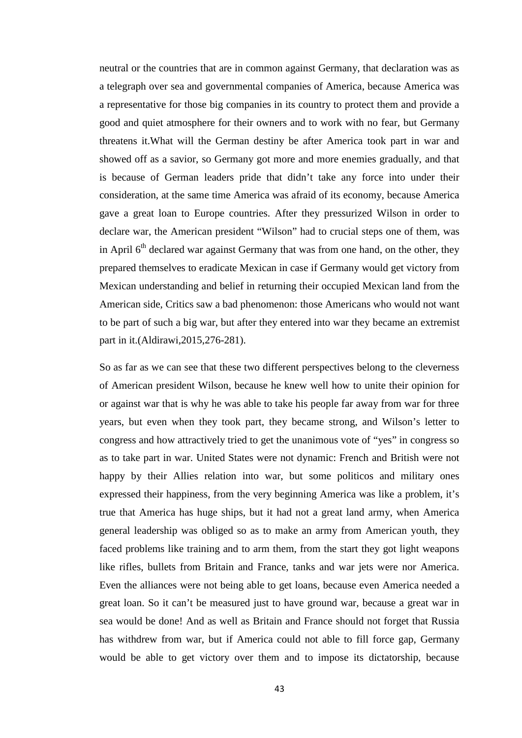neutral or the countries that are in common against Germany, that declaration was as a telegraph over sea and governmental companies of America, because America was a representative for those big companies in its country to protect them and provide a good and quiet atmosphere for their owners and to work with no fear, but Germany threatens it.What will the German destiny be after America took part in war and showed off as a savior, so Germany got more and more enemies gradually, and that is because of German leaders pride that didn't take any force into under their consideration, at the same time America was afraid of its economy, because America gave a great loan to Europe countries. After they pressurized Wilson in order to declare war, the American president "Wilson" had to crucial steps one of them, was in April 6th declared war against Germany that was from one hand, on the other, they prepared themselves to eradicate Mexican in case if Germany would get victory from Mexican understanding and belief in returning their occupied Mexican land from the American side, Critics saw a bad phenomenon: those Americans who would not want to be part of such a big war, but after they entered into war they became an extremist part in it.(Aldirawi,2015,276-281).

So as far as we can see that these two different perspectives belong to the cleverness of American president Wilson, because he knew well how to unite their opinion for or against war that is why he was able to take his people far away from war for three years, but even when they took part, they became strong, and Wilson's letter to congress and how attractively tried to get the unanimous vote of "yes" in congress so as to take part in war. United States were not dynamic: French and British were not happy by their Allies relation into war, but some politicos and military ones expressed their happiness, from the very beginning America was like a problem, it's true that America has huge ships, but it had not a great land army, when America general leadership was obliged so as to make an army from American youth, they faced problems like training and to arm them, from the start they got light weapons like rifles, bullets from Britain and France, tanks and war jets were nor America. Even the alliances were not being able to get loans, because even America needed a great loan. So it can't be measured just to have ground war, because a great war in sea would be done! And as well as Britain and France should not forget that Russia has withdrew from war, but if America could not able to fill force gap, Germany would be able to get victory over them and to impose its dictatorship, because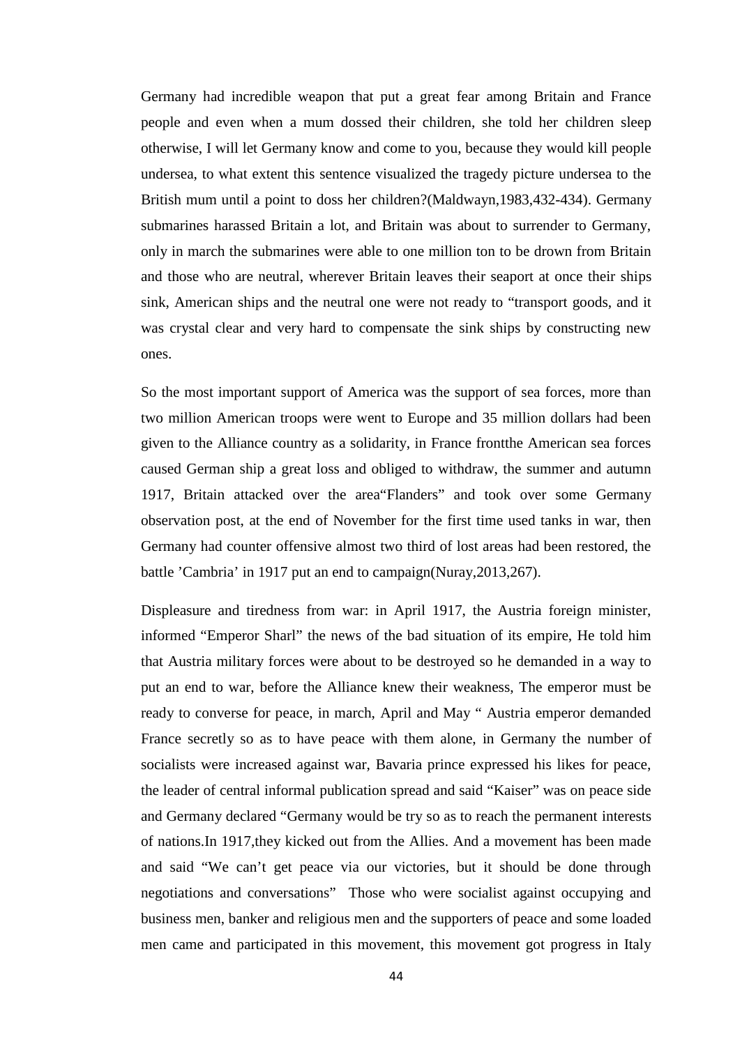Germany had incredible weapon that put a great fear among Britain and France people and even when a mum dossed their children, she told her children sleep otherwise, I will let Germany know and come to you, because they would kill people undersea, to what extent this sentence visualized the tragedy picture undersea to the British mum until a point to doss her children?(Maldwayn,1983,432-434). Germany submarines harassed Britain a lot, and Britain was about to surrender to Germany, only in march the submarines were able to one million ton to be drown from Britain and those who are neutral, wherever Britain leaves their seaport at once their ships sink, American ships and the neutral one were not ready to "transport goods, and it was crystal clear and very hard to compensate the sink ships by constructing new ones.

So the most important support of America was the support of sea forces, more than two million American troops were went to Europe and 35 million dollars had been given to the Alliance country as a solidarity, in France frontthe American sea forces caused German ship a great loss and obliged to withdraw, the summer and autumn 1917, Britain attacked over the area"Flanders" and took over some Germany observation post, at the end of November for the first time used tanks in war, then Germany had counter offensive almost two third of lost areas had been restored, the battle 'Cambria' in 1917 put an end to campaign(Nuray,2013,267).

Displeasure and tiredness from war: in April 1917, the Austria foreign minister, informed "Emperor Sharl" the news of the bad situation of its empire, He told him that Austria military forces were about to be destroyed so he demanded in a way to put an end to war, before the Alliance knew their weakness, The emperor must be ready to converse for peace, in march, April and May " Austria emperor demanded France secretly so as to have peace with them alone, in Germany the number of socialists were increased against war, Bavaria prince expressed his likes for peace, the leader of central informal publication spread and said "Kaiser" was on peace side and Germany declared "Germany would be try so as to reach the permanent interests of nations.In 1917,they kicked out from the Allies. And a movement has been made and said "We can't get peace via our victories, but it should be done through negotiations and conversations" Those who were socialist against occupying and business men, banker and religious men and the supporters of peace and some loaded men came and participated in this movement, this movement got progress in Italy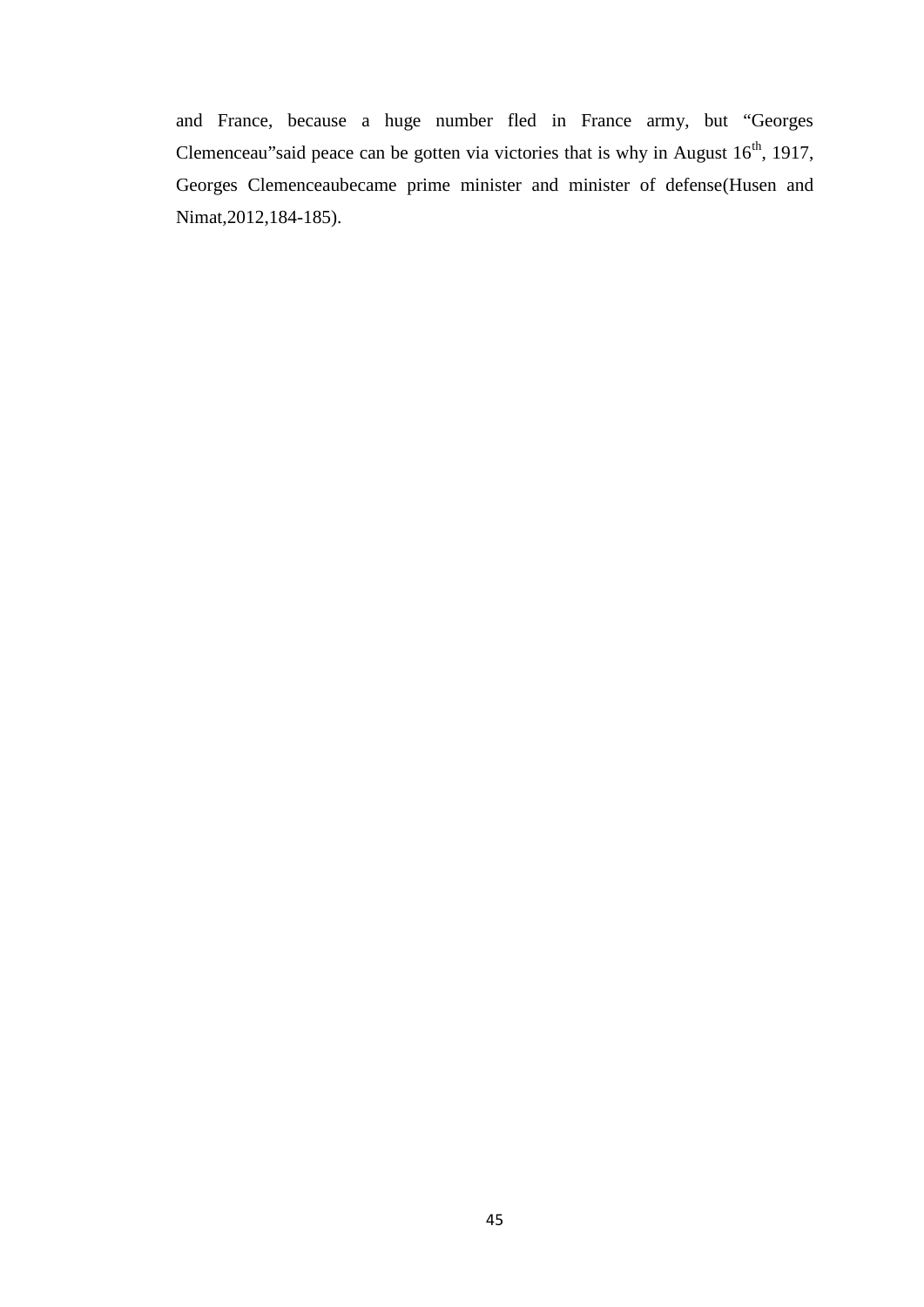and France, because a huge number fled in France army, but “Georges Clemenceau”said peace can be gotten via victories that is why in August $16^{th}$, 1917, Georges Clemenceaubecame prime minister and minister of defense(Husen and Nimat,2012,184-185).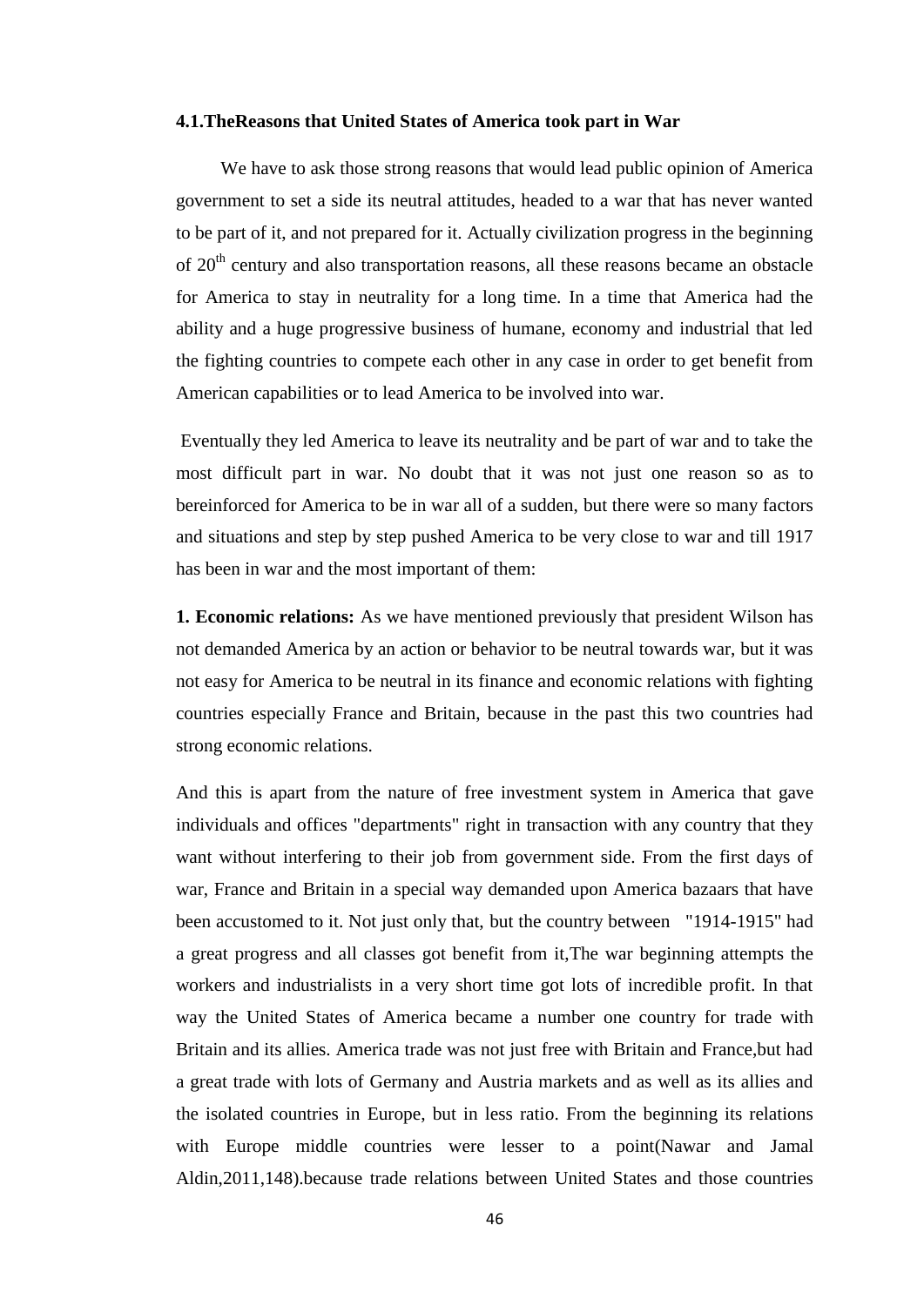### 4.1.TheReasons that United States of America took part in War

We have to ask those strong reasons that would lead public opinion of America government to set a side its neutral attitudes, headed to a war that has never wanted to be part of it, and not prepared for it. Actually civilization progress in the beginning of 20th century and also transportation reasons, all these reasons became an obstacle for America to stay in neutrality for a long time. In a time that America had the ability and a huge progressive business of humane, economy and industrial that led the fighting countries to compete each other in any case in order to get benefit from American capabilities or to lead America to be involved into war.

Eventually they led America to leave its neutrality and be part of war and to take the most difficult part in war. No doubt that it was not just one reason so as to bereinforced for America to be in war all of a sudden, but there were so many factors and situations and step by step pushed America to be very close to war and till 1917 has been in war and the most important of them:

**1. Economic relations:** As we have mentioned previously that president Wilson has not demanded America by an action or behavior to be neutral towards war, but it was not easy for America to be neutral in its finance and economic relations with fighting countries especially France and Britain, because in the past this two countries had strong economic relations.

And this is apart from the nature of free investment system in America that gave individuals and offices "departments" right in transaction with any country that they want without interfering to their job from government side. From the first days of war, France and Britain in a special way demanded upon America bazaars that have been accustomed to it. Not just only that, but the country between "1914-1915" had a great progress and all classes got benefit from it,The war beginning attempts the workers and industrialists in a very short time got lots of incredible profit. In that way the United States of America became a number one country for trade with Britain and its allies. America trade was not just free with Britain and France,but had a great trade with lots of Germany and Austria markets and as well as its allies and the isolated countries in Europe, but in less ratio. From the beginning its relations with Europe middle countries were lesser to a point(Nawar and Jamal Aldin,2011,148).because trade relations between United States and those countries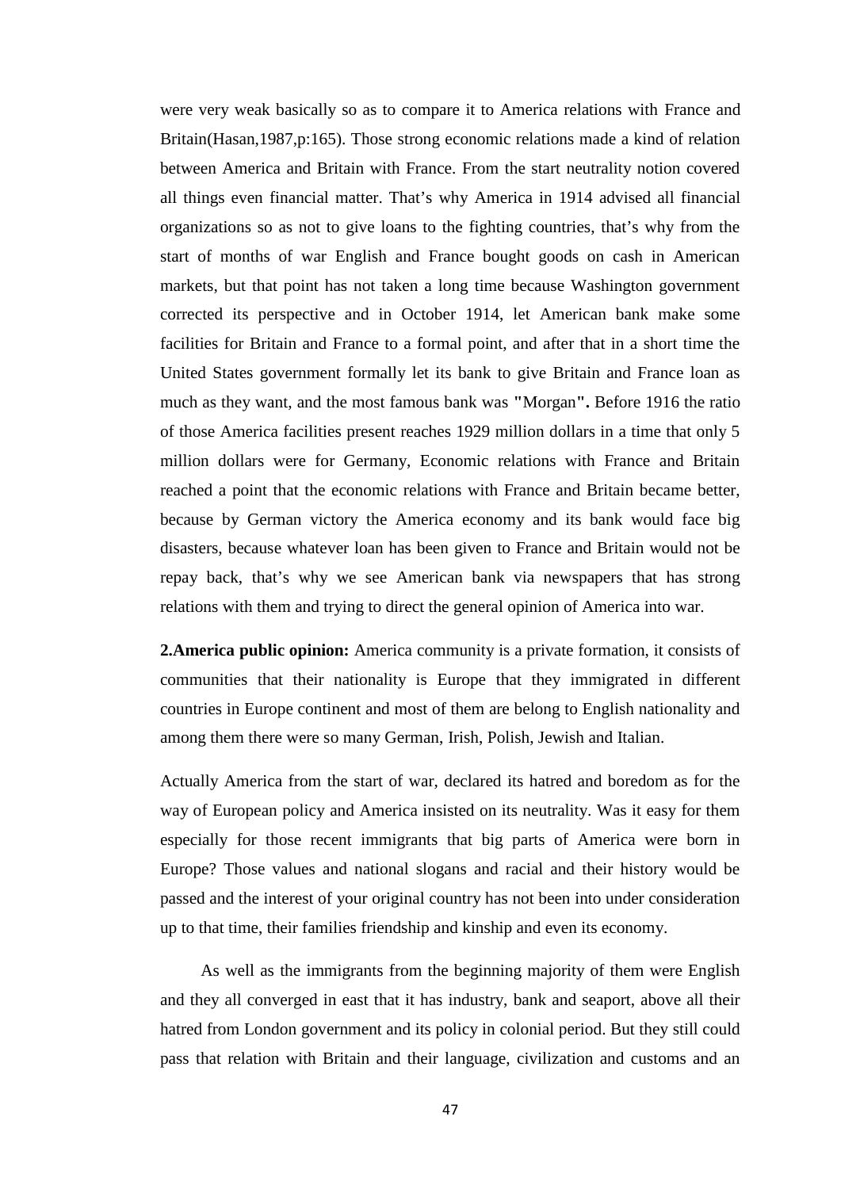were very weak basically so as to compare it to America relations with France and Britain(Hasan,1987,p:165). Those strong economic relations made a kind of relation between America and Britain with France. From the start neutrality notion covered all things even financial matter. That's why America in 1914 advised all financial organizations so as not to give loans to the fighting countries, that's why from the start of months of war English and France bought goods on cash in American markets, but that point has not taken a long time because Washington government corrected its perspective and in October 1914, let American bank make some facilities for Britain and France to a formal point, and after that in a short time the United States government formally let its bank to give Britain and France loan as much as they want, and the most famous bank was **"**Morgan**".** Before 1916 the ratio of those America facilities present reaches 1929 million dollars in a time that only 5 million dollars were for Germany, Economic relations with France and Britain reached a point that the economic relations with France and Britain became better, because by German victory the America economy and its bank would face big disasters, because whatever loan has been given to France and Britain would not be repay back, that's why we see American bank via newspapers that has strong relations with them and trying to direct the general opinion of America into war.

**2.America public opinion:** America community is a private formation, it consists of communities that their nationality is Europe that they immigrated in different countries in Europe continent and most of them are belong to English nationality and among them there were so many German, Irish, Polish, Jewish and Italian.

Actually America from the start of war, declared its hatred and boredom as for the way of European policy and America insisted on its neutrality. Was it easy for them especially for those recent immigrants that big parts of America were born in Europe? Those values and national slogans and racial and their history would be passed and the interest of your original country has not been into under consideration up to that time, their families friendship and kinship and even its economy.

As well as the immigrants from the beginning majority of them were English and they all converged in east that it has industry, bank and seaport, above all their hatred from London government and its policy in colonial period. But they still could pass that relation with Britain and their language, civilization and customs and an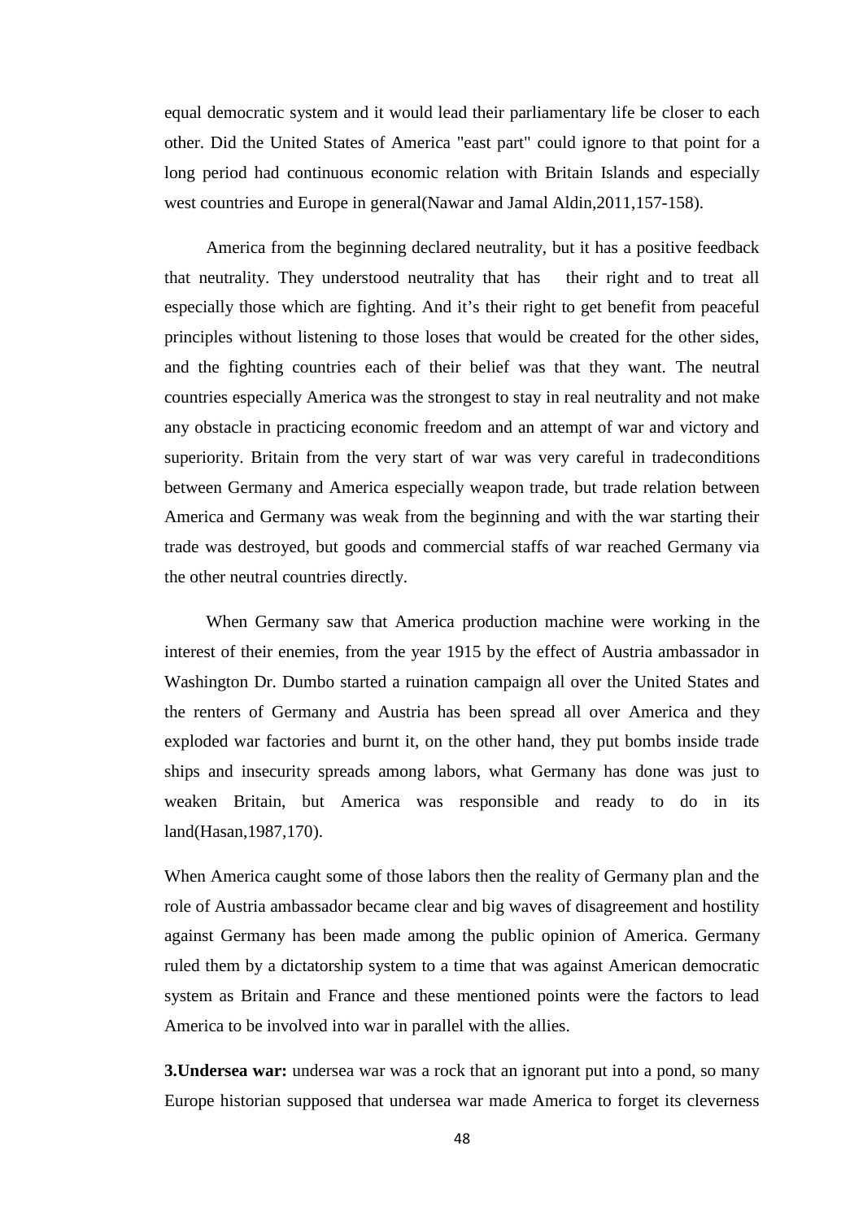equal democratic system and it would lead their parliamentary life be closer to each other. Did the United States of America "east part" could ignore to that point for a long period had continuous economic relation with Britain Islands and especially west countries and Europe in general(Nawar and Jamal Aldin,2011,157-158).

America from the beginning declared neutrality, but it has a positive feedback that neutrality. They understood neutrality that has their right and to treat all especially those which are fighting. And it's their right to get benefit from peaceful principles without listening to those loses that would be created for the other sides, and the fighting countries each of their belief was that they want. The neutral countries especially America was the strongest to stay in real neutrality and not make any obstacle in practicing economic freedom and an attempt of war and victory and superiority. Britain from the very start of war was very careful in tradeconditions between Germany and America especially weapon trade, but trade relation between America and Germany was weak from the beginning and with the war starting their trade was destroyed, but goods and commercial staffs of war reached Germany via the other neutral countries directly.

When Germany saw that America production machine were working in the interest of their enemies, from the year 1915 by the effect of Austria ambassador in Washington Dr. Dumbo started a ruination campaign all over the United States and the renters of Germany and Austria has been spread all over America and they exploded war factories and burnt it, on the other hand, they put bombs inside trade ships and insecurity spreads among labors, what Germany has done was just to weaken Britain, but America was responsible and ready to do in its land(Hasan,1987,170).

When America caught some of those labors then the reality of Germany plan and the role of Austria ambassador became clear and big waves of disagreement and hostility against Germany has been made among the public opinion of America. Germany ruled them by a dictatorship system to a time that was against American democratic system as Britain and France and these mentioned points were the factors to lead America to be involved into war in parallel with the allies.

**3.Undersea war:** undersea war was a rock that an ignorant put into a pond, so many Europe historian supposed that undersea war made America to forget its cleverness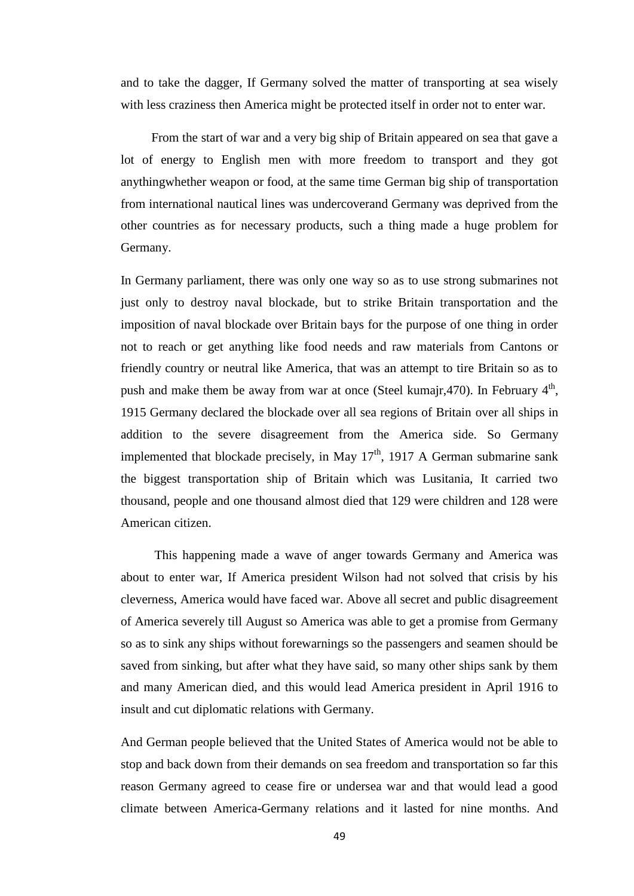and to take the dagger, If Germany solved the matter of transporting at sea wisely with less craziness then America might be protected itself in order not to enter war.

From the start of war and a very big ship of Britain appeared on sea that gave a lot of energy to English men with more freedom to transport and they got anythingwhether weapon or food, at the same time German big ship of transportation from international nautical lines was undercoverand Germany was deprived from the other countries as for necessary products, such a thing made a huge problem for Germany.

In Germany parliament, there was only one way so as to use strong submarines not just only to destroy naval blockade, but to strike Britain transportation and the imposition of naval blockade over Britain bays for the purpose of one thing in order not to reach or get anything like food needs and raw materials from Cantons or friendly country or neutral like America, that was an attempt to tire Britain so as to push and make them be away from war at once (Steel kumajr,470). In February 4th, 1915 Germany declared the blockade over all sea regions of Britain over all ships in addition to the severe disagreement from the America side. So Germany implemented that blockade precisely, in May 17th, 1917 A German submarine sank the biggest transportation ship of Britain which was Lusitania, It carried two thousand, people and one thousand almost died that 129 were children and 128 were American citizen.

This happening made a wave of anger towards Germany and America was about to enter war, If America president Wilson had not solved that crisis by his cleverness, America would have faced war. Above all secret and public disagreement of America severely till August so America was able to get a promise from Germany so as to sink any ships without forewarnings so the passengers and seamen should be saved from sinking, but after what they have said, so many other ships sank by them and many American died, and this would lead America president in April 1916 to insult and cut diplomatic relations with Germany.

And German people believed that the United States of America would not be able to stop and back down from their demands on sea freedom and transportation so far this reason Germany agreed to cease fire or undersea war and that would lead a good climate between America-Germany relations and it lasted for nine months. And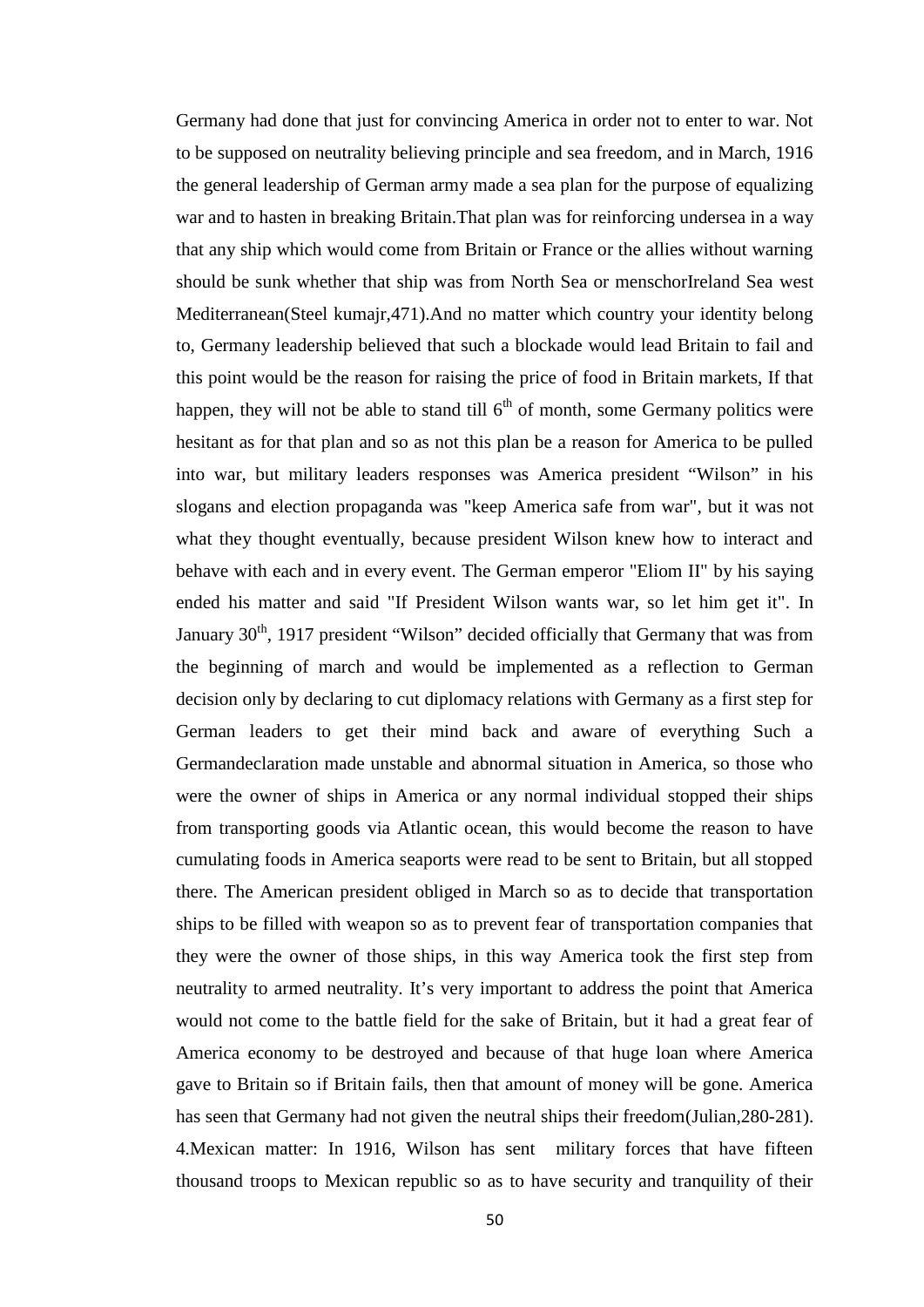Germany had done that just for convincing America in order not to enter to war. Not to be supposed on neutrality believing principle and sea freedom, and in March, 1916 the general leadership of German army made a sea plan for the purpose of equalizing war and to hasten in breaking Britain.That plan was for reinforcing undersea in a way that any ship which would come from Britain or France or the allies without warning should be sunk whether that ship was from North Sea or menschorIreland Sea west Mediterranean(Steel kumajr,471).And no matter which country your identity belong to, Germany leadership believed that such a blockade would lead Britain to fail and this point would be the reason for raising the price of food in Britain markets, If that happen, they will not be able to stand till 6th of month, some Germany politics were hesitant as for that plan and so as not this plan be a reason for America to be pulled into war, but military leaders responses was America president "Wilson" in his slogans and election propaganda was "keep America safe from war", but it was not what they thought eventually, because president Wilson knew how to interact and behave with each and in every event. The German emperor "Eliom II" by his saying ended his matter and said "If President Wilson wants war, so let him get it". In January 30th, 1917 president "Wilson" decided officially that Germany that was from the beginning of march and would be implemented as a reflection to German decision only by declaring to cut diplomacy relations with Germany as a first step for German leaders to get their mind back and aware of everything Such a Germandeclaration made unstable and abnormal situation in America, so those who were the owner of ships in America or any normal individual stopped their ships from transporting goods via Atlantic ocean, this would become the reason to have cumulating foods in America seaports were read to be sent to Britain, but all stopped there. The American president obliged in March so as to decide that transportation ships to be filled with weapon so as to prevent fear of transportation companies that they were the owner of those ships, in this way America took the first step from neutrality to armed neutrality. It's very important to address the point that America would not come to the battle field for the sake of Britain, but it had a great fear of America economy to be destroyed and because of that huge loan where America gave to Britain so if Britain fails, then that amount of money will be gone. America has seen that Germany had not given the neutral ships their freedom(Julian,280-281).

4.Mexican matter: In 1916, Wilson has sent military forces that have fifteen thousand troops to Mexican republic so as to have security and tranquility of their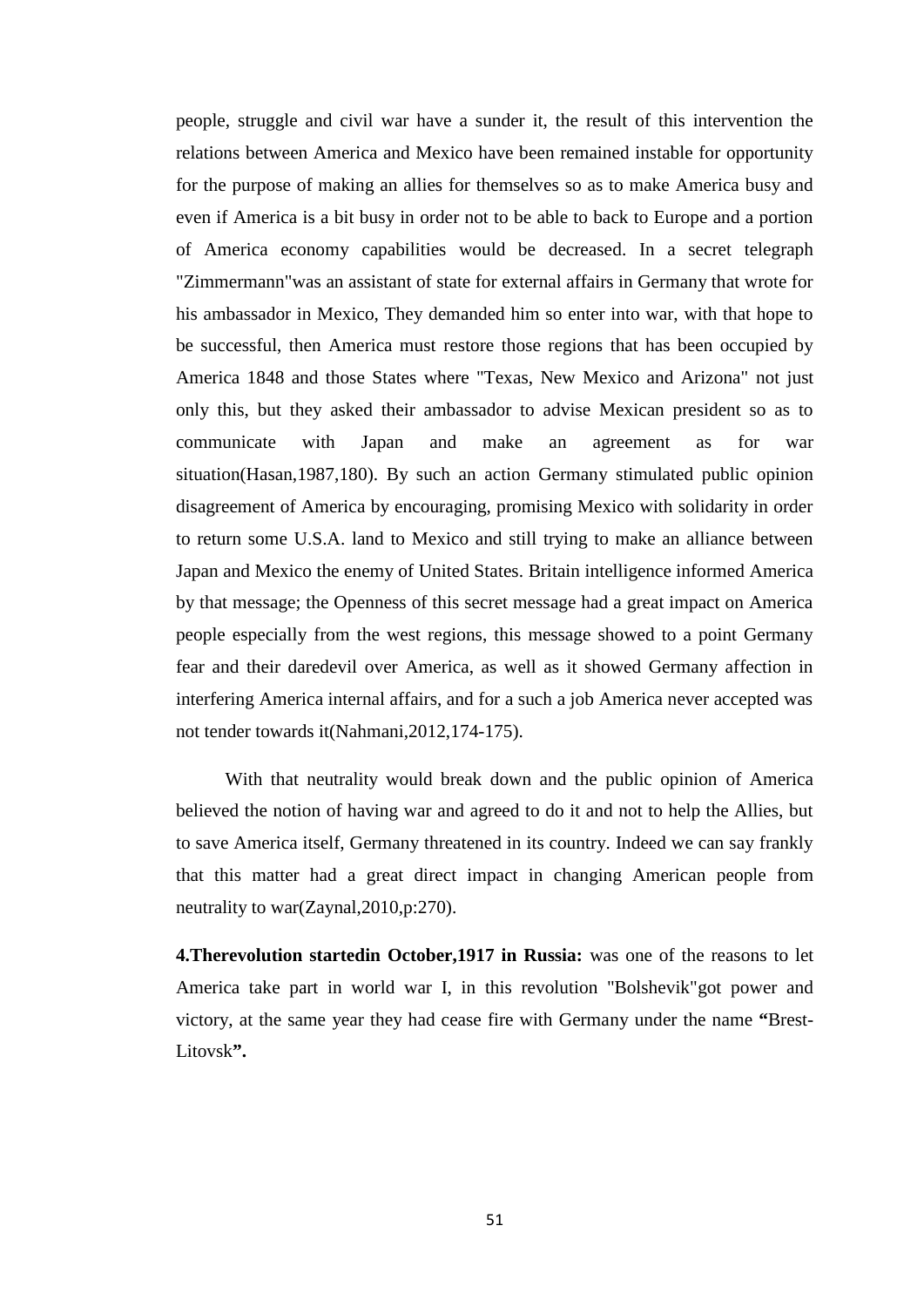people, struggle and civil war have a sunder it, the result of this intervention the relations between America and Mexico have been remained instable for opportunity for the purpose of making an allies for themselves so as to make America busy and even if America is a bit busy in order not to be able to back to Europe and a portion of America economy capabilities would be decreased. In a secret telegraph "Zimmermann"was an assistant of state for external affairs in Germany that wrote for his ambassador in Mexico, They demanded him so enter into war, with that hope to be successful, then America must restore those regions that has been occupied by America 1848 and those States where "Texas, New Mexico and Arizona" not just only this, but they asked their ambassador to advise Mexican president so as to communicate with Japan and make an agreement as for war situation(Hasan,1987,180). By such an action Germany stimulated public opinion disagreement of America by encouraging, promising Mexico with solidarity in order to return some U.S.A. land to Mexico and still trying to make an alliance between Japan and Mexico the enemy of United States. Britain intelligence informed America by that message; the Openness of this secret message had a great impact on America people especially from the west regions, this message showed to a point Germany fear and their daredevil over America, as well as it showed Germany affection in interfering America internal affairs, and for a such a job America never accepted was not tender towards it(Nahmani,2012,174-175).

With that neutrality would break down and the public opinion of America believed the notion of having war and agreed to do it and not to help the Allies, but to save America itself, Germany threatened in its country. Indeed we can say frankly that this matter had a great direct impact in changing American people from neutrality to war(Zaynal,2010,p:270).

**4.Therevolution startedin October,1917 in Russia:** was one of the reasons to let America take part in world war I, in this revolution "Bolshevik"got power and victory, at the same year they had cease fire with Germany under the name **"**Brest-Litovsk**".**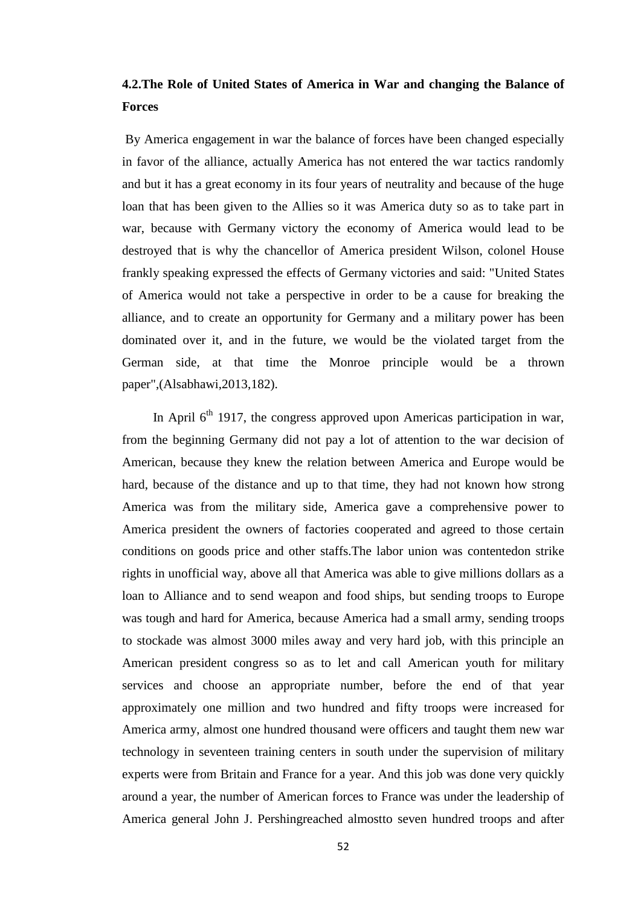## 4.2.The Role of United States of America in War and changing the Balance of Forces

By America engagement in war the balance of forces have been changed especially in favor of the alliance, actually America has not entered the war tactics randomly and but it has a great economy in its four years of neutrality and because of the huge loan that has been given to the Allies so it was America duty so as to take part in war, because with Germany victory the economy of America would lead to be destroyed that is why the chancellor of America president Wilson, colonel House frankly speaking expressed the effects of Germany victories and said: "United States of America would not take a perspective in order to be a cause for breaking the alliance, and to create an opportunity for Germany and a military power has been dominated over it, and in the future, we would be the violated target from the German side, at that time the Monroe principle would be a thrown paper",(Alsabhawi,2013,182).

In April 6th 1917, the congress approved upon Americas participation in war, from the beginning Germany did not pay a lot of attention to the war decision of American, because they knew the relation between America and Europe would be hard, because of the distance and up to that time, they had not known how strong America was from the military side, America gave a comprehensive power to America president the owners of factories cooperated and agreed to those certain conditions on goods price and other staffs.The labor union was contentedon strike rights in unofficial way, above all that America was able to give millions dollars as a loan to Alliance and to send weapon and food ships, but sending troops to Europe was tough and hard for America, because America had a small army, sending troops to stockade was almost 3000 miles away and very hard job, with this principle an American president congress so as to let and call American youth for military services and choose an appropriate number, before the end of that year approximately one million and two hundred and fifty troops were increased for America army, almost one hundred thousand were officers and taught them new war technology in seventeen training centers in south under the supervision of military experts were from Britain and France for a year. And this job was done very quickly around a year, the number of American forces to France was under the leadership of America general John J. Pershingreached almostto seven hundred troops and after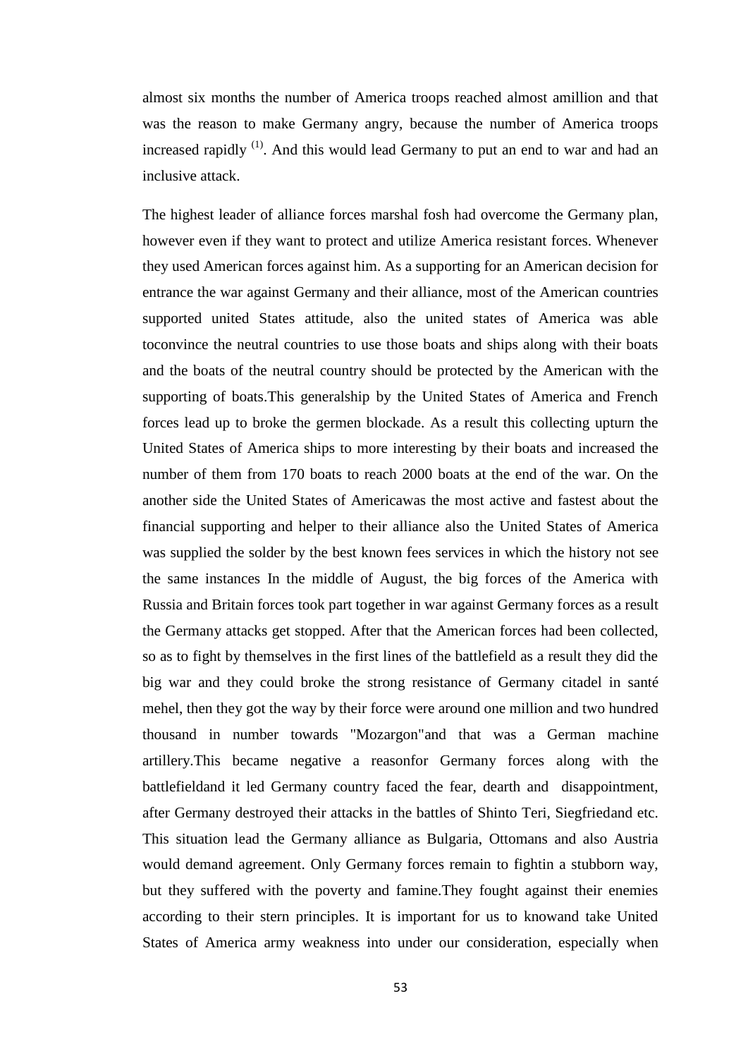almost six months the number of America troops reached almost amillion and that was the reason to make Germany angry, because the number of America troops increased rapidly [(1)]. And this would lead Germany to put an end to war and had an inclusive attack.

The highest leader of alliance forces marshal fosh had overcome the Germany plan, however even if they want to protect and utilize America resistant forces. Whenever they used American forces against him. As a supporting for an American decision for entrance the war against Germany and their alliance, most of the American countries supported united States attitude, also the united states of America was able toconvince the neutral countries to use those boats and ships along with their boats and the boats of the neutral country should be protected by the American with the supporting of boats.This generalship by the United States of America and French forces lead up to broke the germen blockade. As a result this collecting upturn the United States of America ships to more interesting by their boats and increased the number of them from 170 boats to reach 2000 boats at the end of the war. On the another side the United States of Americawas the most active and fastest about the financial supporting and helper to their alliance also the United States of America was supplied the solder by the best known fees services in which the history not see the same instances In the middle of August, the big forces of the America with Russia and Britain forces took part together in war against Germany forces as a result the Germany attacks get stopped. After that the American forces had been collected, so as to fight by themselves in the first lines of the battlefield as a result they did the big war and they could broke the strong resistance of Germany citadel in santé mehel, then they got the way by their force were around one million and two hundred thousand in number towards "Mozargon"and that was a German machine artillery.This became negative a reasonfor Germany forces along with the battlefieldand it led Germany country faced the fear, dearth and disappointment, after Germany destroyed their attacks in the battles of Shinto Teri, Siegfriedand etc. This situation lead the Germany alliance as Bulgaria, Ottomans and also Austria would demand agreement. Only Germany forces remain to fightin a stubborn way, but they suffered with the poverty and famine.They fought against their enemies according to their stern principles. It is important for us to knowand take United States of America army weakness into under our consideration, especially when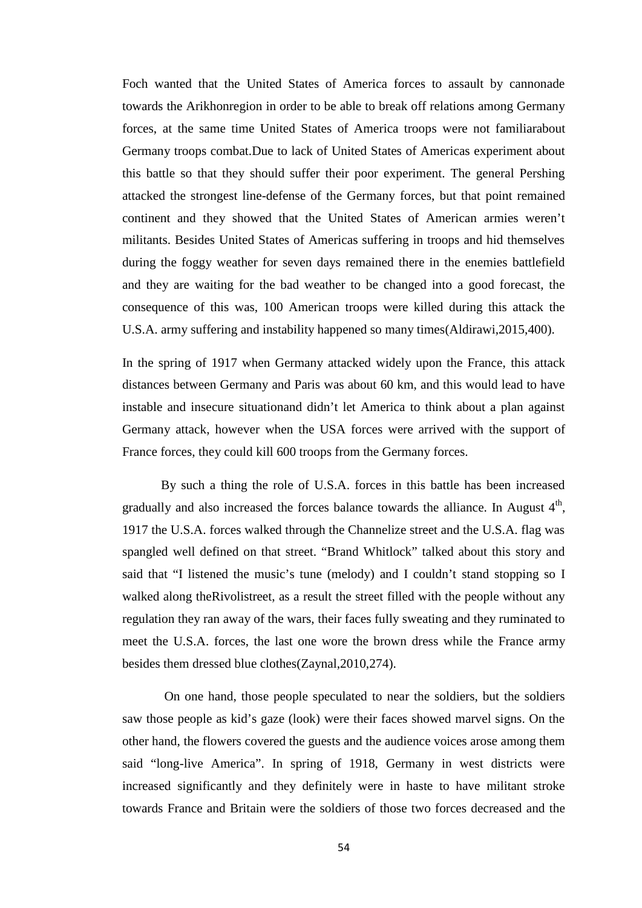Foch wanted that the United States of America forces to assault by cannonade towards the Arikhonregion in order to be able to break off relations among Germany forces, at the same time United States of America troops were not familiarabout Germany troops combat.Due to lack of United States of Americas experiment about this battle so that they should suffer their poor experiment. The general Pershing attacked the strongest line-defense of the Germany forces, but that point remained continent and they showed that the United States of American armies weren't militants. Besides United States of Americas suffering in troops and hid themselves during the foggy weather for seven days remained there in the enemies battlefield and they are waiting for the bad weather to be changed into a good forecast, the consequence of this was, 100 American troops were killed during this attack the U.S.A. army suffering and instability happened so many times(Aldirawi,2015,400).

In the spring of 1917 when Germany attacked widely upon the France, this attack distances between Germany and Paris was about 60 km, and this would lead to have instable and insecure situationand didn't let America to think about a plan against Germany attack, however when the USA forces were arrived with the support of France forces, they could kill 600 troops from the Germany forces.

By such a thing the role of U.S.A. forces in this battle has been increased gradually and also increased the forces balance towards the alliance. In August 4th, 1917 the U.S.A. forces walked through the Channelize street and the U.S.A. flag was spangled well defined on that street. "Brand Whitlock" talked about this story and said that "I listened the music's tune (melody) and I couldn't stand stopping so I walked along theRivolistreet, as a result the street filled with the people without any regulation they ran away of the wars, their faces fully sweating and they ruminated to meet the U.S.A. forces, the last one wore the brown dress while the France army besides them dressed blue clothes(Zaynal,2010,274).

On one hand, those people speculated to near the soldiers, but the soldiers saw those people as kid's gaze (look) were their faces showed marvel signs. On the other hand, the flowers covered the guests and the audience voices arose among them said "long-live America". In spring of 1918, Germany in west districts were increased significantly and they definitely were in haste to have militant stroke towards France and Britain were the soldiers of those two forces decreased and the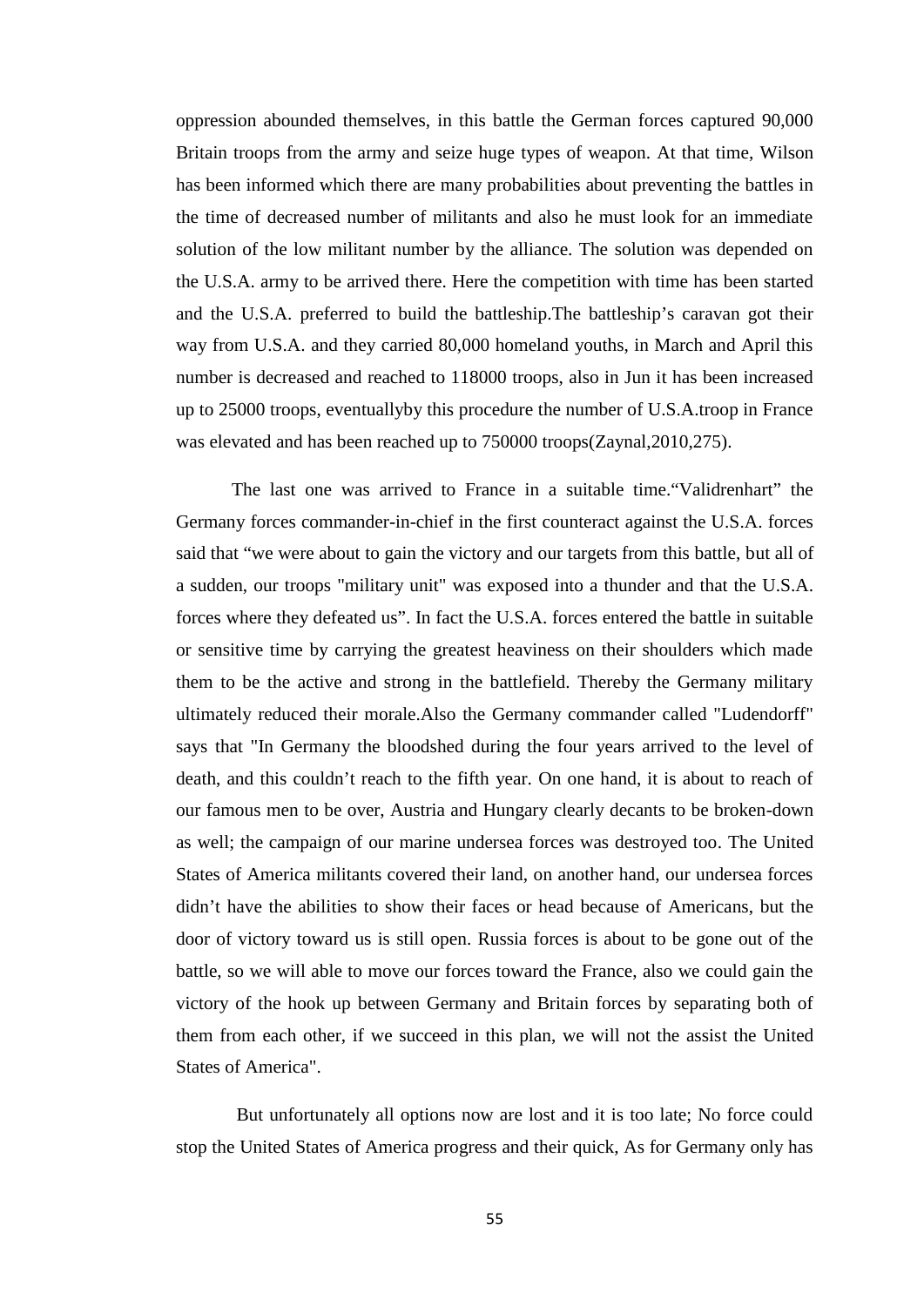oppression abounded themselves, in this battle the German forces captured 90,000 Britain troops from the army and seize huge types of weapon. At that time, Wilson has been informed which there are many probabilities about preventing the battles in the time of decreased number of militants and also he must look for an immediate solution of the low militant number by the alliance. The solution was depended on the U.S.A. army to be arrived there. Here the competition with time has been started and the U.S.A. preferred to build the battleship.The battleship's caravan got their way from U.S.A. and they carried 80,000 homeland youths, in March and April this number is decreased and reached to 118000 troops, also in Jun it has been increased up to 25000 troops, eventuallyby this procedure the number of U.S.A.troop in France was elevated and has been reached up to 750000 troops(Zaynal,2010,275).

The last one was arrived to France in a suitable time."Validrenhart" the Germany forces commander-in-chief in the first counteract against the U.S.A. forces said that "we were about to gain the victory and our targets from this battle, but all of a sudden, our troops "military unit" was exposed into a thunder and that the U.S.A. forces where they defeated us". In fact the U.S.A. forces entered the battle in suitable or sensitive time by carrying the greatest heaviness on their shoulders which made them to be the active and strong in the battlefield. Thereby the Germany military ultimately reduced their morale.Also the Germany commander called "Ludendorff" says that "In Germany the bloodshed during the four years arrived to the level of death, and this couldn't reach to the fifth year. On one hand, it is about to reach of our famous men to be over, Austria and Hungary clearly decants to be broken-down as well; the campaign of our marine undersea forces was destroyed too. The United States of America militants covered their land, on another hand, our undersea forces didn't have the abilities to show their faces or head because of Americans, but the door of victory toward us is still open. Russia forces is about to be gone out of the battle, so we will able to move our forces toward the France, also we could gain the victory of the hook up between Germany and Britain forces by separating both of them from each other, if we succeed in this plan, we will not the assist the United States of America".

But unfortunately all options now are lost and it is too late; No force could stop the United States of America progress and their quick, As for Germany only has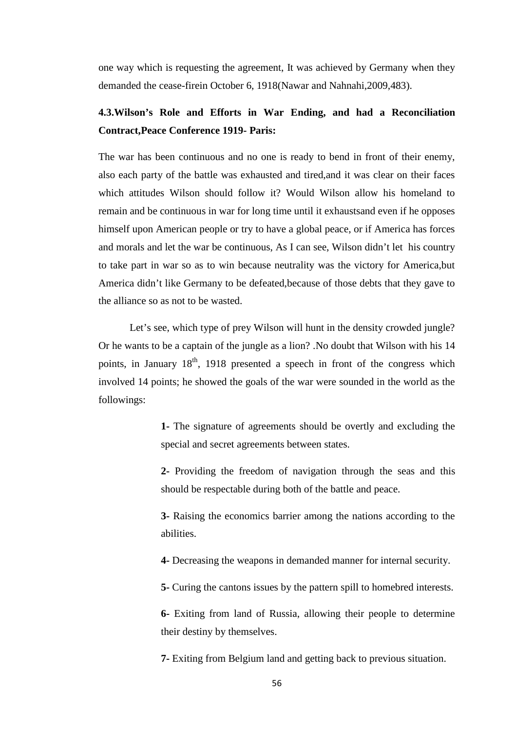one way which is requesting the agreement, It was achieved by Germany when they demanded the cease-firein October 6, 1918(Nawar and Nahnahi,2009,483).

### 4.3.Wilson's Role and Efforts in War Ending, and had a Reconciliation Contract,Peace Conference 1919- Paris:

The war has been continuous and no one is ready to bend in front of their enemy, also each party of the battle was exhausted and tired,and it was clear on their faces which attitudes Wilson should follow it? Would Wilson allow his homeland to remain and be continuous in war for long time until it exhaustsand even if he opposes himself upon American people or try to have a global peace, or if America has forces and morals and let the war be continuous, As I can see, Wilson didn't let his country to take part in war so as to win because neutrality was the victory for America,but America didn't like Germany to be defeated,because of those debts that they gave to the alliance so as not to be wasted.

Let's see, which type of prey Wilson will hunt in the density crowded jungle? Or he wants to be a captain of the jungle as a lion? .No doubt that Wilson with his 14 points, in January 18th, 1918 presented a speech in front of the congress which involved 14 points; he showed the goals of the war were sounded in the world as the followings:

> **1-** The signature of agreements should be overtly and excluding the special and secret agreements between states.
>
> **2-** Providing the freedom of navigation through the seas and this should be respectable during both of the battle and peace.
>
> **3-** Raising the economics barrier among the nations according to the abilities.
>
> **4-** Decreasing the weapons in demanded manner for internal security.
>
> **5-** Curing the cantons issues by the pattern spill to homebred interests.
>
> **6-** Exiting from land of Russia, allowing their people to determine their destiny by themselves.
>
> **7-** Exiting from Belgium land and getting back to previous situation.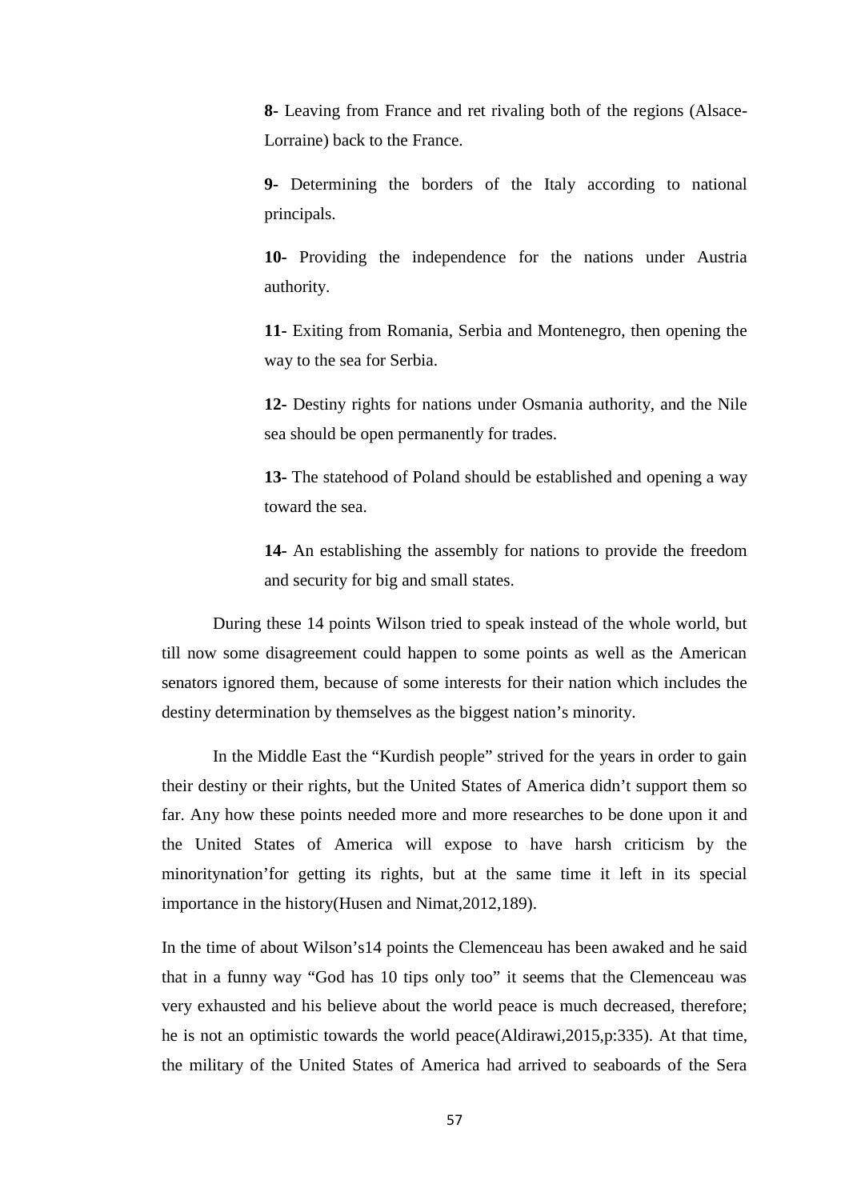**8-** Leaving from France and ret rivaling both of the regions (Alsace-Lorraine) back to the France.

**9-** Determining the borders of the Italy according to national principals.

**10-** Providing the independence for the nations under Austria authority.

**11-** Exiting from Romania, Serbia and Montenegro, then opening the way to the sea for Serbia.

**12-** Destiny rights for nations under Osmania authority, and the Nile sea should be open permanently for trades.

**13-** The statehood of Poland should be established and opening a way toward the sea.

**14-** An establishing the assembly for nations to provide the freedom and security for big and small states.

During these 14 points Wilson tried to speak instead of the whole world, but till now some disagreement could happen to some points as well as the American senators ignored them, because of some interests for their nation which includes the destiny determination by themselves as the biggest nation's minority.

In the Middle East the "Kurdish people" strived for the years in order to gain their destiny or their rights, but the United States of America didn't support them so far. Any how these points needed more and more researches to be done upon it and the United States of America will expose to have harsh criticism by the minoritynation'for getting its rights, but at the same time it left in its special importance in the history(Husen and Nimat,2012,189).

In the time of about Wilson's14 points the Clemenceau has been awaked and he said that in a funny way "God has 10 tips only too" it seems that the Clemenceau was very exhausted and his believe about the world peace is much decreased, therefore; he is not an optimistic towards the world peace(Aldirawi,2015,p:335). At that time, the military of the United States of America had arrived to seaboards of the Sera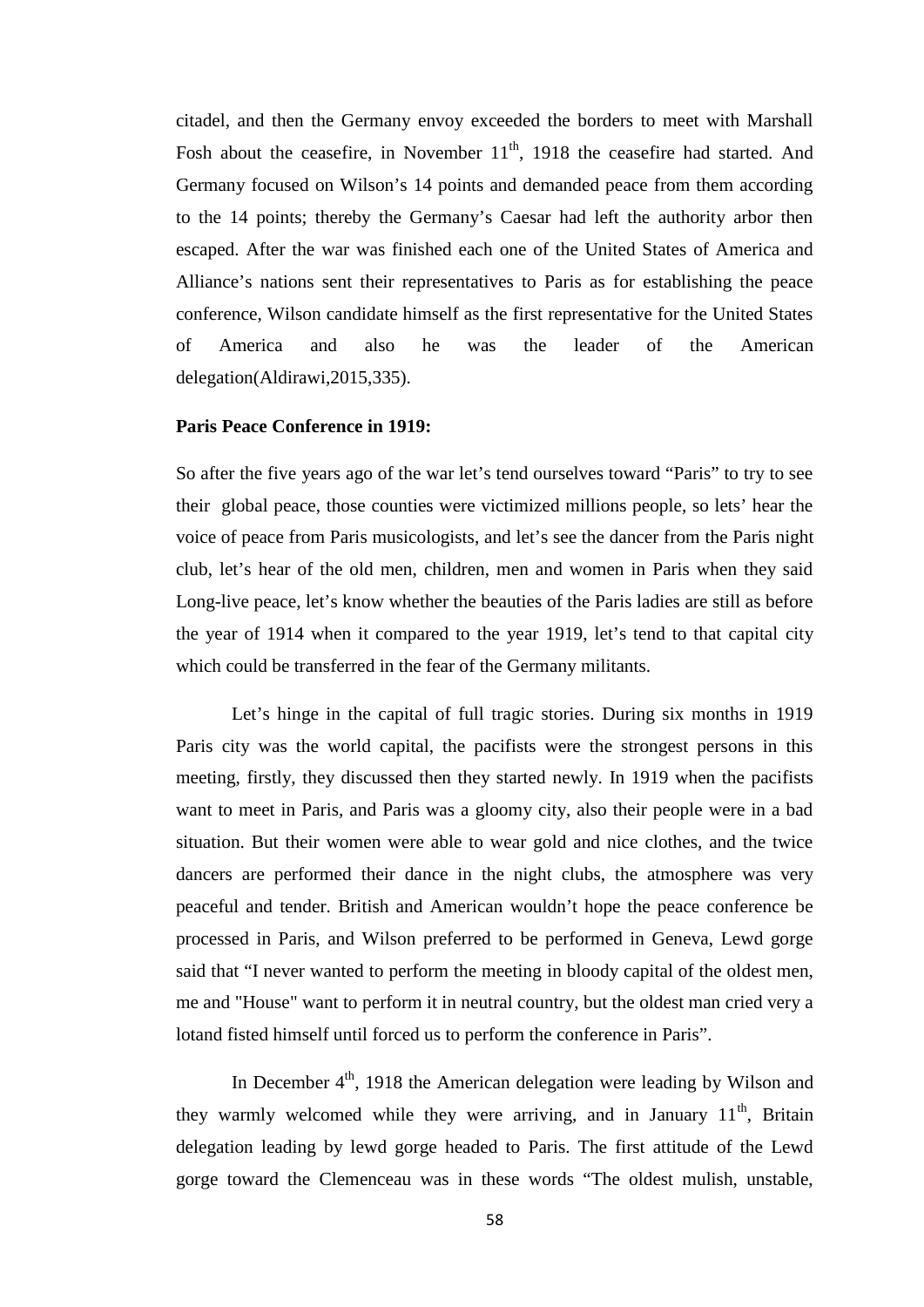citadel, and then the Germany envoy exceeded the borders to meet with Marshall Fosh about the ceasefire, in November 11th, 1918 the ceasefire had started. And Germany focused on Wilson's 14 points and demanded peace from them according to the 14 points; thereby the Germany's Caesar had left the authority arbor then escaped. After the war was finished each one of the United States of America and Alliance's nations sent their representatives to Paris as for establishing the peace conference, Wilson candidate himself as the first representative for the United States of America and also he was the leader of the American delegation(Aldirawi,2015,335).

**Paris Peace Conference in 1919:**

So after the five years ago of the war let's tend ourselves toward "Paris" to try to see their global peace, those counties were victimized millions people, so lets' hear the voice of peace from Paris musicologists, and let's see the dancer from the Paris night club, let's hear of the old men, children, men and women in Paris when they said Long-live peace, let's know whether the beauties of the Paris ladies are still as before the year of 1914 when it compared to the year 1919, let's tend to that capital city which could be transferred in the fear of the Germany militants.

Let's hinge in the capital of full tragic stories. During six months in 1919 Paris city was the world capital, the pacifists were the strongest persons in this meeting, firstly, they discussed then they started newly. In 1919 when the pacifists want to meet in Paris, and Paris was a gloomy city, also their people were in a bad situation. But their women were able to wear gold and nice clothes, and the twice dancers are performed their dance in the night clubs, the atmosphere was very peaceful and tender. British and American wouldn't hope the peace conference be processed in Paris, and Wilson preferred to be performed in Geneva, Lewd gorge said that "I never wanted to perform the meeting in bloody capital of the oldest men, me and "House" want to perform it in neutral country, but the oldest man cried very a lotand fisted himself until forced us to perform the conference in Paris".

In December 4th, 1918 the American delegation were leading by Wilson and they warmly welcomed while they were arriving, and in January 11th, Britain delegation leading by lewd gorge headed to Paris. The first attitude of the Lewd gorge toward the Clemenceau was in these words "The oldest mulish, unstable,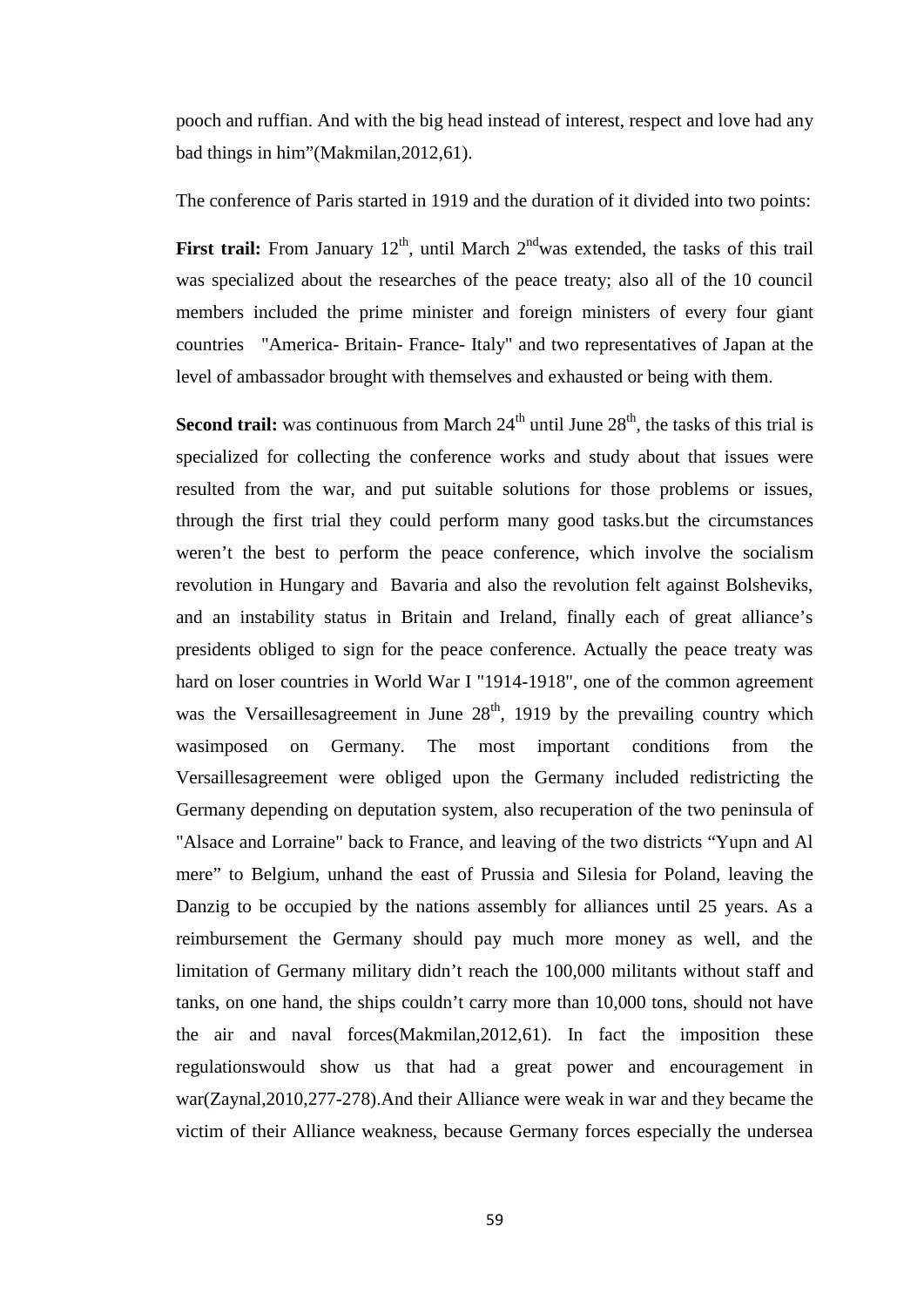pooch and ruffian. And with the big head instead of interest, respect and love had any bad things in him"(Makmilan,2012,61).

The conference of Paris started in 1919 and the duration of it divided into two points:

**First trail:** From January 12th, until March 2nd was extended, the tasks of this trail was specialized about the researches of the peace treaty; also all of the 10 council members included the prime minister and foreign ministers of every four giant countries "America- Britain- France- Italy" and two representatives of Japan at the level of ambassador brought with themselves and exhausted or being with them.

**Second trail:** was continuous from March 24th until June 28th, the tasks of this trial is specialized for collecting the conference works and study about that issues were resulted from the war, and put suitable solutions for those problems or issues, through the first trial they could perform many good tasks.but the circumstances weren't the best to perform the peace conference, which involve the socialism revolution in Hungary and Bavaria and also the revolution felt against Bolsheviks, and an instability status in Britain and Ireland, finally each of great alliance's presidents obliged to sign for the peace conference. Actually the peace treaty was hard on loser countries in World War I "1914-1918", one of the common agreement was the Versaillesagreement in June 28th, 1919 by the prevailing country which wasimposed on Germany. The most important conditions from the Versaillesagreement were obliged upon the Germany included redistricting the Germany depending on deputation system, also recuperation of the two peninsula of "Alsace and Lorraine" back to France, and leaving of the two districts "Yupn and Al mere" to Belgium, unhand the east of Prussia and Silesia for Poland, leaving the Danzig to be occupied by the nations assembly for alliances until 25 years. As a reimbursement the Germany should pay much more money as well, and the limitation of Germany military didn't reach the 100,000 militants without staff and tanks, on one hand, the ships couldn't carry more than 10,000 tons, should not have the air and naval forces(Makmilan,2012,61). In fact the imposition these regulationswould show us that had a great power and encouragement in war(Zaynal,2010,277-278).And their Alliance were weak in war and they became the victim of their Alliance weakness, because Germany forces especially the undersea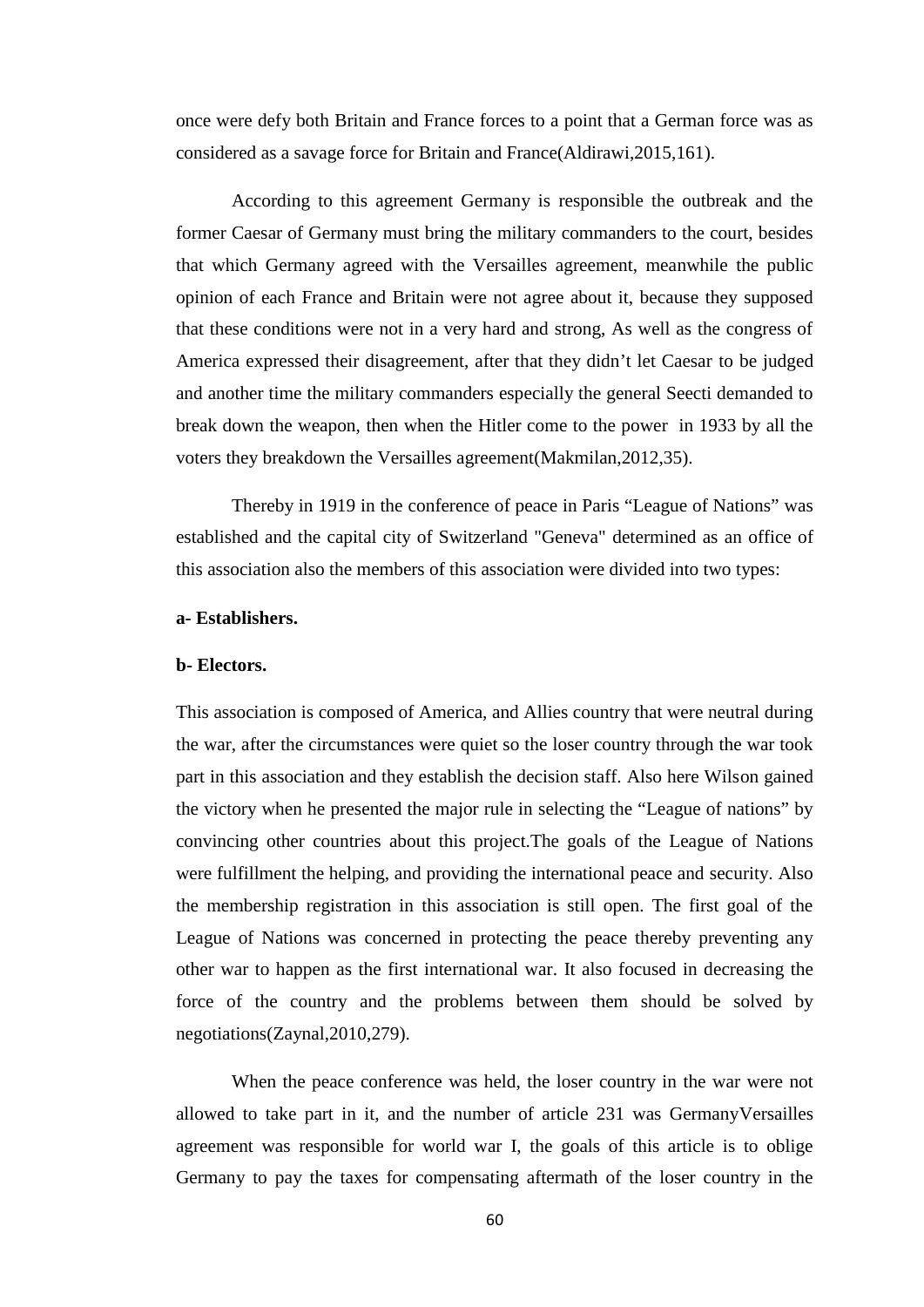once were defy both Britain and France forces to a point that a German force was as considered as a savage force for Britain and France(Aldirawi,2015,161).

According to this agreement Germany is responsible the outbreak and the former Caesar of Germany must bring the military commanders to the court, besides that which Germany agreed with the Versailles agreement, meanwhile the public opinion of each France and Britain were not agree about it, because they supposed that these conditions were not in a very hard and strong, As well as the congress of America expressed their disagreement, after that they didn't let Caesar to be judged and another time the military commanders especially the general Seecti demanded to break down the weapon, then when the Hitler come to the power in 1933 by all the voters they breakdown the Versailles agreement(Makmilan,2012,35).

Thereby in 1919 in the conference of peace in Paris "League of Nations" was established and the capital city of Switzerland "Geneva" determined as an office of this association also the members of this association were divided into two types:

**a- Establishers.**

**b- Electors.**

This association is composed of America, and Allies country that were neutral during the war, after the circumstances were quiet so the loser country through the war took part in this association and they establish the decision staff. Also here Wilson gained the victory when he presented the major rule in selecting the "League of nations" by convincing other countries about this project.The goals of the League of Nations were fulfillment the helping, and providing the international peace and security. Also the membership registration in this association is still open. The first goal of the League of Nations was concerned in protecting the peace thereby preventing any other war to happen as the first international war. It also focused in decreasing the force of the country and the problems between them should be solved by negotiations(Zaynal,2010,279).

When the peace conference was held, the loser country in the war were not allowed to take part in it, and the number of article 231 was GermanyVersailles agreement was responsible for world war I, the goals of this article is to oblige Germany to pay the taxes for compensating aftermath of the loser country in the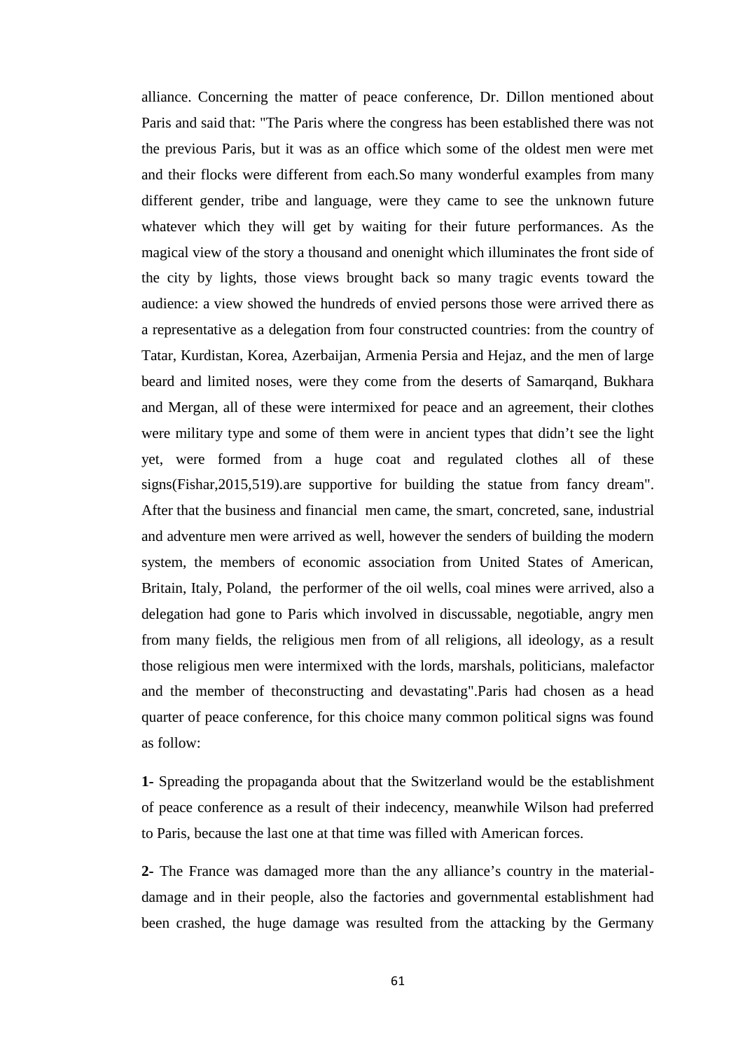alliance. Concerning the matter of peace conference, Dr. Dillon mentioned about Paris and said that: "The Paris where the congress has been established there was not the previous Paris, but it was as an office which some of the oldest men were met and their flocks were different from each.So many wonderful examples from many different gender, tribe and language, were they came to see the unknown future whatever which they will get by waiting for their future performances. As the magical view of the story a thousand and onenight which illuminates the front side of the city by lights, those views brought back so many tragic events toward the audience: a view showed the hundreds of envied persons those were arrived there as a representative as a delegation from four constructed countries: from the country of Tatar, Kurdistan, Korea, Azerbaijan, Armenia Persia and Hejaz, and the men of large beard and limited noses, were they come from the deserts of Samarqand, Bukhara and Mergan, all of these were intermixed for peace and an agreement, their clothes were military type and some of them were in ancient types that didn't see the light yet, were formed from a huge coat and regulated clothes all of these signs(Fishar,2015,519).are supportive for building the statue from fancy dream". After that the business and financial men came, the smart, concreted, sane, industrial and adventure men were arrived as well, however the senders of building the modern system, the members of economic association from United States of American, Britain, Italy, Poland, the performer of the oil wells, coal mines were arrived, also a delegation had gone to Paris which involved in discussable, negotiable, angry men from many fields, the religious men from of all religions, all ideology, as a result those religious men were intermixed with the lords, marshals, politicians, malefactor and the member of theconstructing and devastating".Paris had chosen as a head quarter of peace conference, for this choice many common political signs was found as follow:

**1-** Spreading the propaganda about that the Switzerland would be the establishment of peace conference as a result of their indecency, meanwhile Wilson had preferred to Paris, because the last one at that time was filled with American forces.

**2-** The France was damaged more than the any alliance's country in the material-damage and in their people, also the factories and governmental establishment had been crashed, the huge damage was resulted from the attacking by the Germany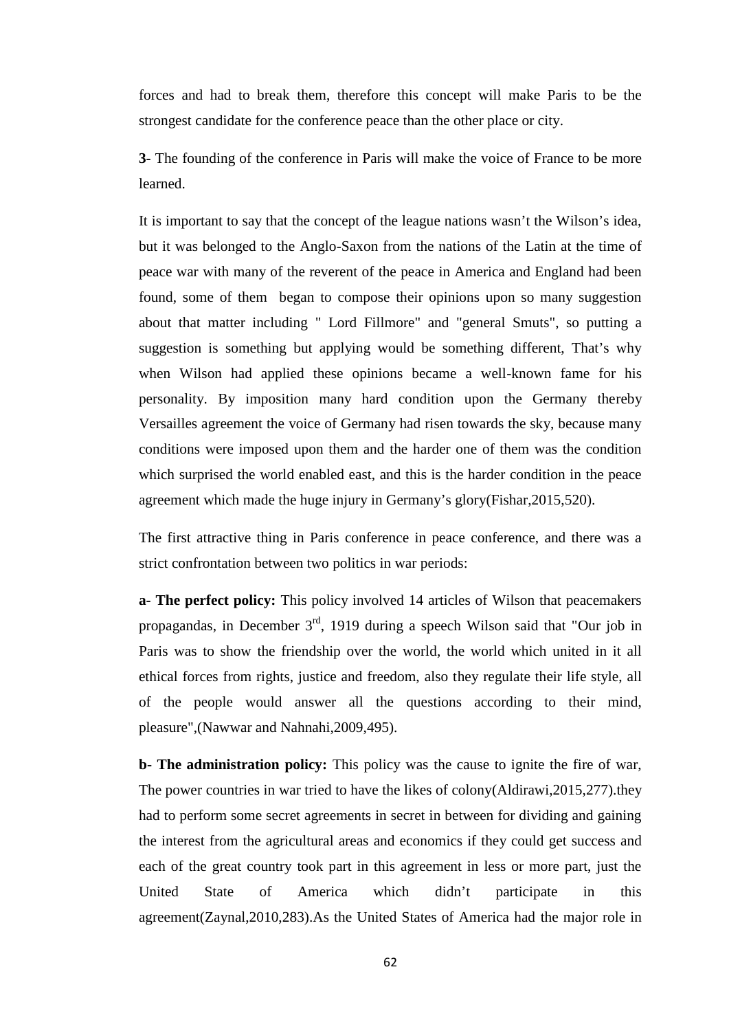forces and had to break them, therefore this concept will make Paris to be the strongest candidate for the conference peace than the other place or city.

**3-** The founding of the conference in Paris will make the voice of France to be more learned.

It is important to say that the concept of the league nations wasn't the Wilson's idea, but it was belonged to the Anglo-Saxon from the nations of the Latin at the time of peace war with many of the reverent of the peace in America and England had been found, some of them began to compose their opinions upon so many suggestion about that matter including " Lord Fillmore" and "general Smuts", so putting a suggestion is something but applying would be something different, That's why when Wilson had applied these opinions became a well-known fame for his personality. By imposition many hard condition upon the Germany thereby Versailles agreement the voice of Germany had risen towards the sky, because many conditions were imposed upon them and the harder one of them was the condition which surprised the world enabled east, and this is the harder condition in the peace agreement which made the huge injury in Germany's glory(Fishar,2015,520).

The first attractive thing in Paris conference in peace conference, and there was a strict confrontation between two politics in war periods:

**a- The perfect policy:** This policy involved 14 articles of Wilson that peacemakers propagandas, in December 3rd, 1919 during a speech Wilson said that "Our job in Paris was to show the friendship over the world, the world which united in it all ethical forces from rights, justice and freedom, also they regulate their life style, all of the people would answer all the questions according to their mind, pleasure",(Nawwar and Nahnahi,2009,495).

**b- The administration policy:** This policy was the cause to ignite the fire of war, The power countries in war tried to have the likes of colony(Aldirawi,2015,277).they had to perform some secret agreements in secret in between for dividing and gaining the interest from the agricultural areas and economics if they could get success and each of the great country took part in this agreement in less or more part, just the United State of America which didn't participate in this agreement(Zaynal,2010,283).As the United States of America had the major role in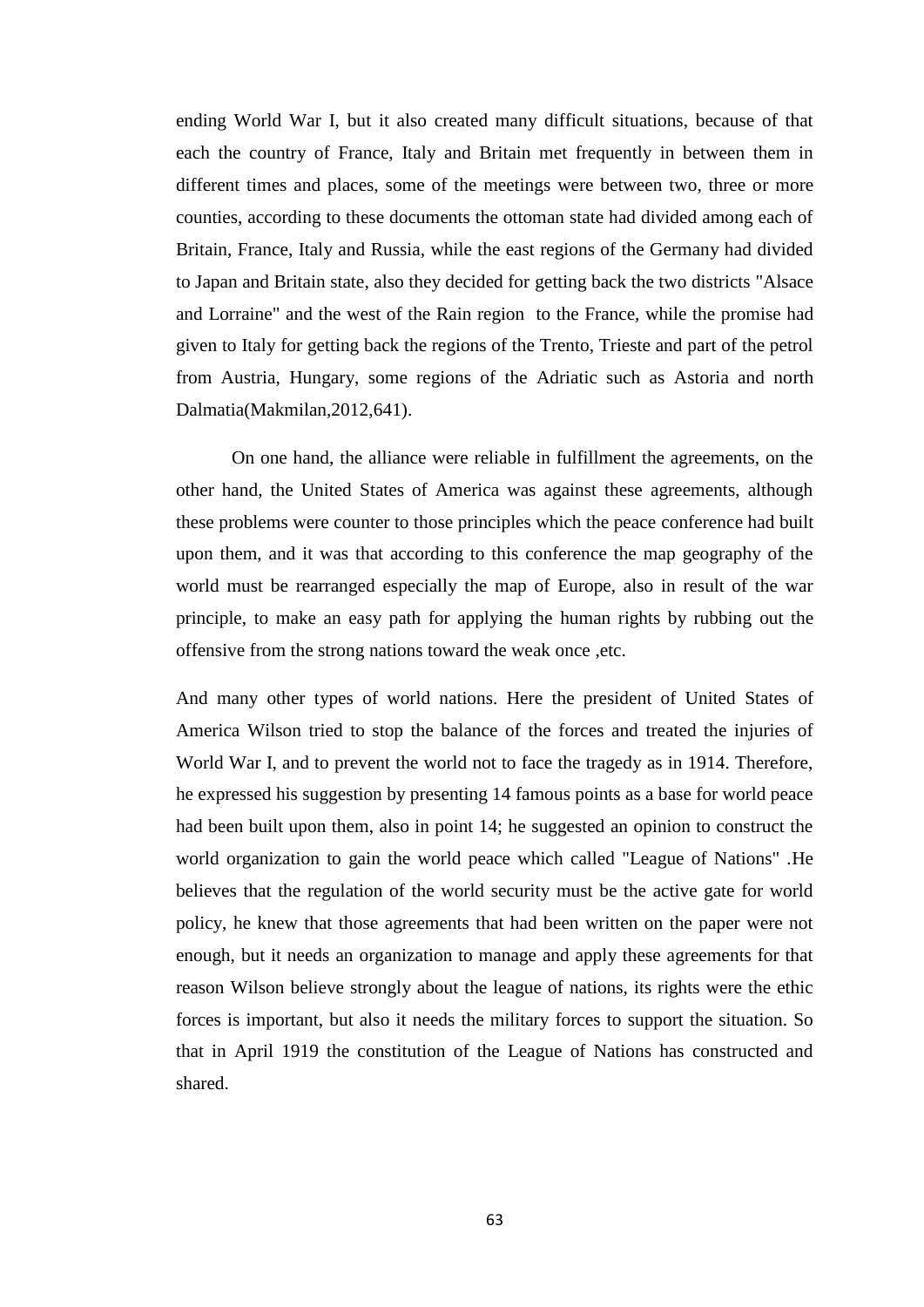ending World War I, but it also created many difficult situations, because of that each the country of France, Italy and Britain met frequently in between them in different times and places, some of the meetings were between two, three or more counties, according to these documents the ottoman state had divided among each of Britain, France, Italy and Russia, while the east regions of the Germany had divided to Japan and Britain state, also they decided for getting back the two districts "Alsace and Lorraine" and the west of the Rain region to the France, while the promise had given to Italy for getting back the regions of the Trento, Trieste and part of the petrol from Austria, Hungary, some regions of the Adriatic such as Astoria and north Dalmatia(Makmilan,2012,641).

On one hand, the alliance were reliable in fulfillment the agreements, on the other hand, the United States of America was against these agreements, although these problems were counter to those principles which the peace conference had built upon them, and it was that according to this conference the map geography of the world must be rearranged especially the map of Europe, also in result of the war principle, to make an easy path for applying the human rights by rubbing out the offensive from the strong nations toward the weak once ,etc.

And many other types of world nations. Here the president of United States of America Wilson tried to stop the balance of the forces and treated the injuries of World War I, and to prevent the world not to face the tragedy as in 1914. Therefore, he expressed his suggestion by presenting 14 famous points as a base for world peace had been built upon them, also in point 14; he suggested an opinion to construct the world organization to gain the world peace which called "League of Nations" .He believes that the regulation of the world security must be the active gate for world policy, he knew that those agreements that had been written on the paper were not enough, but it needs an organization to manage and apply these agreements for that reason Wilson believe strongly about the league of nations, its rights were the ethic forces is important, but also it needs the military forces to support the situation. So that in April 1919 the constitution of the League of Nations has constructed and shared.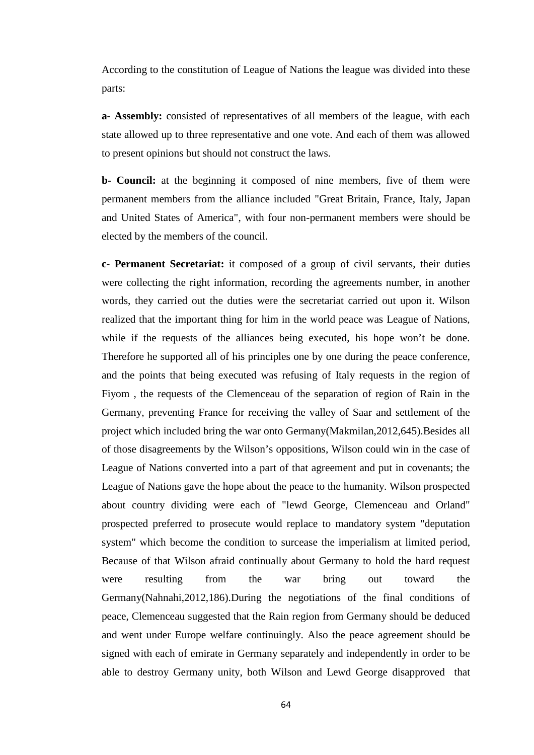According to the constitution of League of Nations the league was divided into these parts:

**a- Assembly:** consisted of representatives of all members of the league, with each state allowed up to three representative and one vote. And each of them was allowed to present opinions but should not construct the laws.

**b- Council:** at the beginning it composed of nine members, five of them were permanent members from the alliance included "Great Britain, France, Italy, Japan and United States of America", with four non-permanent members were should be elected by the members of the council.

**c- Permanent Secretariat:** it composed of a group of civil servants, their duties were collecting the right information, recording the agreements number, in another words, they carried out the duties were the secretariat carried out upon it. Wilson realized that the important thing for him in the world peace was League of Nations, while if the requests of the alliances being executed, his hope won't be done. Therefore he supported all of his principles one by one during the peace conference, and the points that being executed was refusing of Italy requests in the region of Fiyom , the requests of the Clemenceau of the separation of region of Rain in the Germany, preventing France for receiving the valley of Saar and settlement of the project which included bring the war onto Germany(Makmilan,2012,645).Besides all of those disagreements by the Wilson's oppositions, Wilson could win in the case of League of Nations converted into a part of that agreement and put in covenants; the League of Nations gave the hope about the peace to the humanity. Wilson prospected about country dividing were each of "lewd George, Clemenceau and Orland" prospected preferred to prosecute would replace to mandatory system "deputation system" which become the condition to surcease the imperialism at limited period, Because of that Wilson afraid continually about Germany to hold the hard request were resulting from the war bring out toward the Germany(Nahnahi,2012,186).During the negotiations of the final conditions of peace, Clemenceau suggested that the Rain region from Germany should be deduced and went under Europe welfare continuingly. Also the peace agreement should be signed with each of emirate in Germany separately and independently in order to be able to destroy Germany unity, both Wilson and Lewd George disapproved that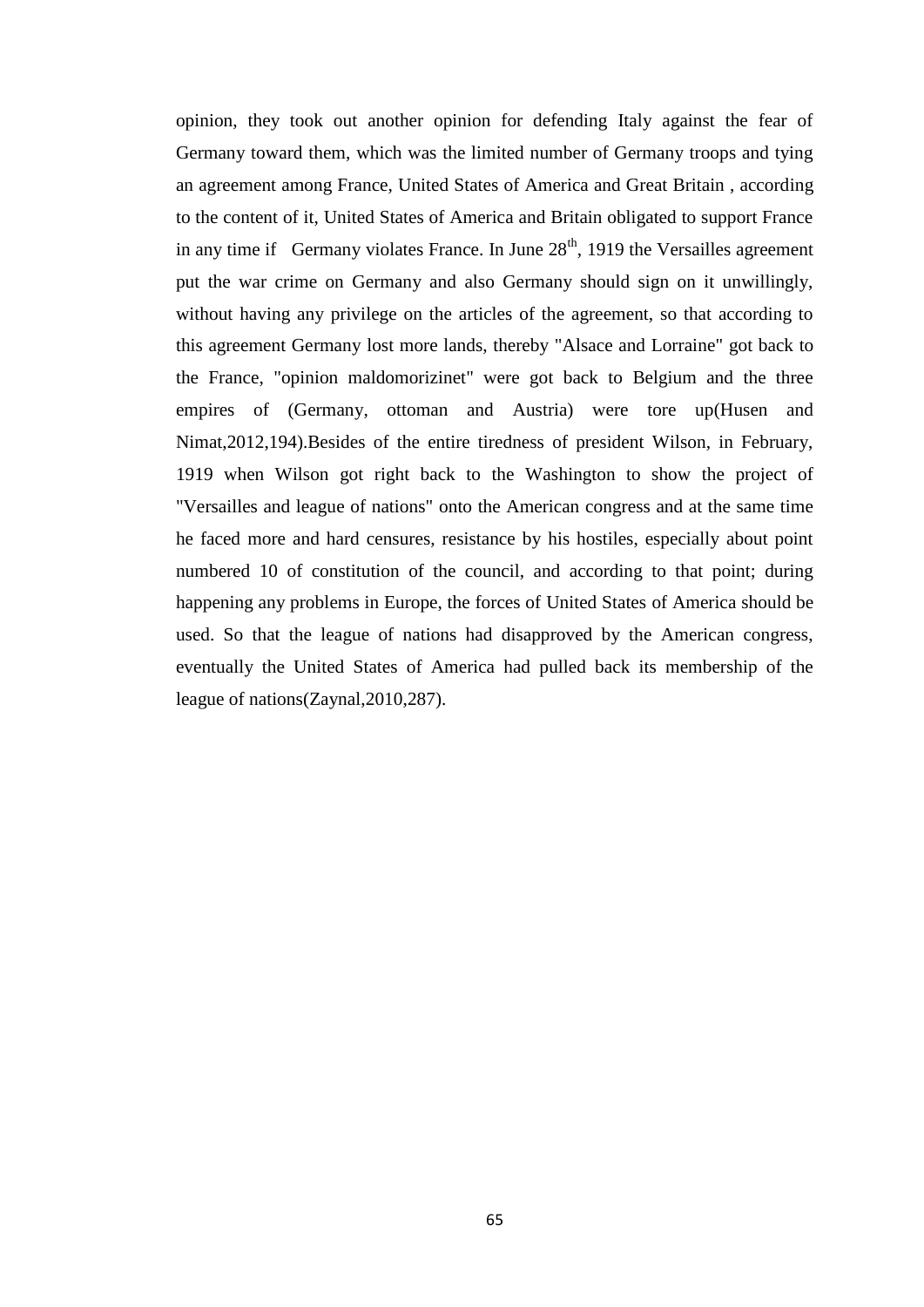opinion, they took out another opinion for defending Italy against the fear of Germany toward them, which was the limited number of Germany troops and tying an agreement among France, United States of America and Great Britain , according to the content of it, United States of America and Britain obligated to support France in any time if Germany violates France. In June 28th, 1919 the Versailles agreement put the war crime on Germany and also Germany should sign on it unwillingly, without having any privilege on the articles of the agreement, so that according to this agreement Germany lost more lands, thereby "Alsace and Lorraine" got back to the France, "opinion maldomorizinet" were got back to Belgium and the three empires of (Germany, ottoman and Austria) were tore up(Husen and Nimat,2012,194).Besides of the entire tiredness of president Wilson, in February, 1919 when Wilson got right back to the Washington to show the project of "Versailles and league of nations" onto the American congress and at the same time he faced more and hard censures, resistance by his hostiles, especially about point numbered 10 of constitution of the council, and according to that point; during happening any problems in Europe, the forces of United States of America should be used. So that the league of nations had disapproved by the American congress, eventually the United States of America had pulled back its membership of the league of nations(Zaynal,2010,287).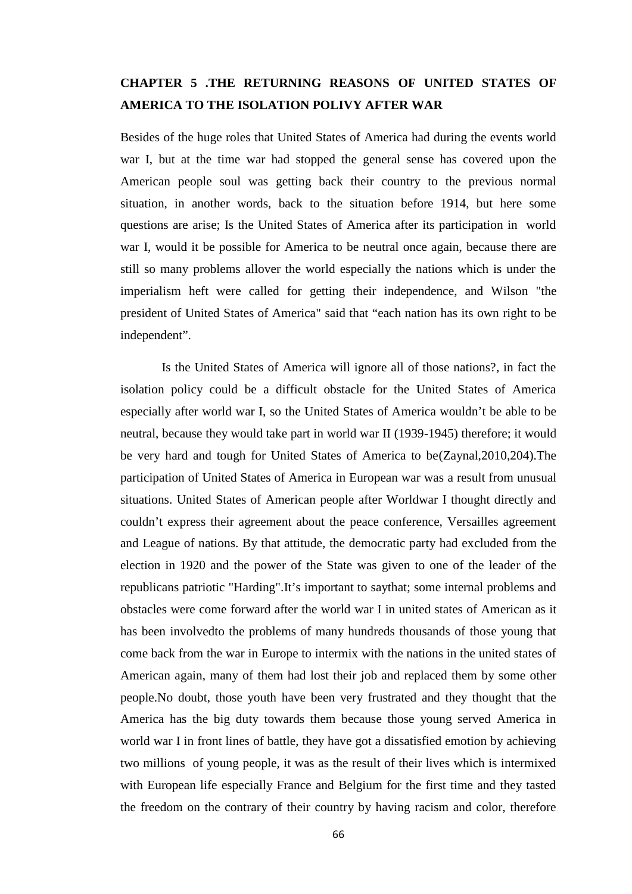# CHAPTER 5 .THE RETURNING REASONS OF UNITED STATES OF AMERICA TO THE ISOLATION POLIVY AFTER WAR

Besides of the huge roles that United States of America had during the events world war I, but at the time war had stopped the general sense has covered upon the American people soul was getting back their country to the previous normal situation, in another words, back to the situation before 1914, but here some questions are arise; Is the United States of America after its participation in world war I, would it be possible for America to be neutral once again, because there are still so many problems allover the world especially the nations which is under the imperialism heft were called for getting their independence, and Wilson "the president of United States of America" said that “each nation has its own right to be independent”.

Is the United States of America will ignore all of those nations?, in fact the isolation policy could be a difficult obstacle for the United States of America especially after world war I, so the United States of America wouldn’t be able to be neutral, because they would take part in world war II (1939-1945) therefore; it would be very hard and tough for United States of America to be(Zaynal,2010,204).The participation of United States of America in European war was a result from unusual situations. United States of American people after Worldwar I thought directly and couldn’t express their agreement about the peace conference, Versailles agreement and League of nations. By that attitude, the democratic party had excluded from the election in 1920 and the power of the State was given to one of the leader of the republicans patriotic "Harding".It’s important to saythat; some internal problems and obstacles were come forward after the world war I in united states of American as it has been involvedto the problems of many hundreds thousands of those young that come back from the war in Europe to intermix with the nations in the united states of American again, many of them had lost their job and replaced them by some other people.No doubt, those youth have been very frustrated and they thought that the America has the big duty towards them because those young served America in world war I in front lines of battle, they have got a dissatisfied emotion by achieving two millions of young people, it was as the result of their lives which is intermixed with European life especially France and Belgium for the first time and they tasted the freedom on the contrary of their country by having racism and color, therefore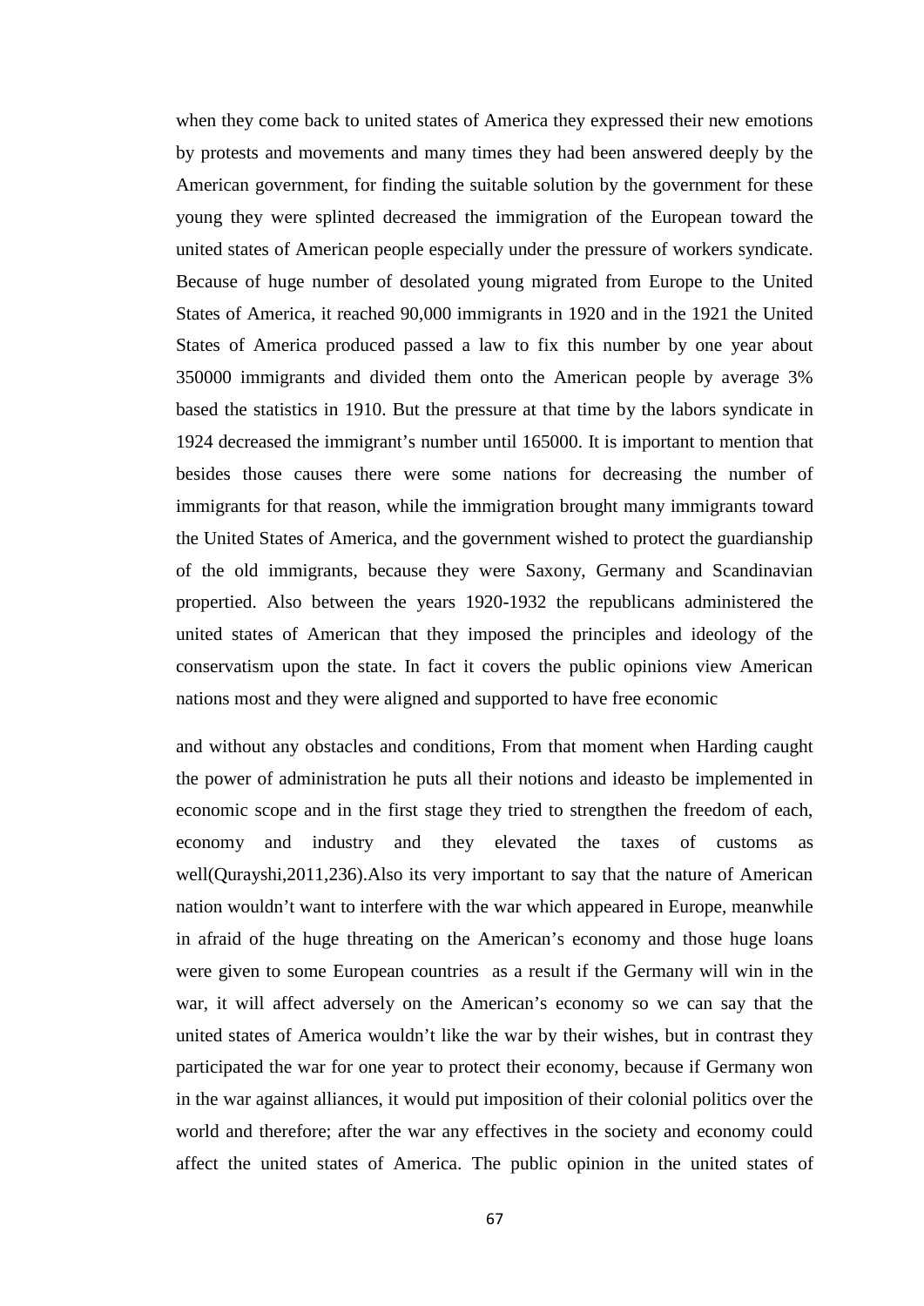when they come back to united states of America they expressed their new emotions by protests and movements and many times they had been answered deeply by the American government, for finding the suitable solution by the government for these young they were splinted decreased the immigration of the European toward the united states of American people especially under the pressure of workers syndicate. Because of huge number of desolated young migrated from Europe to the United States of America, it reached 90,000 immigrants in 1920 and in the 1921 the United States of America produced passed a law to fix this number by one year about 350000 immigrants and divided them onto the American people by average 3% based the statistics in 1910. But the pressure at that time by the labors syndicate in 1924 decreased the immigrant's number until 165000. It is important to mention that besides those causes there were some nations for decreasing the number of immigrants for that reason, while the immigration brought many immigrants toward the United States of America, and the government wished to protect the guardianship of the old immigrants, because they were Saxony, Germany and Scandinavian propertied. Also between the years 1920-1932 the republicans administered the united states of American that they imposed the principles and ideology of the conservatism upon the state. In fact it covers the public opinions view American nations most and they were aligned and supported to have free economic

and without any obstacles and conditions, From that moment when Harding caught the power of administration he puts all their notions and ideasto be implemented in economic scope and in the first stage they tried to strengthen the freedom of each, economy and industry and they elevated the taxes of customs as well(Qurayshi,2011,236).Also its very important to say that the nature of American nation wouldn't want to interfere with the war which appeared in Europe, meanwhile in afraid of the huge threating on the American's economy and those huge loans were given to some European countries as a result if the Germany will win in the war, it will affect adversely on the American's economy so we can say that the united states of America wouldn't like the war by their wishes, but in contrast they participated the war for one year to protect their economy, because if Germany won in the war against alliances, it would put imposition of their colonial politics over the world and therefore; after the war any effectives in the society and economy could affect the united states of America. The public opinion in the united states of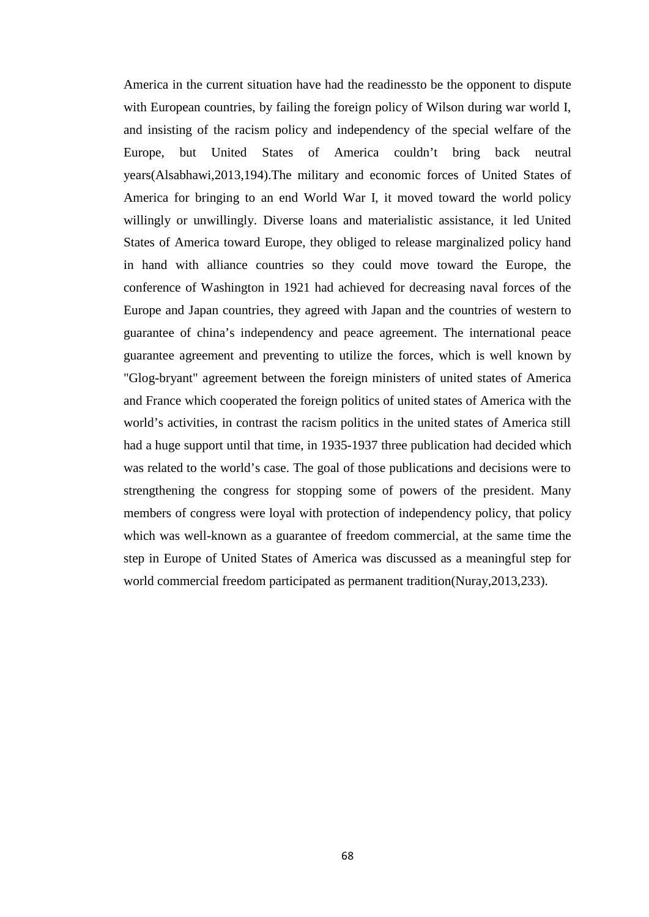America in the current situation have had the readinessto be the opponent to dispute with European countries, by failing the foreign policy of Wilson during war world I, and insisting of the racism policy and independency of the special welfare of the Europe, but United States of America couldn't bring back neutral years(Alsabhawi,2013,194).The military and economic forces of United States of America for bringing to an end World War I, it moved toward the world policy willingly or unwillingly. Diverse loans and materialistic assistance, it led United States of America toward Europe, they obliged to release marginalized policy hand in hand with alliance countries so they could move toward the Europe, the conference of Washington in 1921 had achieved for decreasing naval forces of the Europe and Japan countries, they agreed with Japan and the countries of western to guarantee of china's independency and peace agreement. The international peace guarantee agreement and preventing to utilize the forces, which is well known by "Glog-bryant" agreement between the foreign ministers of united states of America and France which cooperated the foreign politics of united states of America with the world's activities, in contrast the racism politics in the united states of America still had a huge support until that time, in 1935-1937 three publication had decided which was related to the world's case. The goal of those publications and decisions were to strengthening the congress for stopping some of powers of the president. Many members of congress were loyal with protection of independency policy, that policy which was well-known as a guarantee of freedom commercial, at the same time the step in Europe of United States of America was discussed as a meaningful step for world commercial freedom participated as permanent tradition(Nuray,2013,233).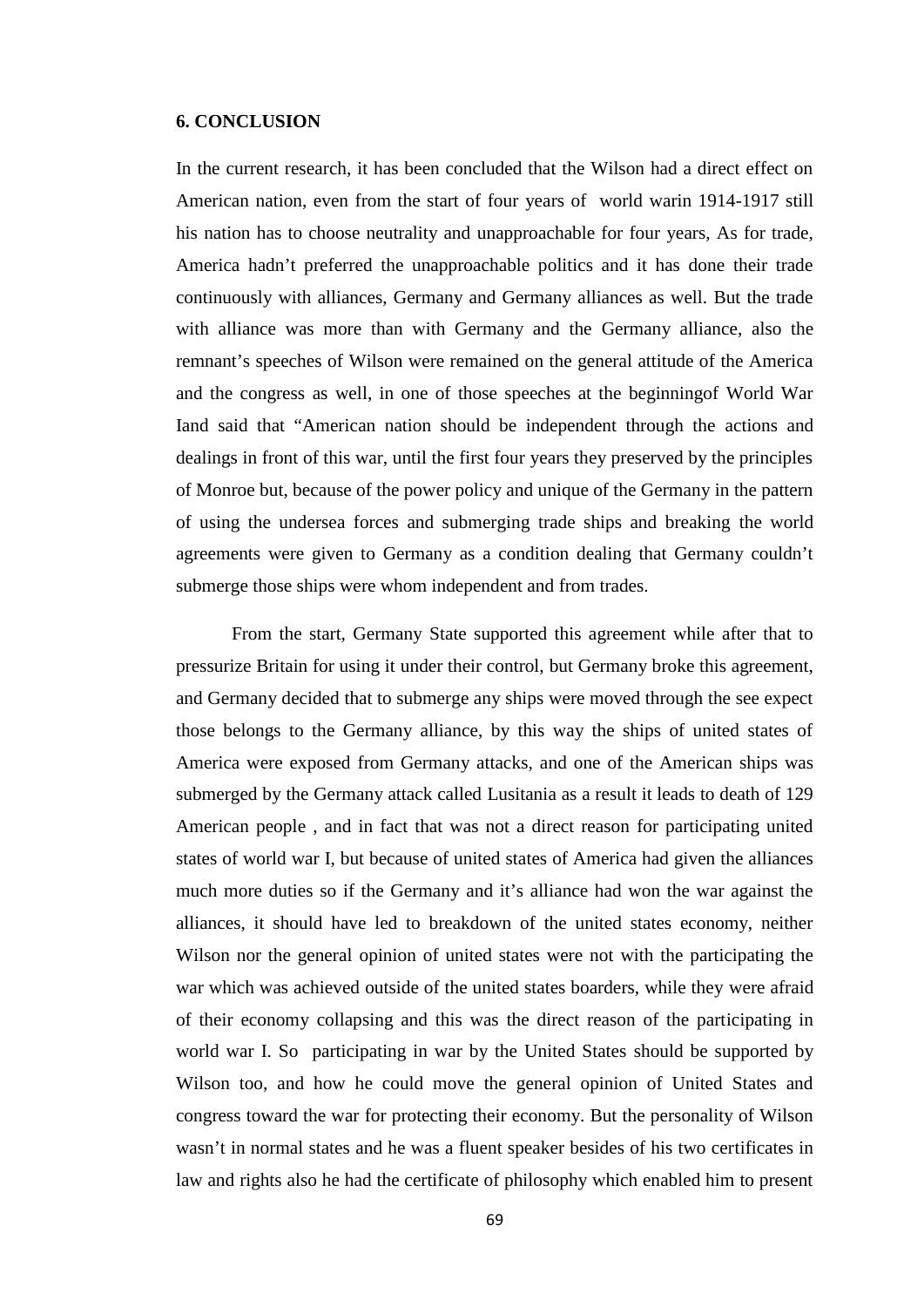## 6. CONCLUSION

In the current research, it has been concluded that the Wilson had a direct effect on American nation, even from the start of four years of world warin 1914-1917 still his nation has to choose neutrality and unapproachable for four years, As for trade, America hadn't preferred the unapproachable politics and it has done their trade continuously with alliances, Germany and Germany alliances as well. But the trade with alliance was more than with Germany and the Germany alliance, also the remnant's speeches of Wilson were remained on the general attitude of the America and the congress as well, in one of those speeches at the beginningof World War Iand said that "American nation should be independent through the actions and dealings in front of this war, until the first four years they preserved by the principles of Monroe but, because of the power policy and unique of the Germany in the pattern of using the undersea forces and submerging trade ships and breaking the world agreements were given to Germany as a condition dealing that Germany couldn't submerge those ships were whom independent and from trades.

From the start, Germany State supported this agreement while after that to pressurize Britain for using it under their control, but Germany broke this agreement, and Germany decided that to submerge any ships were moved through the see expect those belongs to the Germany alliance, by this way the ships of united states of America were exposed from Germany attacks, and one of the American ships was submerged by the Germany attack called Lusitania as a result it leads to death of 129 American people , and in fact that was not a direct reason for participating united states of world war I, but because of united states of America had given the alliances much more duties so if the Germany and it's alliance had won the war against the alliances, it should have led to breakdown of the united states economy, neither Wilson nor the general opinion of united states were not with the participating the war which was achieved outside of the united states boarders, while they were afraid of their economy collapsing and this was the direct reason of the participating in world war I. So participating in war by the United States should be supported by Wilson too, and how he could move the general opinion of United States and congress toward the war for protecting their economy. But the personality of Wilson wasn't in normal states and he was a fluent speaker besides of his two certificates in law and rights also he had the certificate of philosophy which enabled him to present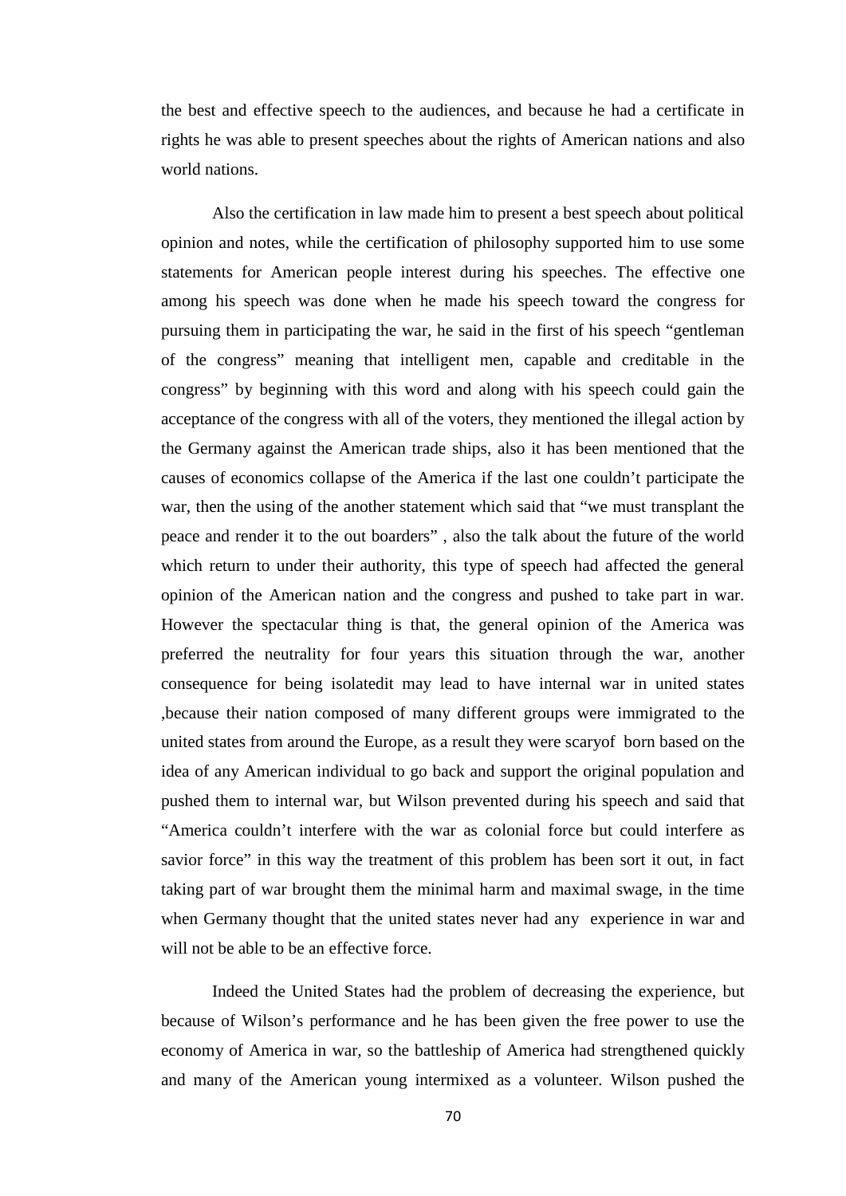the best and effective speech to the audiences, and because he had a certificate in rights he was able to present speeches about the rights of American nations and also world nations.

Also the certification in law made him to present a best speech about political opinion and notes, while the certification of philosophy supported him to use some statements for American people interest during his speeches. The effective one among his speech was done when he made his speech toward the congress for pursuing them in participating the war, he said in the first of his speech "gentleman of the congress" meaning that intelligent men, capable and creditable in the congress" by beginning with this word and along with his speech could gain the acceptance of the congress with all of the voters, they mentioned the illegal action by the Germany against the American trade ships, also it has been mentioned that the causes of economics collapse of the America if the last one couldn't participate the war, then the using of the another statement which said that "we must transplant the peace and render it to the out boarders" , also the talk about the future of the world which return to under their authority, this type of speech had affected the general opinion of the American nation and the congress and pushed to take part in war. However the spectacular thing is that, the general opinion of the America was preferred the neutrality for four years this situation through the war, another consequence for being isolatedit may lead to have internal war in united states ,because their nation composed of many different groups were immigrated to the united states from around the Europe, as a result they were scaryof born based on the idea of any American individual to go back and support the original population and pushed them to internal war, but Wilson prevented during his speech and said that "America couldn't interfere with the war as colonial force but could interfere as savior force" in this way the treatment of this problem has been sort it out, in fact taking part of war brought them the minimal harm and maximal swage, in the time when Germany thought that the united states never had any experience in war and will not be able to be an effective force.

Indeed the United States had the problem of decreasing the experience, but because of Wilson's performance and he has been given the free power to use the economy of America in war, so the battleship of America had strengthened quickly and many of the American young intermixed as a volunteer. Wilson pushed the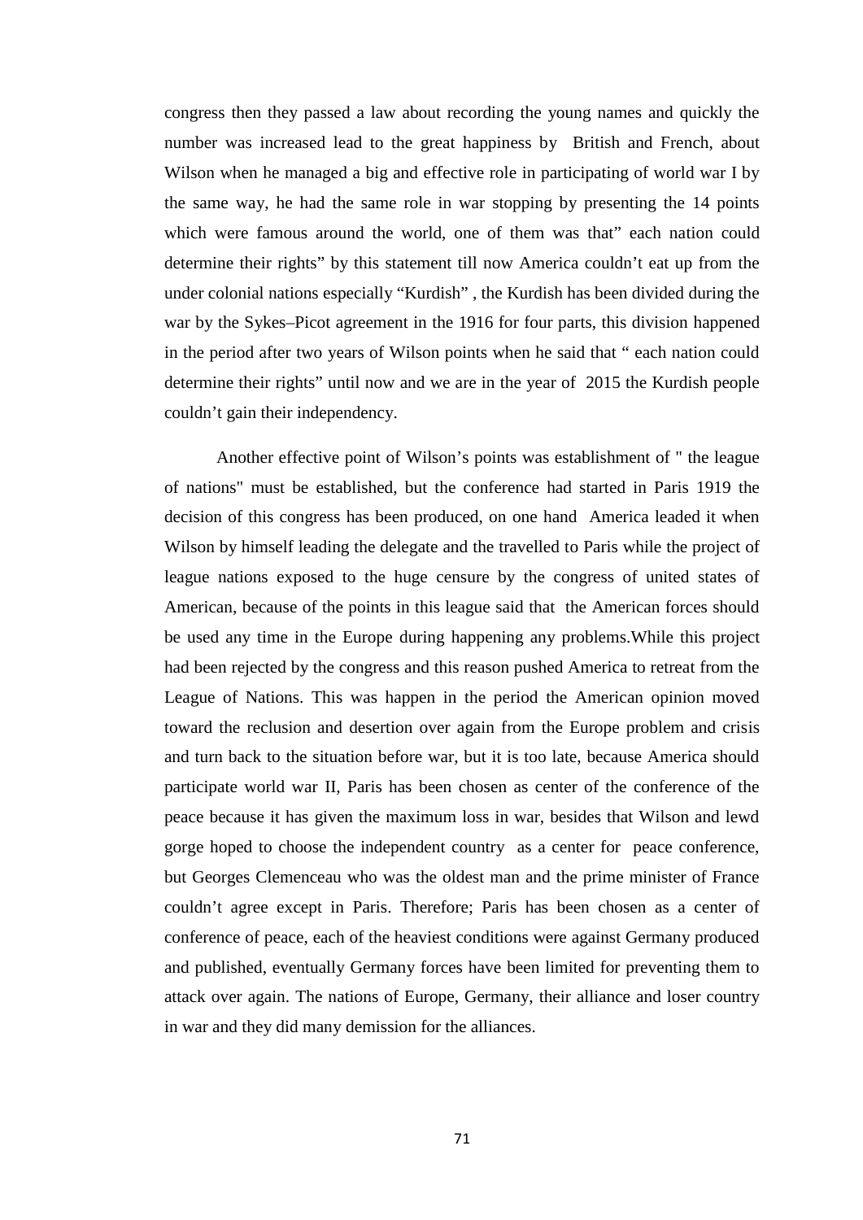congress then they passed a law about recording the young names and quickly the number was increased lead to the great happiness by British and French, about Wilson when he managed a big and effective role in participating of world war I by the same way, he had the same role in war stopping by presenting the 14 points which were famous around the world, one of them was that" each nation could determine their rights" by this statement till now America couldn't eat up from the under colonial nations especially "Kurdish" , the Kurdish has been divided during the war by the Sykes–Picot agreement in the 1916 for four parts, this division happened in the period after two years of Wilson points when he said that " each nation could determine their rights" until now and we are in the year of 2015 the Kurdish people couldn't gain their independency.

Another effective point of Wilson's points was establishment of " the league of nations" must be established, but the conference had started in Paris 1919 the decision of this congress has been produced, on one hand America leaded it when Wilson by himself leading the delegate and the travelled to Paris while the project of league nations exposed to the huge censure by the congress of united states of American, because of the points in this league said that the American forces should be used any time in the Europe during happening any problems.While this project had been rejected by the congress and this reason pushed America to retreat from the League of Nations. This was happen in the period the American opinion moved toward the reclusion and desertion over again from the Europe problem and crisis and turn back to the situation before war, but it is too late, because America should participate world war II, Paris has been chosen as center of the conference of the peace because it has given the maximum loss in war, besides that Wilson and lewd gorge hoped to choose the independent country as a center for peace conference, but Georges Clemenceau who was the oldest man and the prime minister of France couldn't agree except in Paris. Therefore; Paris has been chosen as a center of conference of peace, each of the heaviest conditions were against Germany produced and published, eventually Germany forces have been limited for preventing them to attack over again. The nations of Europe, Germany, their alliance and loser country in war and they did many demission for the alliances.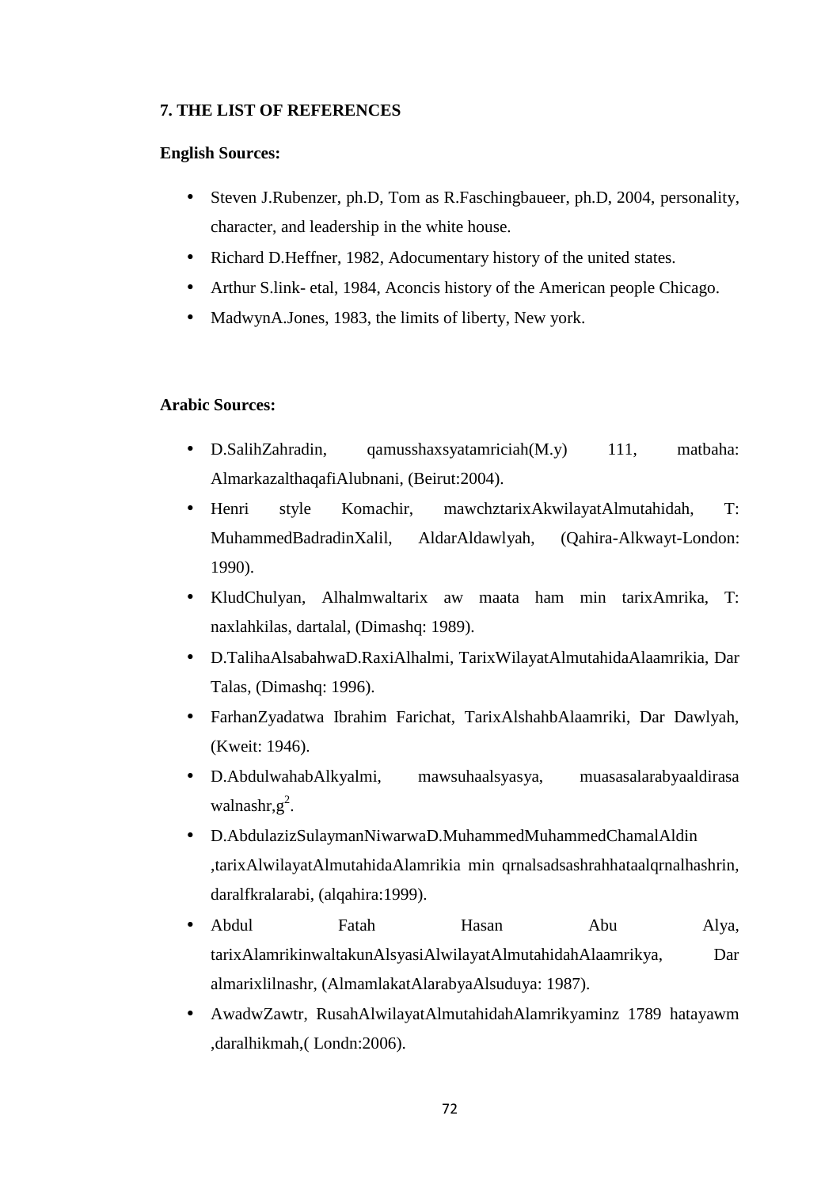## 7. THE LIST OF REFERENCES

**English Sources:**

- Steven J.Rubenzer, ph.D, Tom as R.Faschingbaueer, ph.D, 2004, personality, character, and leadership in the white house.
- Richard D.Heffner, 1982, Adocumentary history of the united states.
- Arthur S.link- etal, 1984, Aconcis history of the American people Chicago.
- MadwynA.Jones, 1983, the limits of liberty, New york.

**Arabic Sources:**

- D.SalihZahradin, qamusshaxsyatamriciah(M.y) 111, matbaha: AlmarkazalthaqafiAlubnani, (Beirut:2004).
- Henri style Komachir, mawchztarixAkwilayatAlmutahidah, T: MuhammedBadradinXalil, AldarAldawlyah, (Qahira-Alkwayt-London: 1990).
- KludChulyan, Alhalmwaltarix aw maata ham min tarixAmrika, T: naxlahkilas, dartalal, (Dimashq: 1989).
- D.TalihaAlsabahwaD.RaxiAlhalmi, TarixWilayatAlmutahidaAlaamrikia, Dar Talas, (Dimashq: 1996).
- FarhanZyadatwa Ibrahim Farichat, TarixAlshahbAlaamriki, Dar Dawlyah, (Kweit: 1946).
- D.AbdulwahabAlkyalmi, mawsuhaalsyasya, muasasalarabyaaldirasa walnashr,g$^2$.
- D.AbdulazizSulaymanNiwarwaD.MuhammedMuhammedChamalAldin ,tarixAlwilayatAlmutahidaAlamrikia min qrnalsadsashrahhataalqrnalhashrin, daralfkralarabi, (alqahira:1999).
- Abdul Fatah Hasan Abu Alya, tarixAlamrikinwaltakunAlsyasiAlwilayatAlmutahidahAlaamrikya, Dar almarixlilnashr, (AlmamlakatAlarabyaAlsuduya: 1987).
- AwadwZawtr, RusahAlwilayatAlmutahidahAlamrikyaminz 1789 hatayawm ,daralhikmah,( Londn:2006).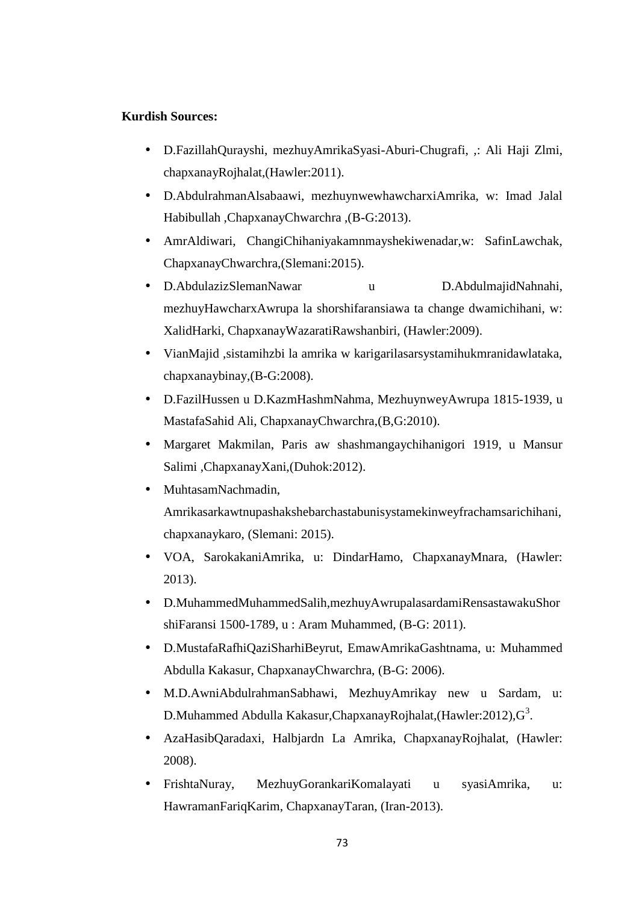**Kurdish Sources:**

- D.FazillahQurayshi, mezhuyAmrikaSyasi-Aburi-Chugrafi, ,: Ali Haji Zlmi, chapxanayRojhalat,(Hawler:2011).
- D.AbdulrahmanAlsabaawi, mezhuynwewhawcharxiAmrika, w: Imad Jalal Habibullah ,ChapxanayChwarchra ,(B-G:2013).
- AmrAldiwari, ChangiChihaniyakamnmayshekiwenadar,w: SafinLawchak, ChapxanayChwarchra,(Slemani:2015).
- D.AbdulazizSlemanNawar u D.AbdulmajidNahnahi, mezhuyHawcharxAwrupa la shorshifaransiawa ta change dwamichihani, w: XalidHarki, ChapxanayWazaratiRawshanbiri, (Hawler:2009).
- VianMajid ,sistamihzbi la amrika w karigarilasarsystamihukmranidawlataka, chapxanaybinay,(B-G:2008).
- D.FazilHussen u D.KazmHashmNahma, MezhuynweyAwrupa 1815-1939, u MastafaSahid Ali, ChapxanayChwarchra,(B,G:2010).
- Margaret Makmilan, Paris aw shashmangaychihanigori 1919, u Mansur Salimi ,ChapxanayXani,(Duhok:2012).
- MuhtasamNachmadin, Amrikasarkawtnupashakshebarchastabunisystamekinweyfrachamsarichihani, chapxanaykaro, (Slemani: 2015).
- VOA, SarokakaniAmrika, u: DindarHamo, ChapxanayMnara, (Hawler: 2013).
- D.MuhammedMuhammedSalih,mezhuyAwrupalasardamiRensastawakuShorshiFaransi 1500-1789, u : Aram Muhammed, (B-G: 2011).
- D.MustafaRafhiQaziSharhiBeyrut, EmawAmrikaGashtnama, u: Muhammed Abdulla Kakasur, ChapxanayChwarchra, (B-G: 2006).
- M.D.AwniAbdulrahmanSabhawi, MezhuyAmrikay new u Sardam, u: D.Muhammed Abdulla Kakasur,ChapxanayRojhalat,(Hawler:2012),G[3].
- AzaHasibQaradaxi, Halbjardn La Amrika, ChapxanayRojhalat, (Hawler: 2008).
- FrishtaNuray, MezhuyGorankariKomalayati u syasiAmrika, u: HawramanFariqKarim, ChapxanayTaran, (Iran-2013).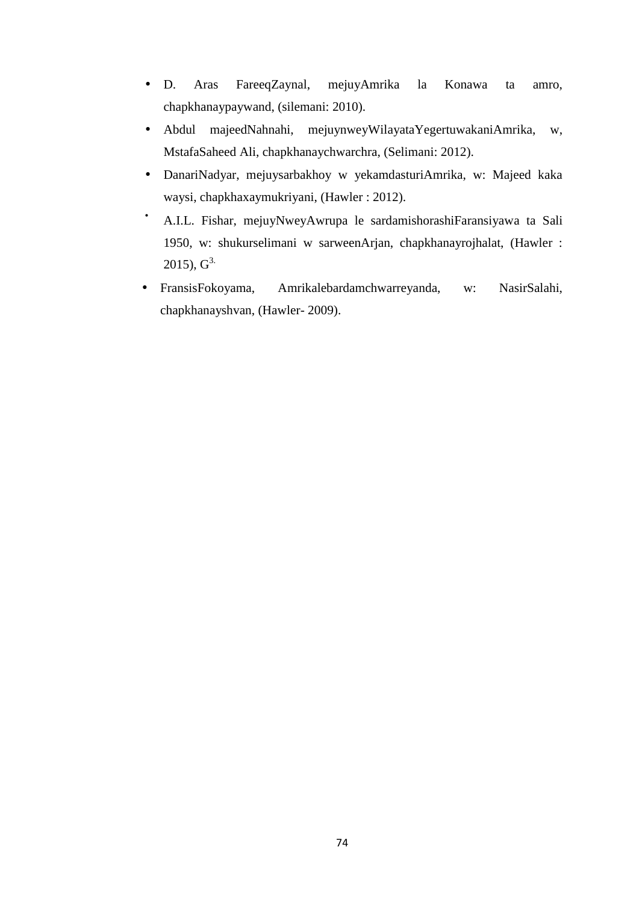- D. Aras FareeqZaynal, mejuyAmrika la Konawa ta amro, chapkhanaypaywand, (silemani: 2010).
- Abdul majeedNahnahi, mejuynweyWilayataYegertuwakaniAmrika, w, MstafaSaheed Ali, chapkhanaychwarchra, (Selimani: 2012).
- DanariNadyar, mejuysarbakhoy w yekamdasturiAmrika, w: Majeed kaka waysi, chapkhaxaymukriyani, (Hawler : 2012).
- A.I.L. Fishar, mejuyNweyAwrupa le sardamishorashiFaransiyawa ta Sali 1950, w: shukurselimani w sarweenArjan, chapkhanayrojhalat, (Hawler : 2015), G[3.]
- FransisFokoyama, Amrikalebardamchwarreyanda, w: NasirSalahi, chapkhanayshvan, (Hawler- 2009).